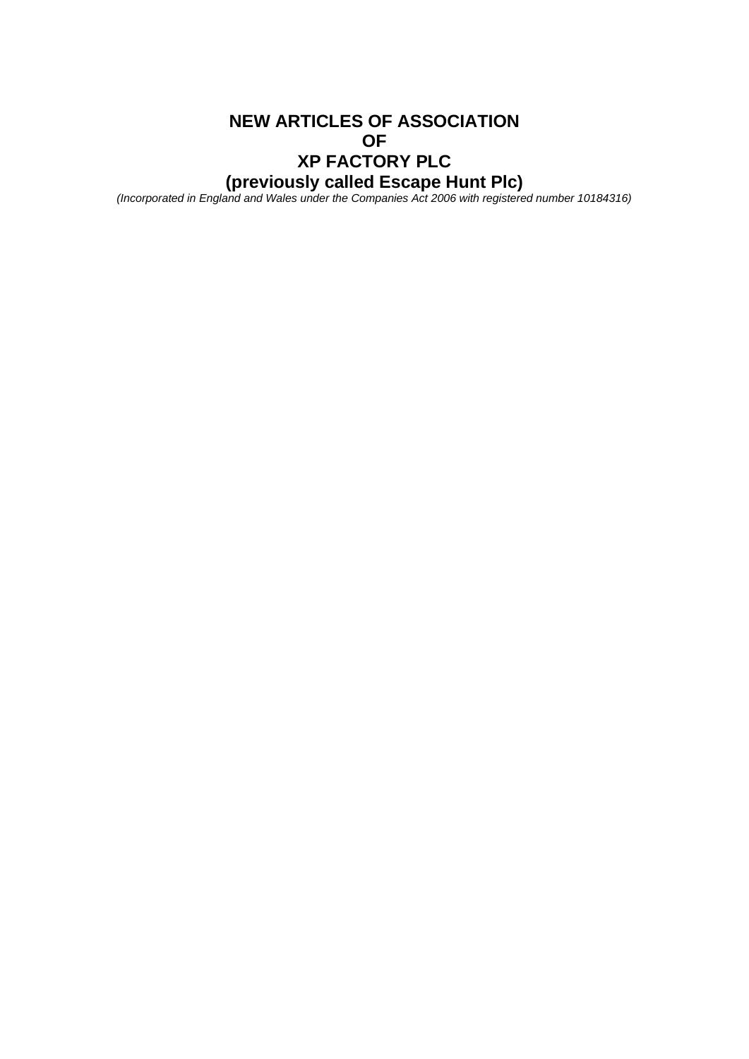# NEW ARTICLES OF ASSOCIATION
# OF
# XP FACTORY PLC
# (previously called Escape Hunt Plc)

*(Incorporated in England and Wales under the Companies Act 2006 with registered number 10184316)*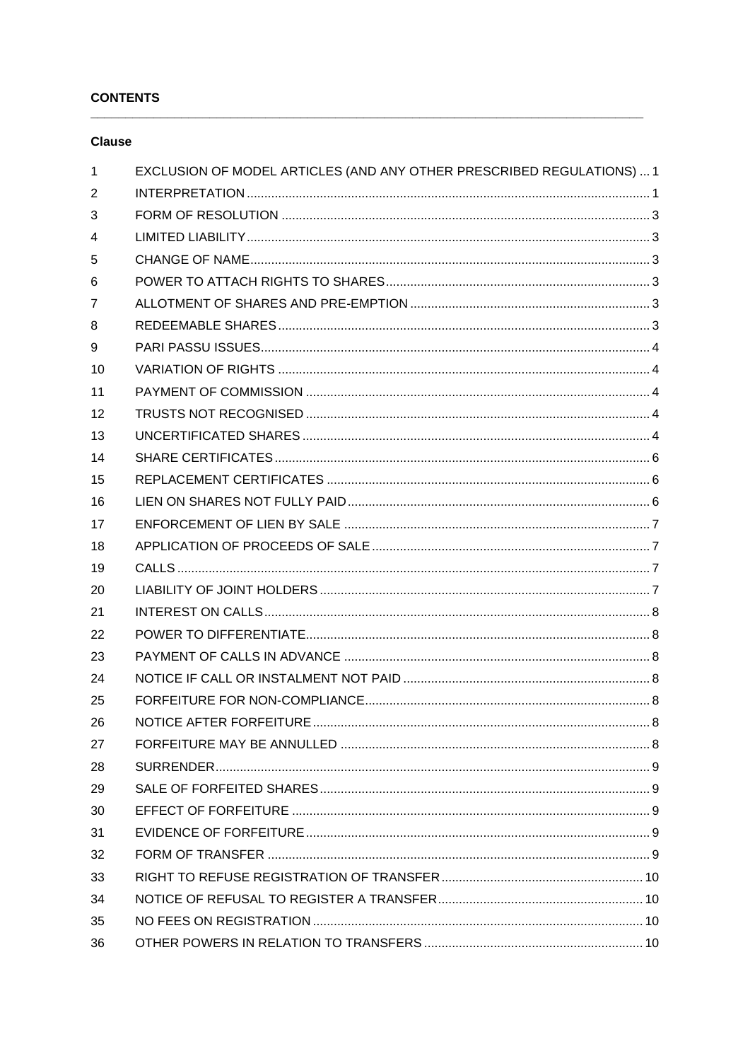**CONTENTS**

**Clause**

| | | |
|---|---|---|
| 1 | EXCLUSION OF MODEL ARTICLES (AND ANY OTHER PRESCRIBED REGULATIONS) | 1 |
| 2 | INTERPRETATION | 1 |
| 3 | FORM OF RESOLUTION | 3 |
| 4 | LIMITED LIABILITY | 3 |
| 5 | CHANGE OF NAME | 3 |
| 6 | POWER TO ATTACH RIGHTS TO SHARES | 3 |
| 7 | ALLOTMENT OF SHARES AND PRE-EMPTION | 3 |
| 8 | REDEEMABLE SHARES | 3 |
| 9 | PARI PASSU ISSUES | 4 |
| 10 | VARIATION OF RIGHTS | 4 |
| 11 | PAYMENT OF COMMISSION | 4 |
| 12 | TRUSTS NOT RECOGNISED | 4 |
| 13 | UNCERTIFICATED SHARES | 4 |
| 14 | SHARE CERTIFICATES | 6 |
| 15 | REPLACEMENT CERTIFICATES | 6 |
| 16 | LIEN ON SHARES NOT FULLY PAID | 6 |
| 17 | ENFORCEMENT OF LIEN BY SALE | 7 |
| 18 | APPLICATION OF PROCEEDS OF SALE | 7 |
| 19 | CALLS | 7 |
| 20 | LIABILITY OF JOINT HOLDERS | 7 |
| 21 | INTEREST ON CALLS | 8 |
| 22 | POWER TO DIFFERENTIATE | 8 |
| 23 | PAYMENT OF CALLS IN ADVANCE | 8 |
| 24 | NOTICE IF CALL OR INSTALMENT NOT PAID | 8 |
| 25 | FORFEITURE FOR NON-COMPLIANCE | 8 |
| 26 | NOTICE AFTER FORFEITURE | 8 |
| 27 | FORFEITURE MAY BE ANNULLED | 8 |
| 28 | SURRENDER | 9 |
| 29 | SALE OF FORFEITED SHARES | 9 |
| 30 | EFFECT OF FORFEITURE | 9 |
| 31 | EVIDENCE OF FORFEITURE | 9 |
| 32 | FORM OF TRANSFER | 9 |
| 33 | RIGHT TO REFUSE REGISTRATION OF TRANSFER | 10 |
| 34 | NOTICE OF REFUSAL TO REGISTER A TRANSFER | 10 |
| 35 | NO FEES ON REGISTRATION | 10 |
| 36 | OTHER POWERS IN RELATION TO TRANSFERS | 10 |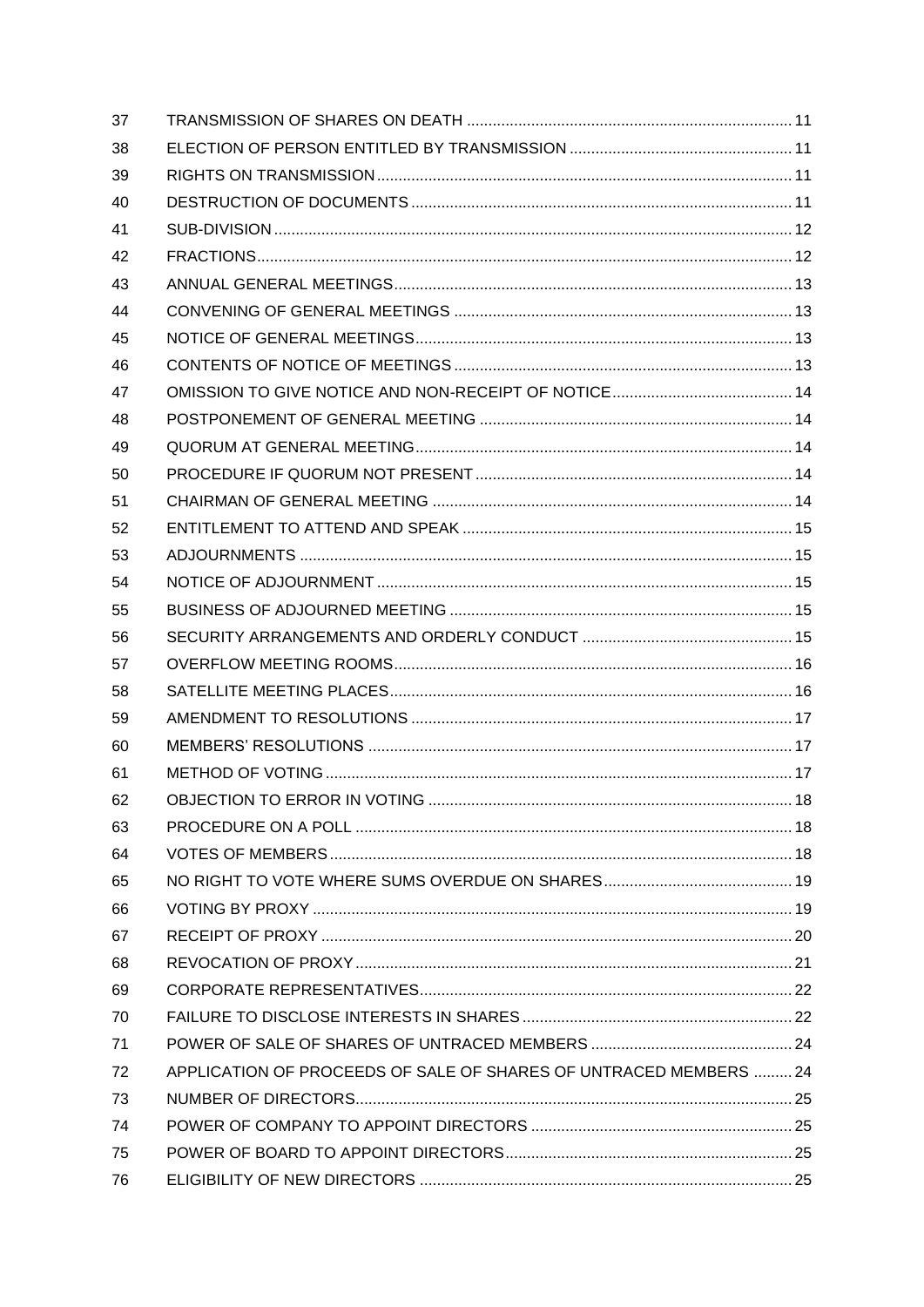| | | |
|---|---|---|
| 37 | TRANSMISSION OF SHARES ON DEATH | 11 |
| 38 | ELECTION OF PERSON ENTITLED BY TRANSMISSION | 11 |
| 39 | RIGHTS ON TRANSMISSION | 11 |
| 40 | DESTRUCTION OF DOCUMENTS | 11 |
| 41 | SUB-DIVISION | 12 |
| 42 | FRACTIONS | 12 |
| 43 | ANNUAL GENERAL MEETINGS | 13 |
| 44 | CONVENING OF GENERAL MEETINGS | 13 |
| 45 | NOTICE OF GENERAL MEETINGS | 13 |
| 46 | CONTENTS OF NOTICE OF MEETINGS | 13 |
| 47 | OMISSION TO GIVE NOTICE AND NON-RECEIPT OF NOTICE | 14 |
| 48 | POSTPONEMENT OF GENERAL MEETING | 14 |
| 49 | QUORUM AT GENERAL MEETING | 14 |
| 50 | PROCEDURE IF QUORUM NOT PRESENT | 14 |
| 51 | CHAIRMAN OF GENERAL MEETING | 14 |
| 52 | ENTITLEMENT TO ATTEND AND SPEAK | 15 |
| 53 | ADJOURNMENTS | 15 |
| 54 | NOTICE OF ADJOURNMENT | 15 |
| 55 | BUSINESS OF ADJOURNED MEETING | 15 |
| 56 | SECURITY ARRANGEMENTS AND ORDERLY CONDUCT | 15 |
| 57 | OVERFLOW MEETING ROOMS | 16 |
| 58 | SATELLITE MEETING PLACES | 16 |
| 59 | AMENDMENT TO RESOLUTIONS | 17 |
| 60 | MEMBERS' RESOLUTIONS | 17 |
| 61 | METHOD OF VOTING | 17 |
| 62 | OBJECTION TO ERROR IN VOTING | 18 |
| 63 | PROCEDURE ON A POLL | 18 |
| 64 | VOTES OF MEMBERS | 18 |
| 65 | NO RIGHT TO VOTE WHERE SUMS OVERDUE ON SHARES | 19 |
| 66 | VOTING BY PROXY | 19 |
| 67 | RECEIPT OF PROXY | 20 |
| 68 | REVOCATION OF PROXY | 21 |
| 69 | CORPORATE REPRESENTATIVES | 22 |
| 70 | FAILURE TO DISCLOSE INTERESTS IN SHARES | 22 |
| 71 | POWER OF SALE OF SHARES OF UNTRACED MEMBERS | 24 |
| 72 | APPLICATION OF PROCEEDS OF SALE OF SHARES OF UNTRACED MEMBERS | 24 |
| 73 | NUMBER OF DIRECTORS | 25 |
| 74 | POWER OF COMPANY TO APPOINT DIRECTORS | 25 |
| 75 | POWER OF BOARD TO APPOINT DIRECTORS | 25 |
| 76 | ELIGIBILITY OF NEW DIRECTORS | 25 |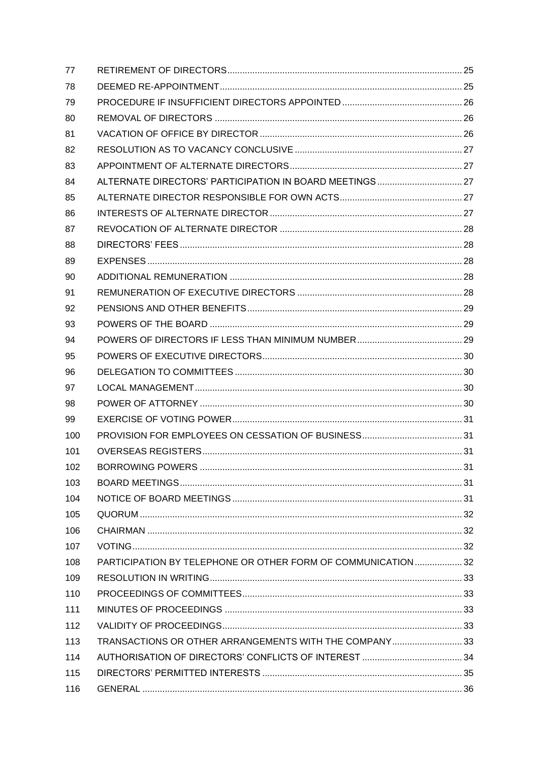| | | |
|---|---|---|
| 77 | RETIREMENT OF DIRECTORS | 25 |
| 78 | DEEMED RE-APPOINTMENT | 25 |
| 79 | PROCEDURE IF INSUFFICIENT DIRECTORS APPOINTED | 26 |
| 80 | REMOVAL OF DIRECTORS | 26 |
| 81 | VACATION OF OFFICE BY DIRECTOR | 26 |
| 82 | RESOLUTION AS TO VACANCY CONCLUSIVE | 27 |
| 83 | APPOINTMENT OF ALTERNATE DIRECTORS | 27 |
| 84 | ALTERNATE DIRECTORS' PARTICIPATION IN BOARD MEETINGS | 27 |
| 85 | ALTERNATE DIRECTOR RESPONSIBLE FOR OWN ACTS | 27 |
| 86 | INTERESTS OF ALTERNATE DIRECTOR | 27 |
| 87 | REVOCATION OF ALTERNATE DIRECTOR | 28 |
| 88 | DIRECTORS' FEES | 28 |
| 89 | EXPENSES | 28 |
| 90 | ADDITIONAL REMUNERATION | 28 |
| 91 | REMUNERATION OF EXECUTIVE DIRECTORS | 28 |
| 92 | PENSIONS AND OTHER BENEFITS | 29 |
| 93 | POWERS OF THE BOARD | 29 |
| 94 | POWERS OF DIRECTORS IF LESS THAN MINIMUM NUMBER | 29 |
| 95 | POWERS OF EXECUTIVE DIRECTORS | 30 |
| 96 | DELEGATION TO COMMITTEES | 30 |
| 97 | LOCAL MANAGEMENT | 30 |
| 98 | POWER OF ATTORNEY | 30 |
| 99 | EXERCISE OF VOTING POWER | 31 |
| 100 | PROVISION FOR EMPLOYEES ON CESSATION OF BUSINESS | 31 |
| 101 | OVERSEAS REGISTERS | 31 |
| 102 | BORROWING POWERS | 31 |
| 103 | BOARD MEETINGS | 31 |
| 104 | NOTICE OF BOARD MEETINGS | 31 |
| 105 | QUORUM | 32 |
| 106 | CHAIRMAN | 32 |
| 107 | VOTING | 32 |
| 108 | PARTICIPATION BY TELEPHONE OR OTHER FORM OF COMMUNICATION | 32 |
| 109 | RESOLUTION IN WRITING | 33 |
| 110 | PROCEEDINGS OF COMMITTEES | 33 |
| 111 | MINUTES OF PROCEEDINGS | 33 |
| 112 | VALIDITY OF PROCEEDINGS | 33 |
| 113 | TRANSACTIONS OR OTHER ARRANGEMENTS WITH THE COMPANY | 33 |
| 114 | AUTHORISATION OF DIRECTORS' CONFLICTS OF INTEREST | 34 |
| 115 | DIRECTORS' PERMITTED INTERESTS | 35 |
| 116 | GENERAL | 36 |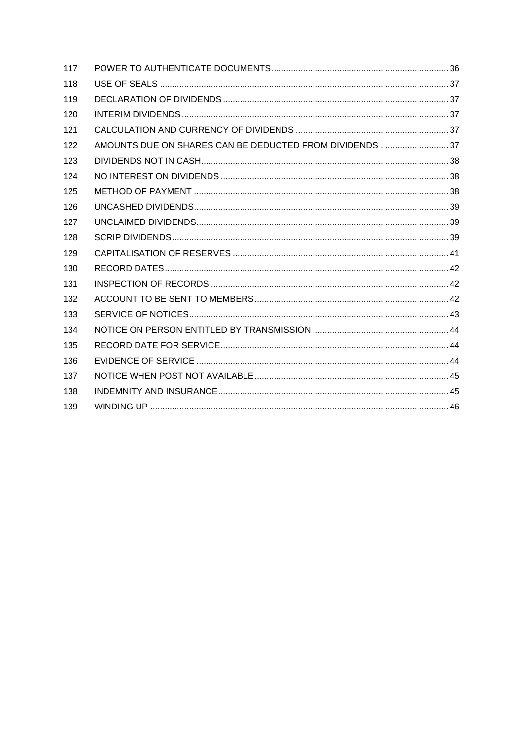| | | |
|---|---|---|
| 117 | POWER TO AUTHENTICATE DOCUMENTS | 36 |
| 118 | USE OF SEALS | 37 |
| 119 | DECLARATION OF DIVIDENDS | 37 |
| 120 | INTERIM DIVIDENDS | 37 |
| 121 | CALCULATION AND CURRENCY OF DIVIDENDS | 37 |
| 122 | AMOUNTS DUE ON SHARES CAN BE DEDUCTED FROM DIVIDENDS | 37 |
| 123 | DIVIDENDS NOT IN CASH | 38 |
| 124 | NO INTEREST ON DIVIDENDS | 38 |
| 125 | METHOD OF PAYMENT | 38 |
| 126 | UNCASHED DIVIDENDS | 39 |
| 127 | UNCLAIMED DIVIDENDS | 39 |
| 128 | SCRIP DIVIDENDS | 39 |
| 129 | CAPITALISATION OF RESERVES | 41 |
| 130 | RECORD DATES | 42 |
| 131 | INSPECTION OF RECORDS | 42 |
| 132 | ACCOUNT TO BE SENT TO MEMBERS | 42 |
| 133 | SERVICE OF NOTICES | 43 |
| 134 | NOTICE ON PERSON ENTITLED BY TRANSMISSION | 44 |
| 135 | RECORD DATE FOR SERVICE | 44 |
| 136 | EVIDENCE OF SERVICE | 44 |
| 137 | NOTICE WHEN POST NOT AVAILABLE | 45 |
| 138 | INDEMNITY AND INSURANCE | 45 |
| 139 | WINDING UP | 46 |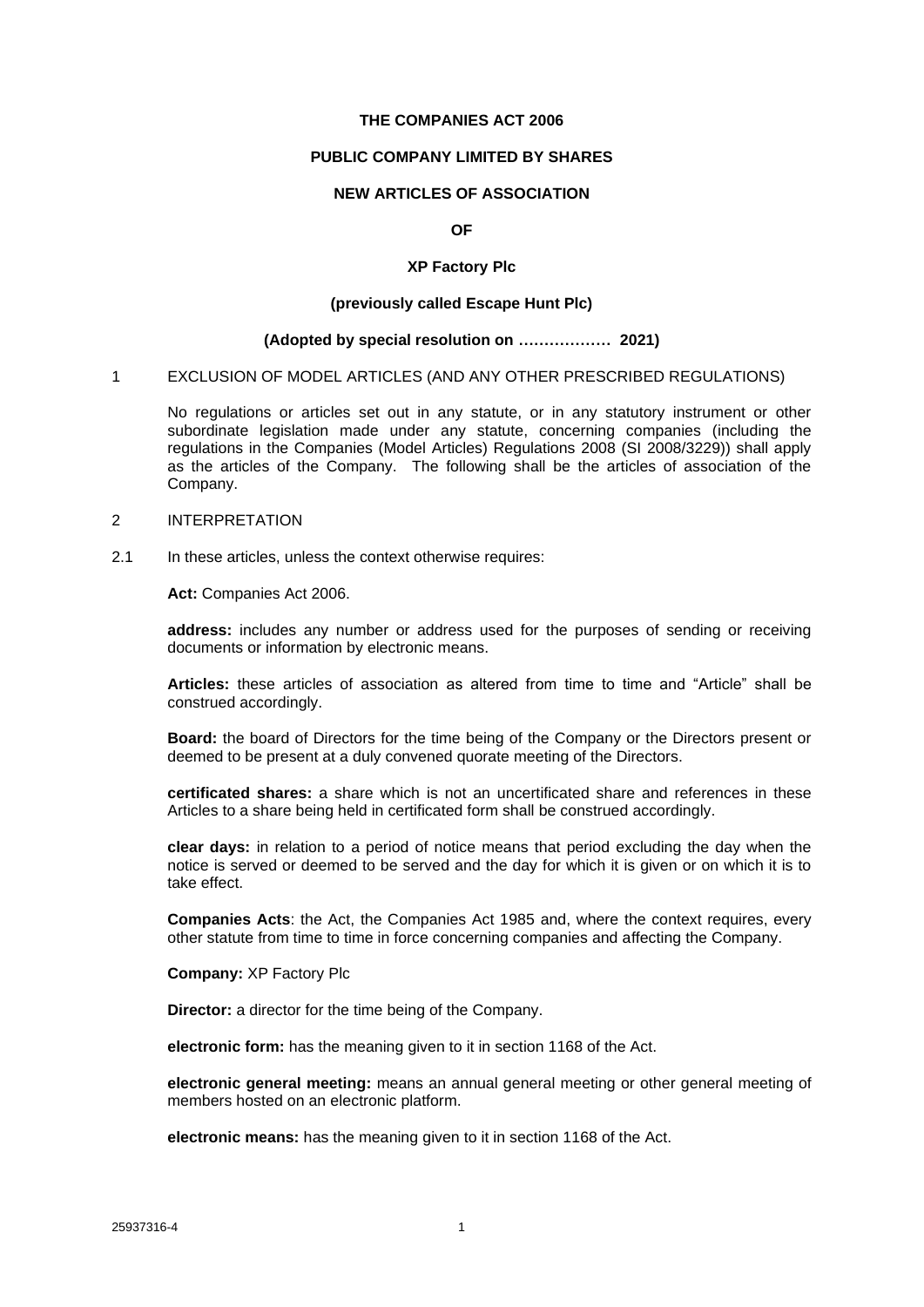**THE COMPANIES ACT 2006**

**PUBLIC COMPANY LIMITED BY SHARES**

**NEW ARTICLES OF ASSOCIATION**

**OF**

**XP Factory Plc**

**(previously called Escape Hunt Plc)**

**(Adopted by special resolution on ……………… 2021)**

1 EXCLUSION OF MODEL ARTICLES (AND ANY OTHER PRESCRIBED REGULATIONS)

No regulations or articles set out in any statute, or in any statutory instrument or other subordinate legislation made under any statute, concerning companies (including the regulations in the Companies (Model Articles) Regulations 2008 (SI 2008/3229)) shall apply as the articles of the Company. The following shall be the articles of association of the Company.

2 INTERPRETATION

2.1 In these articles, unless the context otherwise requires:

**Act:** Companies Act 2006.

**address:** includes any number or address used for the purposes of sending or receiving documents or information by electronic means.

**Articles:** these articles of association as altered from time to time and "Article" shall be construed accordingly.

**Board:** the board of Directors for the time being of the Company or the Directors present or deemed to be present at a duly convened quorate meeting of the Directors.

**certificated shares:** a share which is not an uncertificated share and references in these Articles to a share being held in certificated form shall be construed accordingly.

**clear days:** in relation to a period of notice means that period excluding the day when the notice is served or deemed to be served and the day for which it is given or on which it is to take effect.

**Companies Acts**: the Act, the Companies Act 1985 and, where the context requires, every other statute from time to time in force concerning companies and affecting the Company.

**Company:** XP Factory Plc

**Director:** a director for the time being of the Company.

**electronic form:** has the meaning given to it in section 1168 of the Act.

**electronic general meeting:** means an annual general meeting or other general meeting of members hosted on an electronic platform.

**electronic means:** has the meaning given to it in section 1168 of the Act.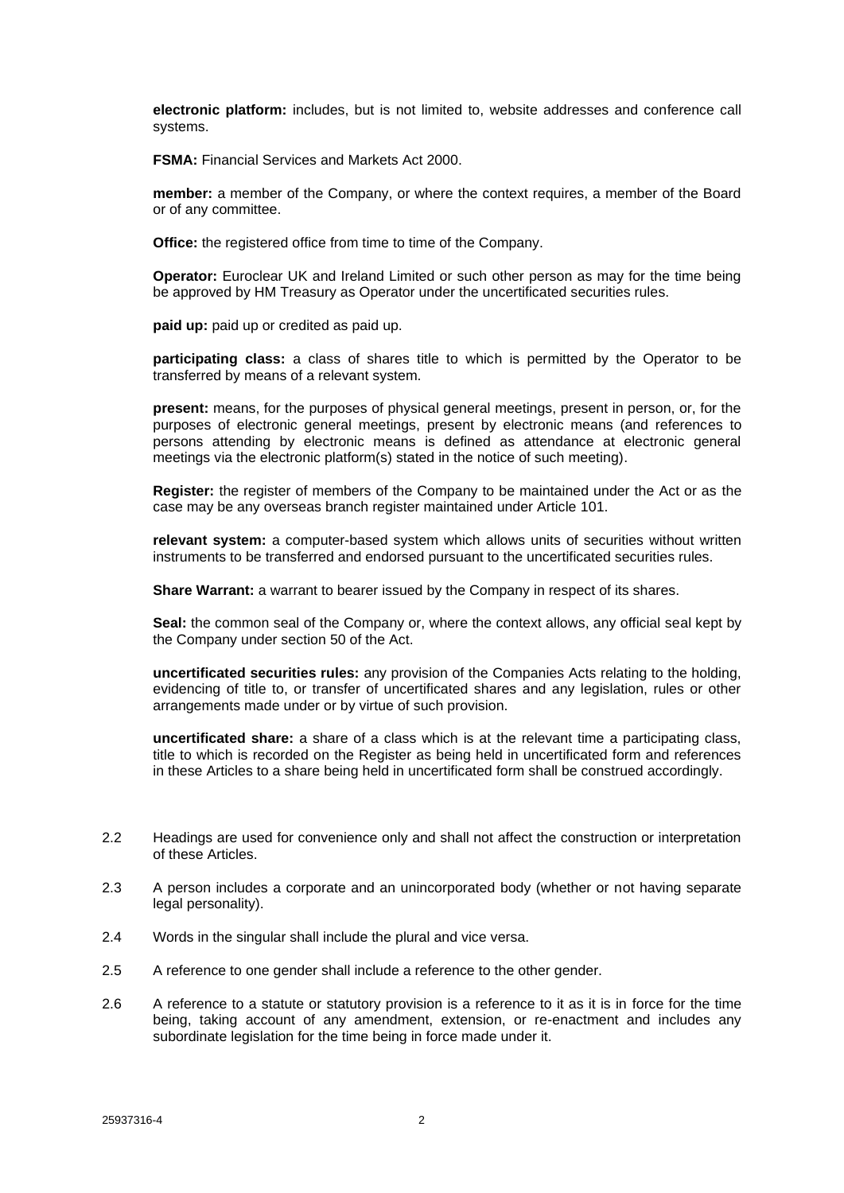**electronic platform:** includes, but is not limited to, website addresses and conference call systems.

**FSMA:** Financial Services and Markets Act 2000.

**member:** a member of the Company, or where the context requires, a member of the Board or of any committee.

**Office:** the registered office from time to time of the Company.

**Operator:** Euroclear UK and Ireland Limited or such other person as may for the time being be approved by HM Treasury as Operator under the uncertificated securities rules.

**paid up:** paid up or credited as paid up.

**participating class:** a class of shares title to which is permitted by the Operator to be transferred by means of a relevant system.

**present:** means, for the purposes of physical general meetings, present in person, or, for the purposes of electronic general meetings, present by electronic means (and references to persons attending by electronic means is defined as attendance at electronic general meetings via the electronic platform(s) stated in the notice of such meeting).

**Register:** the register of members of the Company to be maintained under the Act or as the case may be any overseas branch register maintained under Article 101.

**relevant system:** a computer-based system which allows units of securities without written instruments to be transferred and endorsed pursuant to the uncertificated securities rules.

**Share Warrant:** a warrant to bearer issued by the Company in respect of its shares.

**Seal:** the common seal of the Company or, where the context allows, any official seal kept by the Company under section 50 of the Act.

**uncertificated securities rules:** any provision of the Companies Acts relating to the holding, evidencing of title to, or transfer of uncertificated shares and any legislation, rules or other arrangements made under or by virtue of such provision.

**uncertificated share:** a share of a class which is at the relevant time a participating class, title to which is recorded on the Register as being held in uncertificated form and references in these Articles to a share being held in uncertificated form shall be construed accordingly.

2.2 Headings are used for convenience only and shall not affect the construction or interpretation of these Articles.

2.3 A person includes a corporate and an unincorporated body (whether or not having separate legal personality).

2.4 Words in the singular shall include the plural and vice versa.

2.5 A reference to one gender shall include a reference to the other gender.

2.6 A reference to a statute or statutory provision is a reference to it as it is in force for the time being, taking account of any amendment, extension, or re-enactment and includes any subordinate legislation for the time being in force made under it.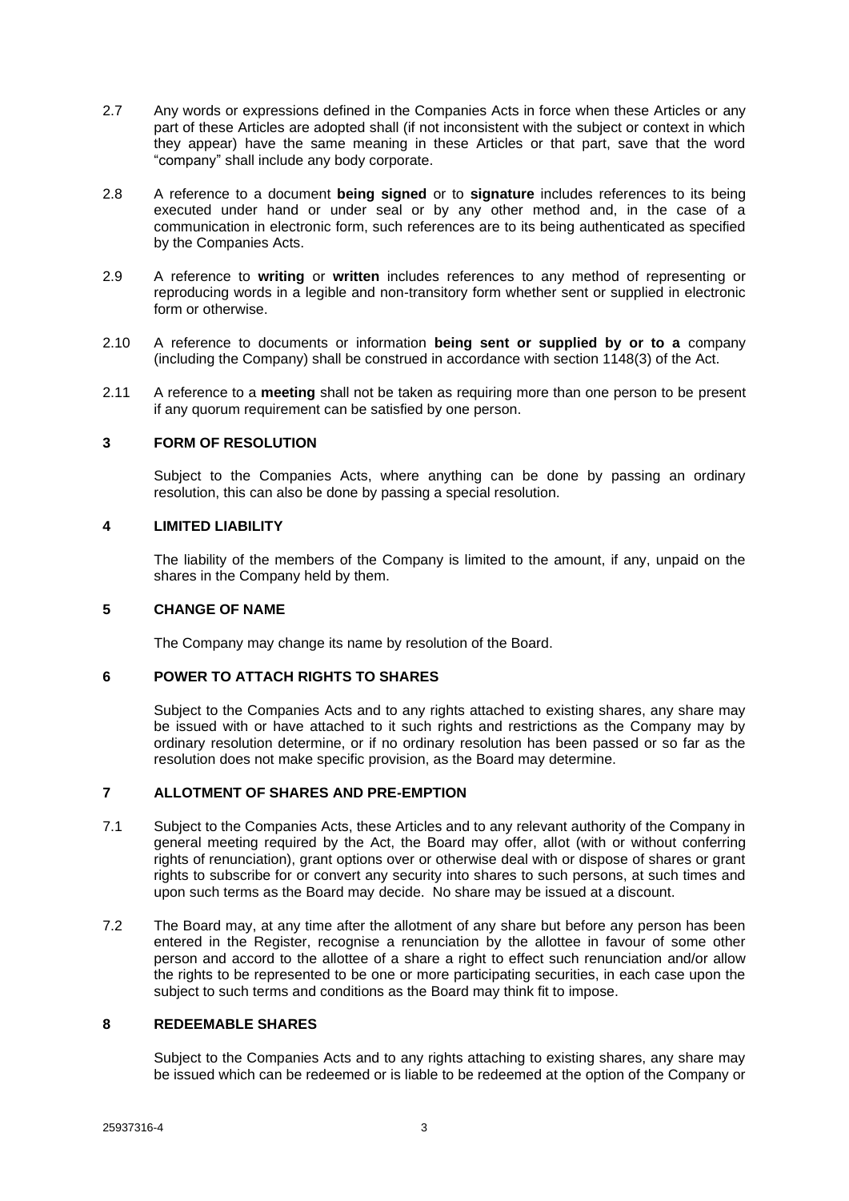2.7 Any words or expressions defined in the Companies Acts in force when these Articles or any part of these Articles are adopted shall (if not inconsistent with the subject or context in which they appear) have the same meaning in these Articles or that part, save that the word "company" shall include any body corporate.

2.8 A reference to a document **being signed** or to **signature** includes references to its being executed under hand or under seal or by any other method and, in the case of a communication in electronic form, such references are to its being authenticated as specified by the Companies Acts.

2.9 A reference to **writing** or **written** includes references to any method of representing or reproducing words in a legible and non-transitory form whether sent or supplied in electronic form or otherwise.

2.10 A reference to documents or information **being sent or supplied by or to a** company (including the Company) shall be construed in accordance with section 1148(3) of the Act.

2.11 A reference to a **meeting** shall not be taken as requiring more than one person to be present if any quorum requirement can be satisfied by one person.

## 3 FORM OF RESOLUTION

Subject to the Companies Acts, where anything can be done by passing an ordinary resolution, this can also be done by passing a special resolution.

## 4 LIMITED LIABILITY

The liability of the members of the Company is limited to the amount, if any, unpaid on the shares in the Company held by them.

## 5 CHANGE OF NAME

The Company may change its name by resolution of the Board.

## 6 POWER TO ATTACH RIGHTS TO SHARES

Subject to the Companies Acts and to any rights attached to existing shares, any share may be issued with or have attached to it such rights and restrictions as the Company may by ordinary resolution determine, or if no ordinary resolution has been passed or so far as the resolution does not make specific provision, as the Board may determine.

## 7 ALLOTMENT OF SHARES AND PRE-EMPTION

7.1 Subject to the Companies Acts, these Articles and to any relevant authority of the Company in general meeting required by the Act, the Board may offer, allot (with or without conferring rights of renunciation), grant options over or otherwise deal with or dispose of shares or grant rights to subscribe for or convert any security into shares to such persons, at such times and upon such terms as the Board may decide. No share may be issued at a discount.

7.2 The Board may, at any time after the allotment of any share but before any person has been entered in the Register, recognise a renunciation by the allottee in favour of some other person and accord to the allottee of a share a right to effect such renunciation and/or allow the rights to be represented to be one or more participating securities, in each case upon the subject to such terms and conditions as the Board may think fit to impose.

## 8 REDEEMABLE SHARES

Subject to the Companies Acts and to any rights attaching to existing shares, any share may be issued which can be redeemed or is liable to be redeemed at the option of the Company or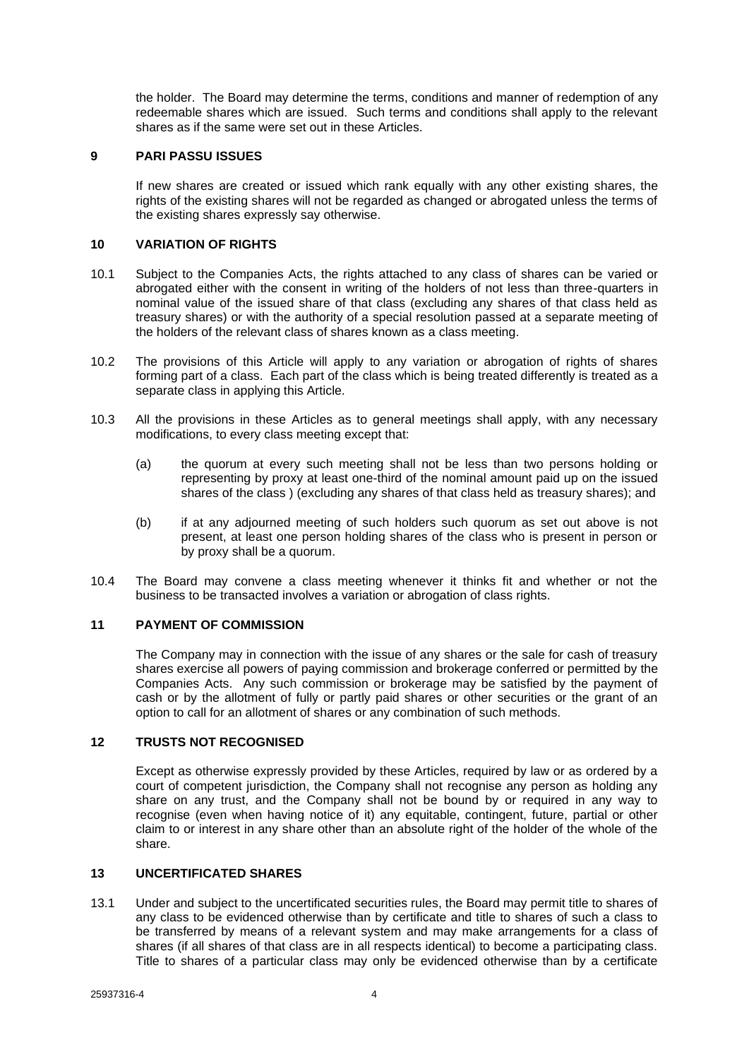the holder. The Board may determine the terms, conditions and manner of redemption of any redeemable shares which are issued. Such terms and conditions shall apply to the relevant shares as if the same were set out in these Articles.

## 9 PARI PASSU ISSUES

If new shares are created or issued which rank equally with any other existing shares, the rights of the existing shares will not be regarded as changed or abrogated unless the terms of the existing shares expressly say otherwise.

## 10 VARIATION OF RIGHTS

10.1 Subject to the Companies Acts, the rights attached to any class of shares can be varied or abrogated either with the consent in writing of the holders of not less than three-quarters in nominal value of the issued share of that class (excluding any shares of that class held as treasury shares) or with the authority of a special resolution passed at a separate meeting of the holders of the relevant class of shares known as a class meeting.

10.2 The provisions of this Article will apply to any variation or abrogation of rights of shares forming part of a class. Each part of the class which is being treated differently is treated as a separate class in applying this Article.

10.3 All the provisions in these Articles as to general meetings shall apply, with any necessary modifications, to every class meeting except that:

(a) the quorum at every such meeting shall not be less than two persons holding or representing by proxy at least one-third of the nominal amount paid up on the issued shares of the class ) (excluding any shares of that class held as treasury shares); and

(b) if at any adjourned meeting of such holders such quorum as set out above is not present, at least one person holding shares of the class who is present in person or by proxy shall be a quorum.

10.4 The Board may convene a class meeting whenever it thinks fit and whether or not the business to be transacted involves a variation or abrogation of class rights.

## 11 PAYMENT OF COMMISSION

The Company may in connection with the issue of any shares or the sale for cash of treasury shares exercise all powers of paying commission and brokerage conferred or permitted by the Companies Acts. Any such commission or brokerage may be satisfied by the payment of cash or by the allotment of fully or partly paid shares or other securities or the grant of an option to call for an allotment of shares or any combination of such methods.

## 12 TRUSTS NOT RECOGNISED

Except as otherwise expressly provided by these Articles, required by law or as ordered by a court of competent jurisdiction, the Company shall not recognise any person as holding any share on any trust, and the Company shall not be bound by or required in any way to recognise (even when having notice of it) any equitable, contingent, future, partial or other claim to or interest in any share other than an absolute right of the holder of the whole of the share.

## 13 UNCERTIFICATED SHARES

13.1 Under and subject to the uncertificated securities rules, the Board may permit title to shares of any class to be evidenced otherwise than by certificate and title to shares of such a class to be transferred by means of a relevant system and may make arrangements for a class of shares (if all shares of that class are in all respects identical) to become a participating class. Title to shares of a particular class may only be evidenced otherwise than by a certificate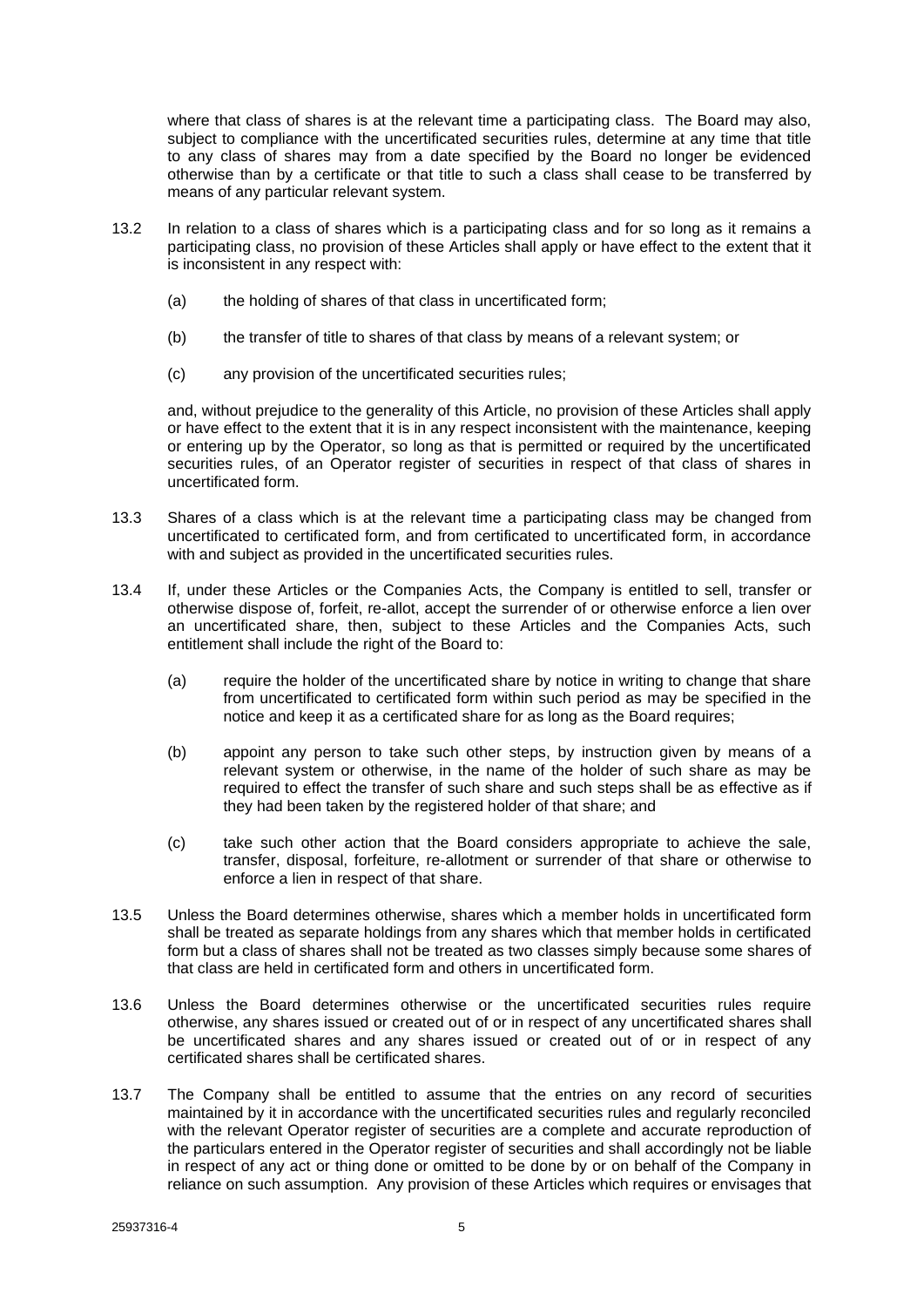where that class of shares is at the relevant time a participating class. The Board may also, subject to compliance with the uncertificated securities rules, determine at any time that title to any class of shares may from a date specified by the Board no longer be evidenced otherwise than by a certificate or that title to such a class shall cease to be transferred by means of any particular relevant system.

13.2 In relation to a class of shares which is a participating class and for so long as it remains a participating class, no provision of these Articles shall apply or have effect to the extent that it is inconsistent in any respect with:

(a) the holding of shares of that class in uncertificated form;

(b) the transfer of title to shares of that class by means of a relevant system; or

(c) any provision of the uncertificated securities rules;

and, without prejudice to the generality of this Article, no provision of these Articles shall apply or have effect to the extent that it is in any respect inconsistent with the maintenance, keeping or entering up by the Operator, so long as that is permitted or required by the uncertificated securities rules, of an Operator register of securities in respect of that class of shares in uncertificated form.

13.3 Shares of a class which is at the relevant time a participating class may be changed from uncertificated to certificated form, and from certificated to uncertificated form, in accordance with and subject as provided in the uncertificated securities rules.

13.4 If, under these Articles or the Companies Acts, the Company is entitled to sell, transfer or otherwise dispose of, forfeit, re-allot, accept the surrender of or otherwise enforce a lien over an uncertificated share, then, subject to these Articles and the Companies Acts, such entitlement shall include the right of the Board to:

(a) require the holder of the uncertificated share by notice in writing to change that share from uncertificated to certificated form within such period as may be specified in the notice and keep it as a certificated share for as long as the Board requires;

(b) appoint any person to take such other steps, by instruction given by means of a relevant system or otherwise, in the name of the holder of such share as may be required to effect the transfer of such share and such steps shall be as effective as if they had been taken by the registered holder of that share; and

(c) take such other action that the Board considers appropriate to achieve the sale, transfer, disposal, forfeiture, re-allotment or surrender of that share or otherwise to enforce a lien in respect of that share.

13.5 Unless the Board determines otherwise, shares which a member holds in uncertificated form shall be treated as separate holdings from any shares which that member holds in certificated form but a class of shares shall not be treated as two classes simply because some shares of that class are held in certificated form and others in uncertificated form.

13.6 Unless the Board determines otherwise or the uncertificated securities rules require otherwise, any shares issued or created out of or in respect of any uncertificated shares shall be uncertificated shares and any shares issued or created out of or in respect of any certificated shares shall be certificated shares.

13.7 The Company shall be entitled to assume that the entries on any record of securities maintained by it in accordance with the uncertificated securities rules and regularly reconciled with the relevant Operator register of securities are a complete and accurate reproduction of the particulars entered in the Operator register of securities and shall accordingly not be liable in respect of any act or thing done or omitted to be done by or on behalf of the Company in reliance on such assumption. Any provision of these Articles which requires or envisages that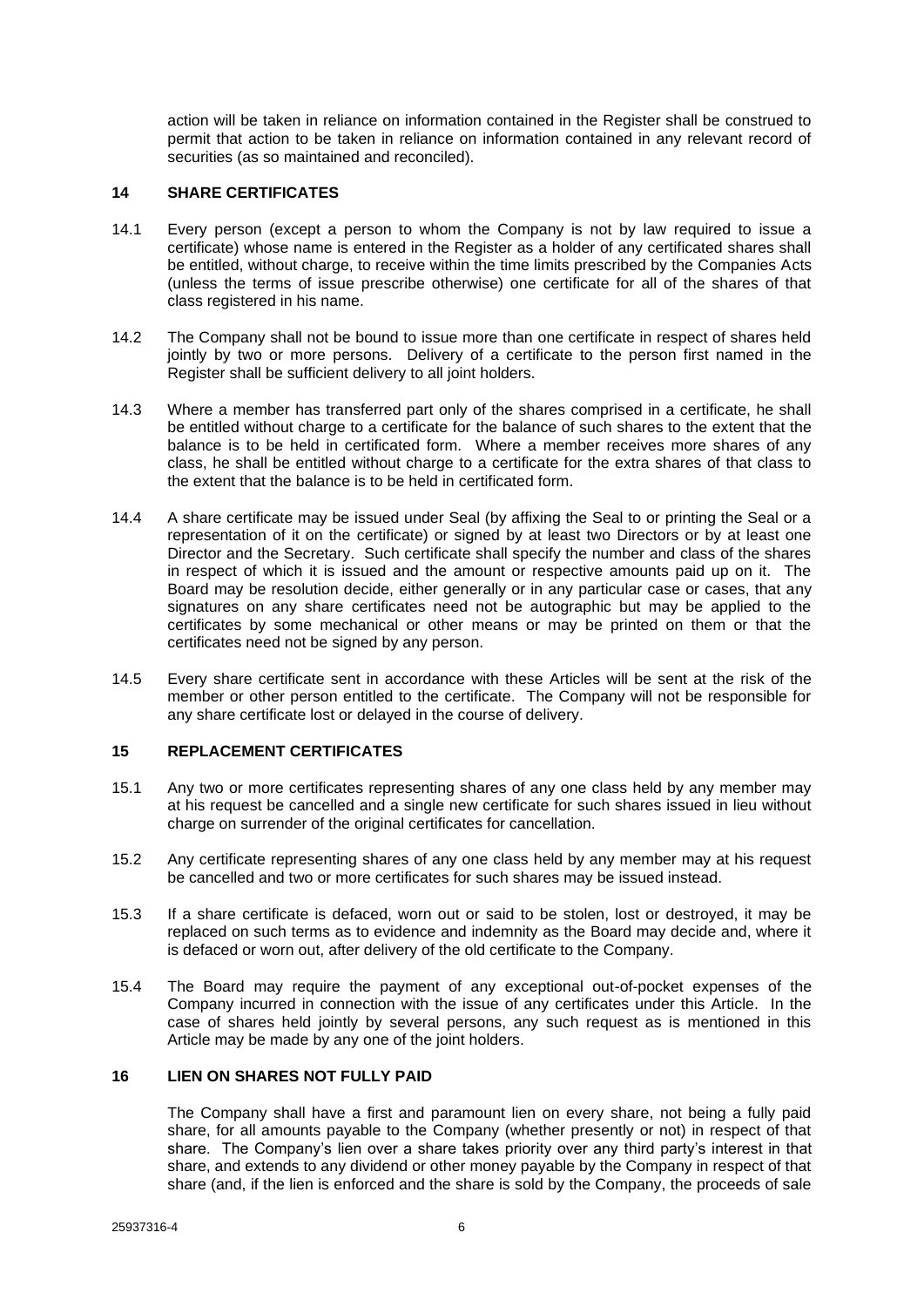action will be taken in reliance on information contained in the Register shall be construed to permit that action to be taken in reliance on information contained in any relevant record of securities (as so maintained and reconciled).

## 14 SHARE CERTIFICATES

14.1 Every person (except a person to whom the Company is not by law required to issue a certificate) whose name is entered in the Register as a holder of any certificated shares shall be entitled, without charge, to receive within the time limits prescribed by the Companies Acts (unless the terms of issue prescribe otherwise) one certificate for all of the shares of that class registered in his name.

14.2 The Company shall not be bound to issue more than one certificate in respect of shares held jointly by two or more persons. Delivery of a certificate to the person first named in the Register shall be sufficient delivery to all joint holders.

14.3 Where a member has transferred part only of the shares comprised in a certificate, he shall be entitled without charge to a certificate for the balance of such shares to the extent that the balance is to be held in certificated form. Where a member receives more shares of any class, he shall be entitled without charge to a certificate for the extra shares of that class to the extent that the balance is to be held in certificated form.

14.4 A share certificate may be issued under Seal (by affixing the Seal to or printing the Seal or a representation of it on the certificate) or signed by at least two Directors or by at least one Director and the Secretary. Such certificate shall specify the number and class of the shares in respect of which it is issued and the amount or respective amounts paid up on it. The Board may be resolution decide, either generally or in any particular case or cases, that any signatures on any share certificates need not be autographic but may be applied to the certificates by some mechanical or other means or may be printed on them or that the certificates need not be signed by any person.

14.5 Every share certificate sent in accordance with these Articles will be sent at the risk of the member or other person entitled to the certificate. The Company will not be responsible for any share certificate lost or delayed in the course of delivery.

## 15 REPLACEMENT CERTIFICATES

15.1 Any two or more certificates representing shares of any one class held by any member may at his request be cancelled and a single new certificate for such shares issued in lieu without charge on surrender of the original certificates for cancellation.

15.2 Any certificate representing shares of any one class held by any member may at his request be cancelled and two or more certificates for such shares may be issued instead.

15.3 If a share certificate is defaced, worn out or said to be stolen, lost or destroyed, it may be replaced on such terms as to evidence and indemnity as the Board may decide and, where it is defaced or worn out, after delivery of the old certificate to the Company.

15.4 The Board may require the payment of any exceptional out-of-pocket expenses of the Company incurred in connection with the issue of any certificates under this Article. In the case of shares held jointly by several persons, any such request as is mentioned in this Article may be made by any one of the joint holders.

## 16 LIEN ON SHARES NOT FULLY PAID

The Company shall have a first and paramount lien on every share, not being a fully paid share, for all amounts payable to the Company (whether presently or not) in respect of that share. The Company's lien over a share takes priority over any third party's interest in that share, and extends to any dividend or other money payable by the Company in respect of that share (and, if the lien is enforced and the share is sold by the Company, the proceeds of sale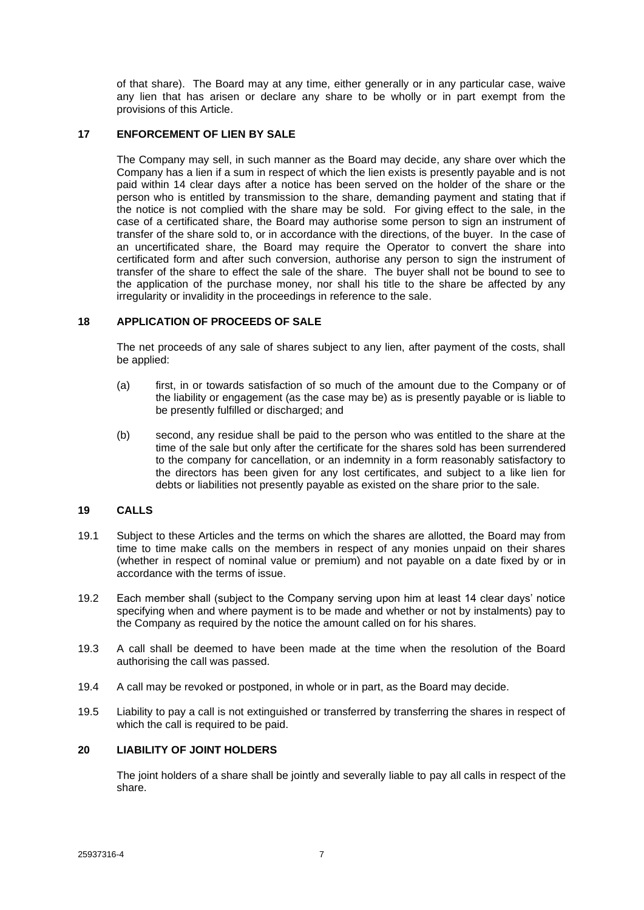of that share). The Board may at any time, either generally or in any particular case, waive any lien that has arisen or declare any share to be wholly or in part exempt from the provisions of this Article.

## 17 ENFORCEMENT OF LIEN BY SALE

The Company may sell, in such manner as the Board may decide, any share over which the Company has a lien if a sum in respect of which the lien exists is presently payable and is not paid within 14 clear days after a notice has been served on the holder of the share or the person who is entitled by transmission to the share, demanding payment and stating that if the notice is not complied with the share may be sold. For giving effect to the sale, in the case of a certificated share, the Board may authorise some person to sign an instrument of transfer of the share sold to, or in accordance with the directions, of the buyer. In the case of an uncertificated share, the Board may require the Operator to convert the share into certificated form and after such conversion, authorise any person to sign the instrument of transfer of the share to effect the sale of the share. The buyer shall not be bound to see to the application of the purchase money, nor shall his title to the share be affected by any irregularity or invalidity in the proceedings in reference to the sale.

## 18 APPLICATION OF PROCEEDS OF SALE

The net proceeds of any sale of shares subject to any lien, after payment of the costs, shall be applied:

(a) first, in or towards satisfaction of so much of the amount due to the Company or of the liability or engagement (as the case may be) as is presently payable or is liable to be presently fulfilled or discharged; and

(b) second, any residue shall be paid to the person who was entitled to the share at the time of the sale but only after the certificate for the shares sold has been surrendered to the company for cancellation, or an indemnity in a form reasonably satisfactory to the directors has been given for any lost certificates, and subject to a like lien for debts or liabilities not presently payable as existed on the share prior to the sale.

## 19 CALLS

19.1 Subject to these Articles and the terms on which the shares are allotted, the Board may from time to time make calls on the members in respect of any monies unpaid on their shares (whether in respect of nominal value or premium) and not payable on a date fixed by or in accordance with the terms of issue.

19.2 Each member shall (subject to the Company serving upon him at least 14 clear days' notice specifying when and where payment is to be made and whether or not by instalments) pay to the Company as required by the notice the amount called on for his shares.

19.3 A call shall be deemed to have been made at the time when the resolution of the Board authorising the call was passed.

19.4 A call may be revoked or postponed, in whole or in part, as the Board may decide.

19.5 Liability to pay a call is not extinguished or transferred by transferring the shares in respect of which the call is required to be paid.

## 20 LIABILITY OF JOINT HOLDERS

The joint holders of a share shall be jointly and severally liable to pay all calls in respect of the share.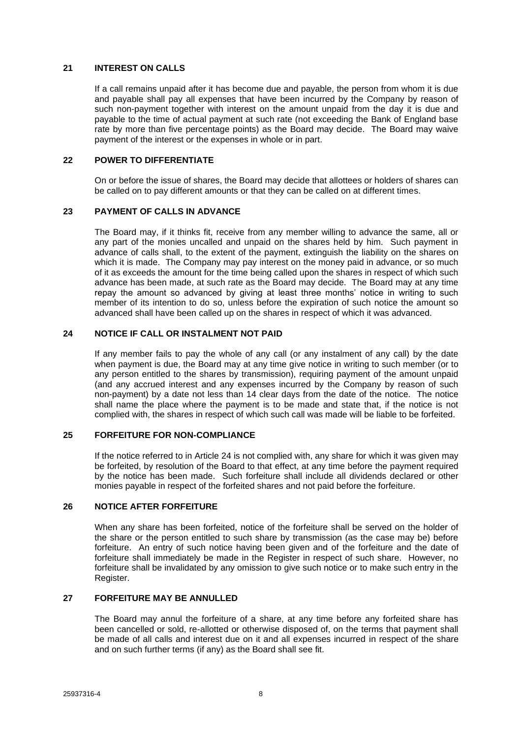## 21 INTEREST ON CALLS

If a call remains unpaid after it has become due and payable, the person from whom it is due and payable shall pay all expenses that have been incurred by the Company by reason of such non-payment together with interest on the amount unpaid from the day it is due and payable to the time of actual payment at such rate (not exceeding the Bank of England base rate by more than five percentage points) as the Board may decide. The Board may waive payment of the interest or the expenses in whole or in part.

## 22 POWER TO DIFFERENTIATE

On or before the issue of shares, the Board may decide that allottees or holders of shares can be called on to pay different amounts or that they can be called on at different times.

## 23 PAYMENT OF CALLS IN ADVANCE

The Board may, if it thinks fit, receive from any member willing to advance the same, all or any part of the monies uncalled and unpaid on the shares held by him. Such payment in advance of calls shall, to the extent of the payment, extinguish the liability on the shares on which it is made. The Company may pay interest on the money paid in advance, or so much of it as exceeds the amount for the time being called upon the shares in respect of which such advance has been made, at such rate as the Board may decide. The Board may at any time repay the amount so advanced by giving at least three months' notice in writing to such member of its intention to do so, unless before the expiration of such notice the amount so advanced shall have been called up on the shares in respect of which it was advanced.

## 24 NOTICE IF CALL OR INSTALMENT NOT PAID

If any member fails to pay the whole of any call (or any instalment of any call) by the date when payment is due, the Board may at any time give notice in writing to such member (or to any person entitled to the shares by transmission), requiring payment of the amount unpaid (and any accrued interest and any expenses incurred by the Company by reason of such non-payment) by a date not less than 14 clear days from the date of the notice. The notice shall name the place where the payment is to be made and state that, if the notice is not complied with, the shares in respect of which such call was made will be liable to be forfeited.

## 25 FORFEITURE FOR NON-COMPLIANCE

If the notice referred to in Article 24 is not complied with, any share for which it was given may be forfeited, by resolution of the Board to that effect, at any time before the payment required by the notice has been made. Such forfeiture shall include all dividends declared or other monies payable in respect of the forfeited shares and not paid before the forfeiture.

## 26 NOTICE AFTER FORFEITURE

When any share has been forfeited, notice of the forfeiture shall be served on the holder of the share or the person entitled to such share by transmission (as the case may be) before forfeiture. An entry of such notice having been given and of the forfeiture and the date of forfeiture shall immediately be made in the Register in respect of such share. However, no forfeiture shall be invalidated by any omission to give such notice or to make such entry in the Register.

## 27 FORFEITURE MAY BE ANNULLED

The Board may annul the forfeiture of a share, at any time before any forfeited share has been cancelled or sold, re-allotted or otherwise disposed of, on the terms that payment shall be made of all calls and interest due on it and all expenses incurred in respect of the share and on such further terms (if any) as the Board shall see fit.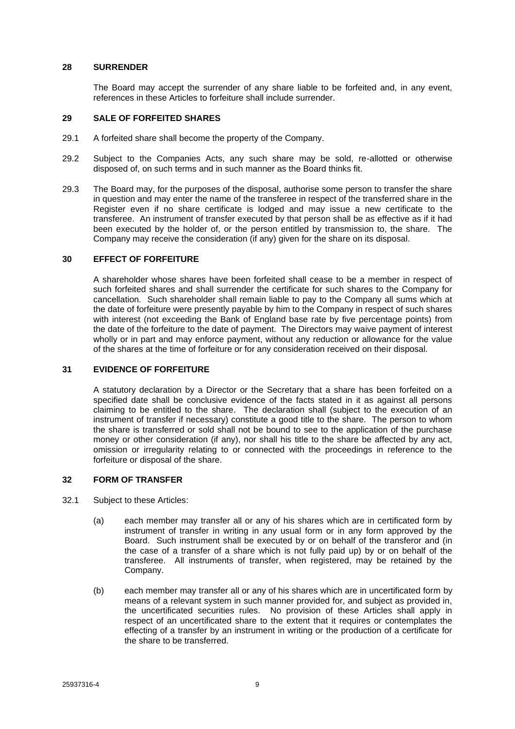## 28 SURRENDER

The Board may accept the surrender of any share liable to be forfeited and, in any event, references in these Articles to forfeiture shall include surrender.

## 29 SALE OF FORFEITED SHARES

29.1 A forfeited share shall become the property of the Company.

29.2 Subject to the Companies Acts, any such share may be sold, re-allotted or otherwise disposed of, on such terms and in such manner as the Board thinks fit.

29.3 The Board may, for the purposes of the disposal, authorise some person to transfer the share in question and may enter the name of the transferee in respect of the transferred share in the Register even if no share certificate is lodged and may issue a new certificate to the transferee. An instrument of transfer executed by that person shall be as effective as if it had been executed by the holder of, or the person entitled by transmission to, the share. The Company may receive the consideration (if any) given for the share on its disposal.

## 30 EFFECT OF FORFEITURE

A shareholder whose shares have been forfeited shall cease to be a member in respect of such forfeited shares and shall surrender the certificate for such shares to the Company for cancellation. Such shareholder shall remain liable to pay to the Company all sums which at the date of forfeiture were presently payable by him to the Company in respect of such shares with interest (not exceeding the Bank of England base rate by five percentage points) from the date of the forfeiture to the date of payment. The Directors may waive payment of interest wholly or in part and may enforce payment, without any reduction or allowance for the value of the shares at the time of forfeiture or for any consideration received on their disposal.

## 31 EVIDENCE OF FORFEITURE

A statutory declaration by a Director or the Secretary that a share has been forfeited on a specified date shall be conclusive evidence of the facts stated in it as against all persons claiming to be entitled to the share. The declaration shall (subject to the execution of an instrument of transfer if necessary) constitute a good title to the share. The person to whom the share is transferred or sold shall not be bound to see to the application of the purchase money or other consideration (if any), nor shall his title to the share be affected by any act, omission or irregularity relating to or connected with the proceedings in reference to the forfeiture or disposal of the share.

## 32 FORM OF TRANSFER

32.1 Subject to these Articles:

(a) each member may transfer all or any of his shares which are in certificated form by instrument of transfer in writing in any usual form or in any form approved by the Board. Such instrument shall be executed by or on behalf of the transferor and (in the case of a transfer of a share which is not fully paid up) by or on behalf of the transferee. All instruments of transfer, when registered, may be retained by the Company.

(b) each member may transfer all or any of his shares which are in uncertificated form by means of a relevant system in such manner provided for, and subject as provided in, the uncertificated securities rules. No provision of these Articles shall apply in respect of an uncertificated share to the extent that it requires or contemplates the effecting of a transfer by an instrument in writing or the production of a certificate for the share to be transferred.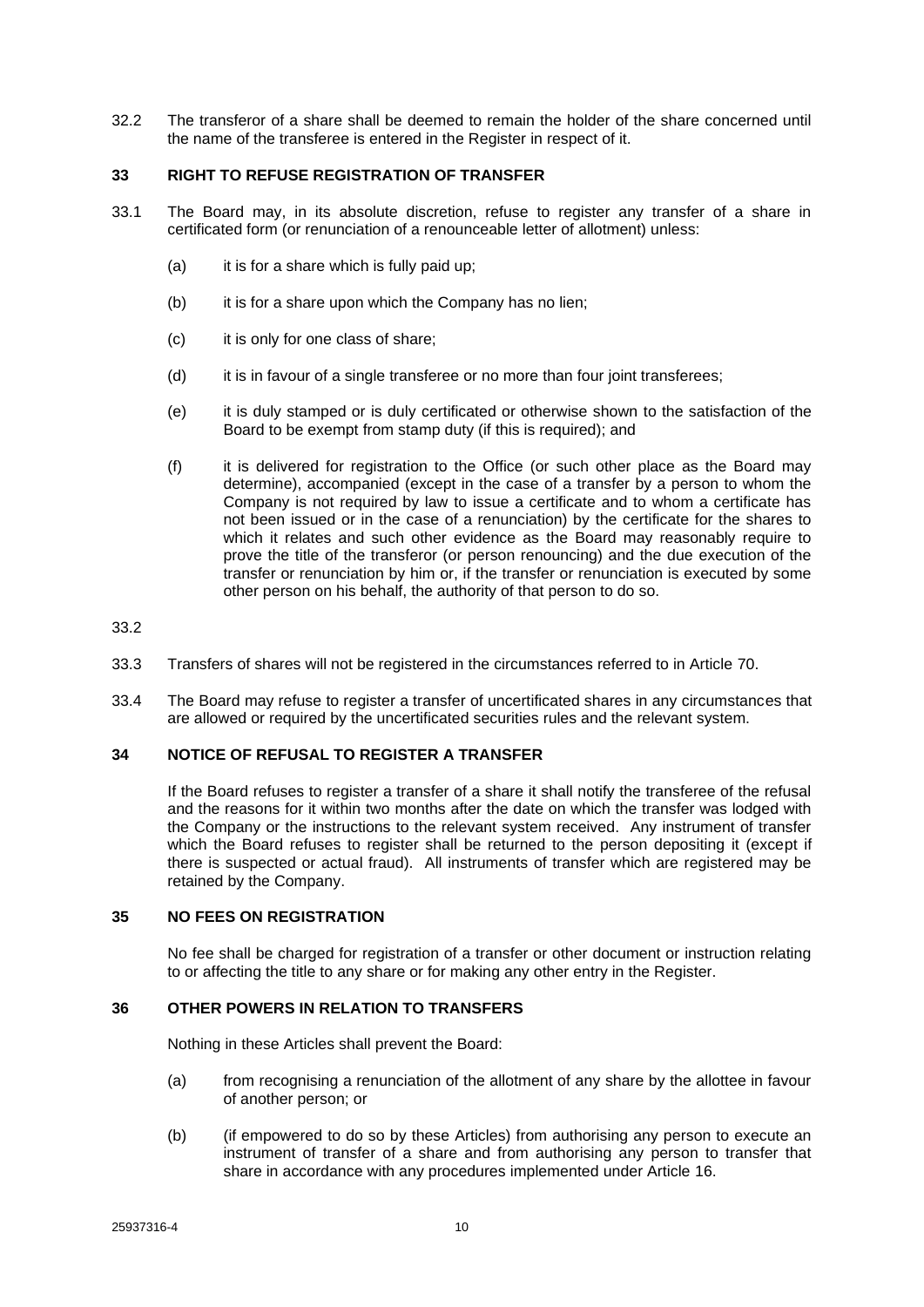32.2 The transferor of a share shall be deemed to remain the holder of the share concerned until the name of the transferee is entered in the Register in respect of it.

## 33 RIGHT TO REFUSE REGISTRATION OF TRANSFER

33.1 The Board may, in its absolute discretion, refuse to register any transfer of a share in certificated form (or renunciation of a renounceable letter of allotment) unless:

(a) it is for a share which is fully paid up;

(b) it is for a share upon which the Company has no lien;

(c) it is only for one class of share;

(d) it is in favour of a single transferee or no more than four joint transferees;

(e) it is duly stamped or is duly certificated or otherwise shown to the satisfaction of the Board to be exempt from stamp duty (if this is required); and

(f) it is delivered for registration to the Office (or such other place as the Board may determine), accompanied (except in the case of a transfer by a person to whom the Company is not required by law to issue a certificate and to whom a certificate has not been issued or in the case of a renunciation) by the certificate for the shares to which it relates and such other evidence as the Board may reasonably require to prove the title of the transferor (or person renouncing) and the due execution of the transfer or renunciation by him or, if the transfer or renunciation is executed by some other person on his behalf, the authority of that person to do so.

33.2

33.3 Transfers of shares will not be registered in the circumstances referred to in Article 70.

33.4 The Board may refuse to register a transfer of uncertificated shares in any circumstances that are allowed or required by the uncertificated securities rules and the relevant system.

## 34 NOTICE OF REFUSAL TO REGISTER A TRANSFER

If the Board refuses to register a transfer of a share it shall notify the transferee of the refusal and the reasons for it within two months after the date on which the transfer was lodged with the Company or the instructions to the relevant system received. Any instrument of transfer which the Board refuses to register shall be returned to the person depositing it (except if there is suspected or actual fraud). All instruments of transfer which are registered may be retained by the Company.

## 35 NO FEES ON REGISTRATION

No fee shall be charged for registration of a transfer or other document or instruction relating to or affecting the title to any share or for making any other entry in the Register.

## 36 OTHER POWERS IN RELATION TO TRANSFERS

Nothing in these Articles shall prevent the Board:

(a) from recognising a renunciation of the allotment of any share by the allottee in favour of another person; or

(b) (if empowered to do so by these Articles) from authorising any person to execute an instrument of transfer of a share and from authorising any person to transfer that share in accordance with any procedures implemented under Article 16.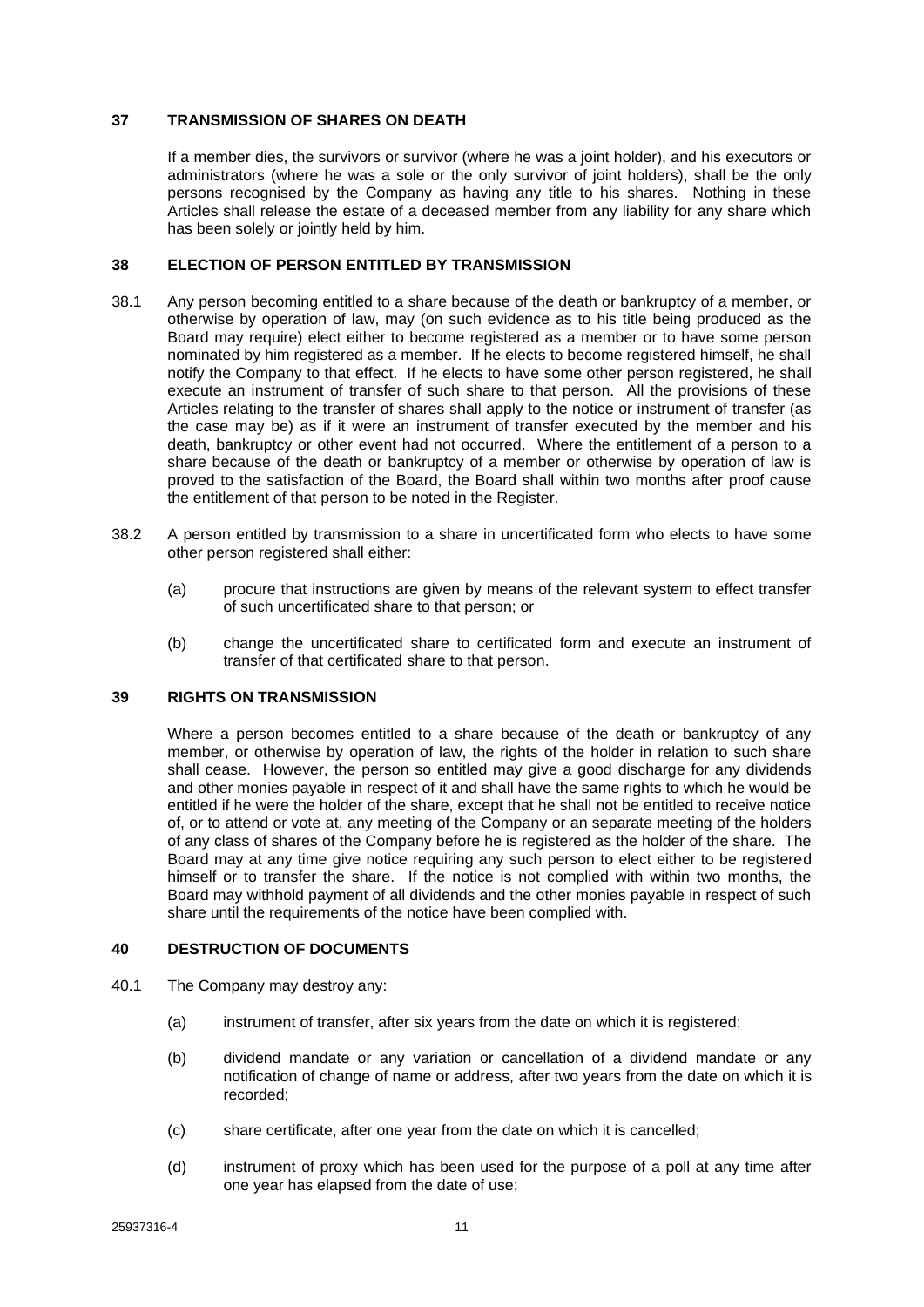## 37 TRANSMISSION OF SHARES ON DEATH

If a member dies, the survivors or survivor (where he was a joint holder), and his executors or administrators (where he was a sole or the only survivor of joint holders), shall be the only persons recognised by the Company as having any title to his shares. Nothing in these Articles shall release the estate of a deceased member from any liability for any share which has been solely or jointly held by him.

## 38 ELECTION OF PERSON ENTITLED BY TRANSMISSION

38.1 Any person becoming entitled to a share because of the death or bankruptcy of a member, or otherwise by operation of law, may (on such evidence as to his title being produced as the Board may require) elect either to become registered as a member or to have some person nominated by him registered as a member. If he elects to become registered himself, he shall notify the Company to that effect. If he elects to have some other person registered, he shall execute an instrument of transfer of such share to that person. All the provisions of these Articles relating to the transfer of shares shall apply to the notice or instrument of transfer (as the case may be) as if it were an instrument of transfer executed by the member and his death, bankruptcy or other event had not occurred. Where the entitlement of a person to a share because of the death or bankruptcy of a member or otherwise by operation of law is proved to the satisfaction of the Board, the Board shall within two months after proof cause the entitlement of that person to be noted in the Register.

38.2 A person entitled by transmission to a share in uncertificated form who elects to have some other person registered shall either:

(a) procure that instructions are given by means of the relevant system to effect transfer of such uncertificated share to that person; or

(b) change the uncertificated share to certificated form and execute an instrument of transfer of that certificated share to that person.

## 39 RIGHTS ON TRANSMISSION

Where a person becomes entitled to a share because of the death or bankruptcy of any member, or otherwise by operation of law, the rights of the holder in relation to such share shall cease. However, the person so entitled may give a good discharge for any dividends and other monies payable in respect of it and shall have the same rights to which he would be entitled if he were the holder of the share, except that he shall not be entitled to receive notice of, or to attend or vote at, any meeting of the Company or an separate meeting of the holders of any class of shares of the Company before he is registered as the holder of the share. The Board may at any time give notice requiring any such person to elect either to be registered himself or to transfer the share. If the notice is not complied with within two months, the Board may withhold payment of all dividends and the other monies payable in respect of such share until the requirements of the notice have been complied with.

## 40 DESTRUCTION OF DOCUMENTS

40.1 The Company may destroy any:

(a) instrument of transfer, after six years from the date on which it is registered;

(b) dividend mandate or any variation or cancellation of a dividend mandate or any notification of change of name or address, after two years from the date on which it is recorded;

(c) share certificate, after one year from the date on which it is cancelled;

(d) instrument of proxy which has been used for the purpose of a poll at any time after one year has elapsed from the date of use;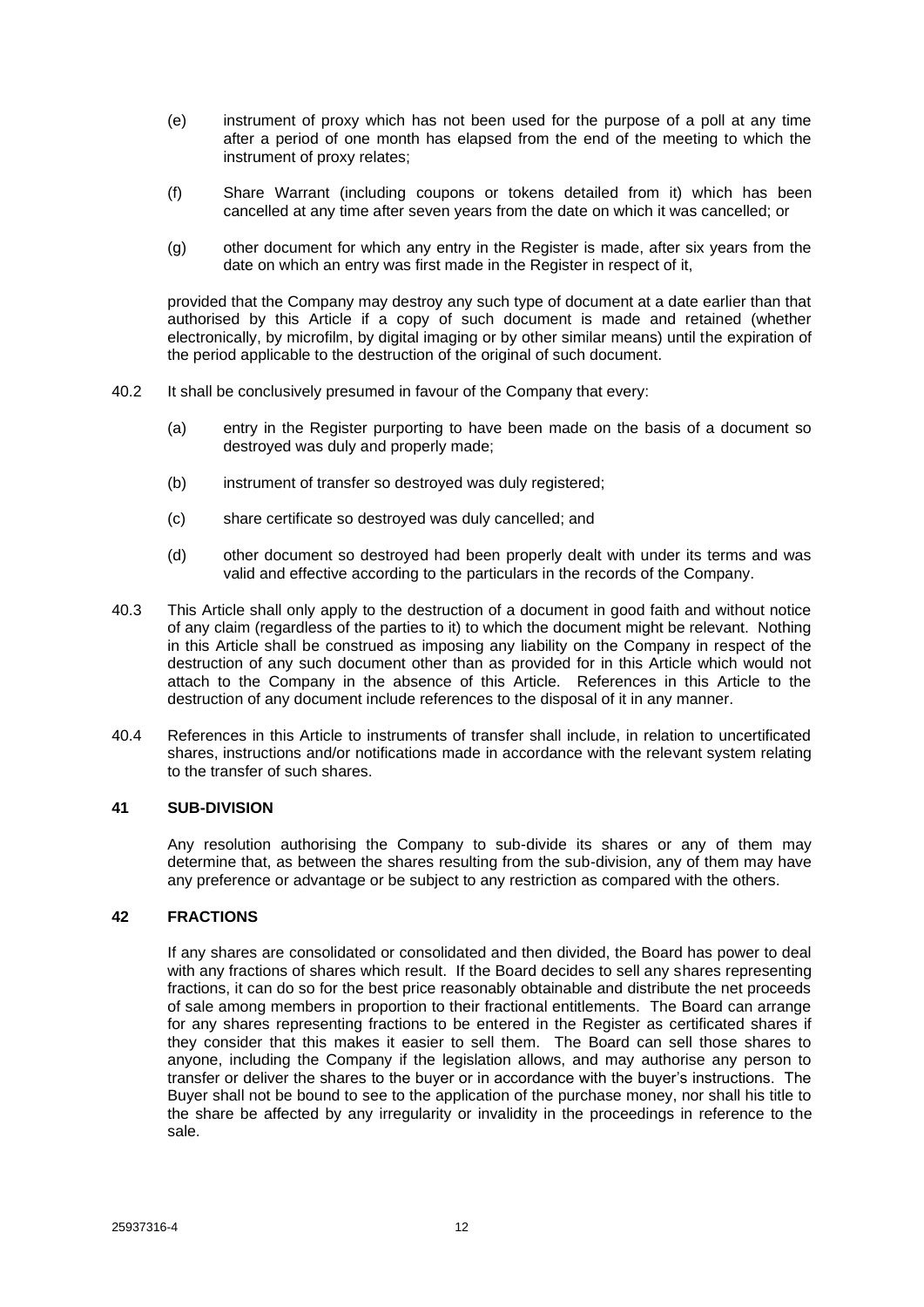(e) instrument of proxy which has not been used for the purpose of a poll at any time after a period of one month has elapsed from the end of the meeting to which the instrument of proxy relates;

(f) Share Warrant (including coupons or tokens detailed from it) which has been cancelled at any time after seven years from the date on which it was cancelled; or

(g) other document for which any entry in the Register is made, after six years from the date on which an entry was first made in the Register in respect of it,

provided that the Company may destroy any such type of document at a date earlier than that authorised by this Article if a copy of such document is made and retained (whether electronically, by microfilm, by digital imaging or by other similar means) until the expiration of the period applicable to the destruction of the original of such document.

40.2 It shall be conclusively presumed in favour of the Company that every:

(a) entry in the Register purporting to have been made on the basis of a document so destroyed was duly and properly made;

(b) instrument of transfer so destroyed was duly registered;

(c) share certificate so destroyed was duly cancelled; and

(d) other document so destroyed had been properly dealt with under its terms and was valid and effective according to the particulars in the records of the Company.

40.3 This Article shall only apply to the destruction of a document in good faith and without notice of any claim (regardless of the parties to it) to which the document might be relevant. Nothing in this Article shall be construed as imposing any liability on the Company in respect of the destruction of any such document other than as provided for in this Article which would not attach to the Company in the absence of this Article. References in this Article to the destruction of any document include references to the disposal of it in any manner.

40.4 References in this Article to instruments of transfer shall include, in relation to uncertificated shares, instructions and/or notifications made in accordance with the relevant system relating to the transfer of such shares.

## 41 SUB-DIVISION

Any resolution authorising the Company to sub-divide its shares or any of them may determine that, as between the shares resulting from the sub-division, any of them may have any preference or advantage or be subject to any restriction as compared with the others.

## 42 FRACTIONS

If any shares are consolidated or consolidated and then divided, the Board has power to deal with any fractions of shares which result. If the Board decides to sell any shares representing fractions, it can do so for the best price reasonably obtainable and distribute the net proceeds of sale among members in proportion to their fractional entitlements. The Board can arrange for any shares representing fractions to be entered in the Register as certificated shares if they consider that this makes it easier to sell them. The Board can sell those shares to anyone, including the Company if the legislation allows, and may authorise any person to transfer or deliver the shares to the buyer or in accordance with the buyer's instructions. The Buyer shall not be bound to see to the application of the purchase money, nor shall his title to the share be affected by any irregularity or invalidity in the proceedings in reference to the sale.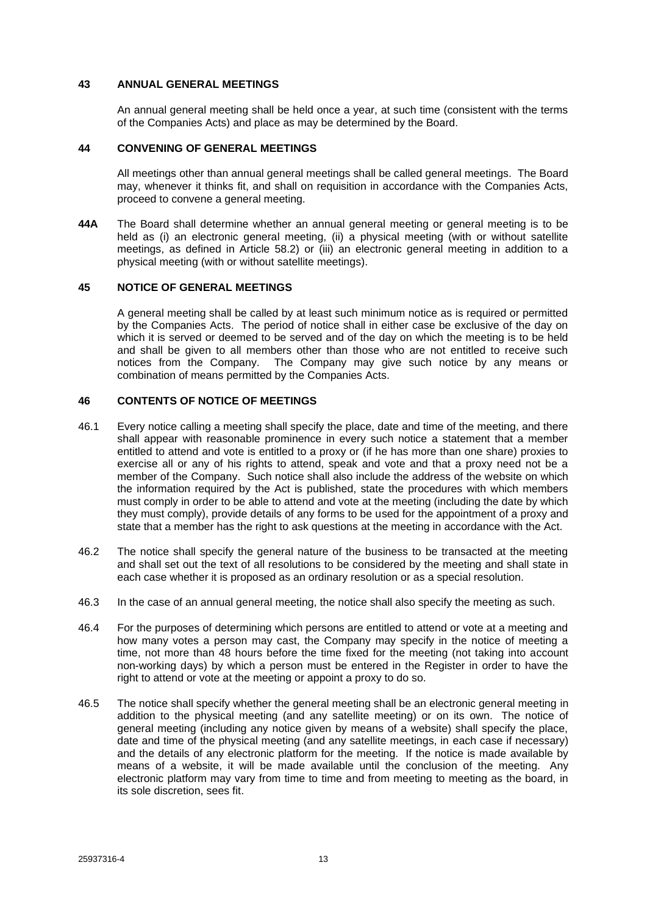## 43 ANNUAL GENERAL MEETINGS

An annual general meeting shall be held once a year, at such time (consistent with the terms of the Companies Acts) and place as may be determined by the Board.

## 44 CONVENING OF GENERAL MEETINGS

All meetings other than annual general meetings shall be called general meetings. The Board may, whenever it thinks fit, and shall on requisition in accordance with the Companies Acts, proceed to convene a general meeting.

**44A** The Board shall determine whether an annual general meeting or general meeting is to be held as (i) an electronic general meeting, (ii) a physical meeting (with or without satellite meetings, as defined in Article 58.2) or (iii) an electronic general meeting in addition to a physical meeting (with or without satellite meetings).

## 45 NOTICE OF GENERAL MEETINGS

A general meeting shall be called by at least such minimum notice as is required or permitted by the Companies Acts. The period of notice shall in either case be exclusive of the day on which it is served or deemed to be served and of the day on which the meeting is to be held and shall be given to all members other than those who are not entitled to receive such notices from the Company. The Company may give such notice by any means or combination of means permitted by the Companies Acts.

## 46 CONTENTS OF NOTICE OF MEETINGS

46.1 Every notice calling a meeting shall specify the place, date and time of the meeting, and there shall appear with reasonable prominence in every such notice a statement that a member entitled to attend and vote is entitled to a proxy or (if he has more than one share) proxies to exercise all or any of his rights to attend, speak and vote and that a proxy need not be a member of the Company. Such notice shall also include the address of the website on which the information required by the Act is published, state the procedures with which members must comply in order to be able to attend and vote at the meeting (including the date by which they must comply), provide details of any forms to be used for the appointment of a proxy and state that a member has the right to ask questions at the meeting in accordance with the Act.

46.2 The notice shall specify the general nature of the business to be transacted at the meeting and shall set out the text of all resolutions to be considered by the meeting and shall state in each case whether it is proposed as an ordinary resolution or as a special resolution.

46.3 In the case of an annual general meeting, the notice shall also specify the meeting as such.

46.4 For the purposes of determining which persons are entitled to attend or vote at a meeting and how many votes a person may cast, the Company may specify in the notice of meeting a time, not more than 48 hours before the time fixed for the meeting (not taking into account non-working days) by which a person must be entered in the Register in order to have the right to attend or vote at the meeting or appoint a proxy to do so.

46.5 The notice shall specify whether the general meeting shall be an electronic general meeting in addition to the physical meeting (and any satellite meeting) or on its own. The notice of general meeting (including any notice given by means of a website) shall specify the place, date and time of the physical meeting (and any satellite meetings, in each case if necessary) and the details of any electronic platform for the meeting. If the notice is made available by means of a website, it will be made available until the conclusion of the meeting. Any electronic platform may vary from time to time and from meeting to meeting as the board, in its sole discretion, sees fit.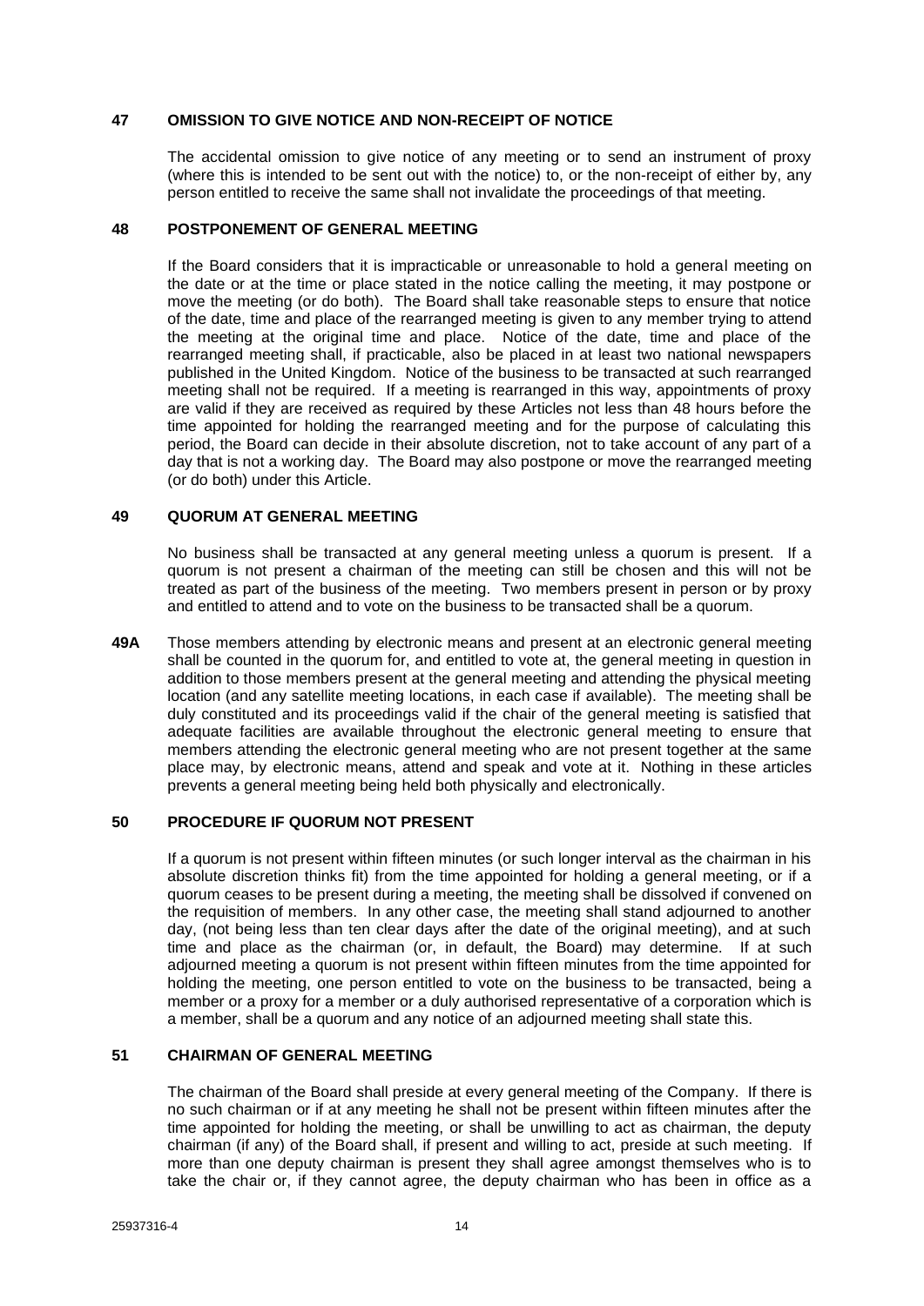## 47 OMISSION TO GIVE NOTICE AND NON-RECEIPT OF NOTICE

The accidental omission to give notice of any meeting or to send an instrument of proxy (where this is intended to be sent out with the notice) to, or the non-receipt of either by, any person entitled to receive the same shall not invalidate the proceedings of that meeting.

## 48 POSTPONEMENT OF GENERAL MEETING

If the Board considers that it is impracticable or unreasonable to hold a general meeting on the date or at the time or place stated in the notice calling the meeting, it may postpone or move the meeting (or do both). The Board shall take reasonable steps to ensure that notice of the date, time and place of the rearranged meeting is given to any member trying to attend the meeting at the original time and place. Notice of the date, time and place of the rearranged meeting shall, if practicable, also be placed in at least two national newspapers published in the United Kingdom. Notice of the business to be transacted at such rearranged meeting shall not be required. If a meeting is rearranged in this way, appointments of proxy are valid if they are received as required by these Articles not less than 48 hours before the time appointed for holding the rearranged meeting and for the purpose of calculating this period, the Board can decide in their absolute discretion, not to take account of any part of a day that is not a working day. The Board may also postpone or move the rearranged meeting (or do both) under this Article.

## 49 QUORUM AT GENERAL MEETING

No business shall be transacted at any general meeting unless a quorum is present. If a quorum is not present a chairman of the meeting can still be chosen and this will not be treated as part of the business of the meeting. Two members present in person or by proxy and entitled to attend and to vote on the business to be transacted shall be a quorum.

**49A** Those members attending by electronic means and present at an electronic general meeting shall be counted in the quorum for, and entitled to vote at, the general meeting in question in addition to those members present at the general meeting and attending the physical meeting location (and any satellite meeting locations, in each case if available). The meeting shall be duly constituted and its proceedings valid if the chair of the general meeting is satisfied that adequate facilities are available throughout the electronic general meeting to ensure that members attending the electronic general meeting who are not present together at the same place may, by electronic means, attend and speak and vote at it. Nothing in these articles prevents a general meeting being held both physically and electronically.

## 50 PROCEDURE IF QUORUM NOT PRESENT

If a quorum is not present within fifteen minutes (or such longer interval as the chairman in his absolute discretion thinks fit) from the time appointed for holding a general meeting, or if a quorum ceases to be present during a meeting, the meeting shall be dissolved if convened on the requisition of members. In any other case, the meeting shall stand adjourned to another day, (not being less than ten clear days after the date of the original meeting), and at such time and place as the chairman (or, in default, the Board) may determine. If at such adjourned meeting a quorum is not present within fifteen minutes from the time appointed for holding the meeting, one person entitled to vote on the business to be transacted, being a member or a proxy for a member or a duly authorised representative of a corporation which is a member, shall be a quorum and any notice of an adjourned meeting shall state this.

## 51 CHAIRMAN OF GENERAL MEETING

The chairman of the Board shall preside at every general meeting of the Company. If there is no such chairman or if at any meeting he shall not be present within fifteen minutes after the time appointed for holding the meeting, or shall be unwilling to act as chairman, the deputy chairman (if any) of the Board shall, if present and willing to act, preside at such meeting. If more than one deputy chairman is present they shall agree amongst themselves who is to take the chair or, if they cannot agree, the deputy chairman who has been in office as a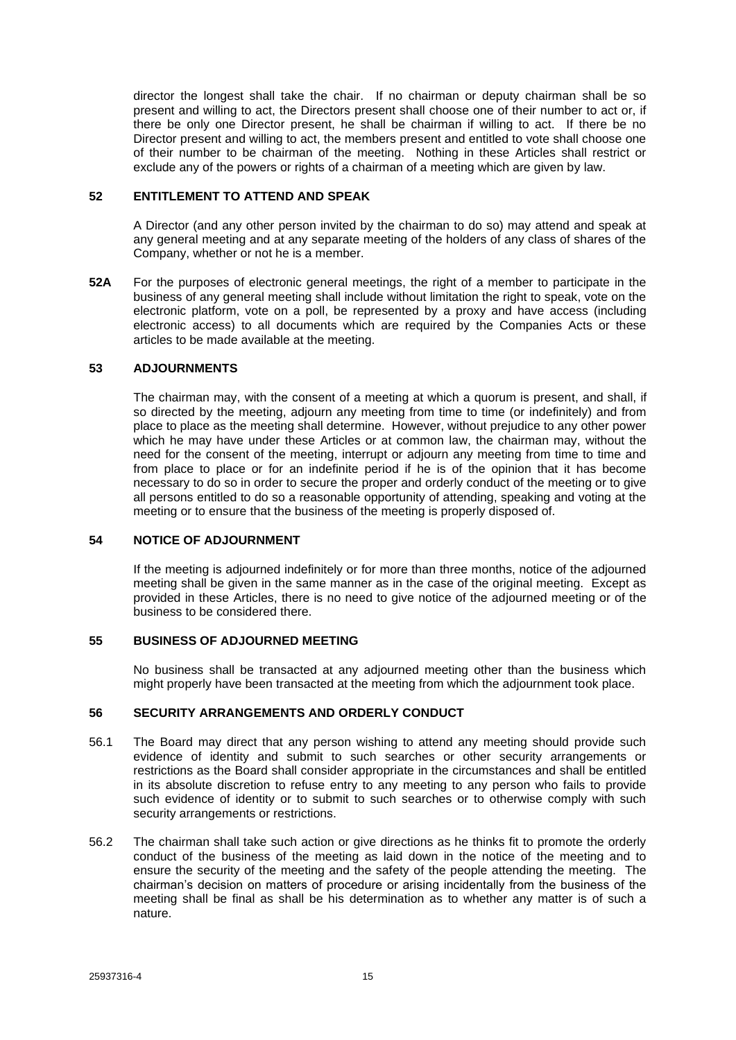director the longest shall take the chair. If no chairman or deputy chairman shall be so present and willing to act, the Directors present shall choose one of their number to act or, if there be only one Director present, he shall be chairman if willing to act. If there be no Director present and willing to act, the members present and entitled to vote shall choose one of their number to be chairman of the meeting. Nothing in these Articles shall restrict or exclude any of the powers or rights of a chairman of a meeting which are given by law.

**52 ENTITLEMENT TO ATTEND AND SPEAK**

A Director (and any other person invited by the chairman to do so) may attend and speak at any general meeting and at any separate meeting of the holders of any class of shares of the Company, whether or not he is a member.

**52A** For the purposes of electronic general meetings, the right of a member to participate in the business of any general meeting shall include without limitation the right to speak, vote on the electronic platform, vote on a poll, be represented by a proxy and have access (including electronic access) to all documents which are required by the Companies Acts or these articles to be made available at the meeting.

**53 ADJOURNMENTS**

The chairman may, with the consent of a meeting at which a quorum is present, and shall, if so directed by the meeting, adjourn any meeting from time to time (or indefinitely) and from place to place as the meeting shall determine. However, without prejudice to any other power which he may have under these Articles or at common law, the chairman may, without the need for the consent of the meeting, interrupt or adjourn any meeting from time to time and from place to place or for an indefinite period if he is of the opinion that it has become necessary to do so in order to secure the proper and orderly conduct of the meeting or to give all persons entitled to do so a reasonable opportunity of attending, speaking and voting at the meeting or to ensure that the business of the meeting is properly disposed of.

**54 NOTICE OF ADJOURNMENT**

If the meeting is adjourned indefinitely or for more than three months, notice of the adjourned meeting shall be given in the same manner as in the case of the original meeting. Except as provided in these Articles, there is no need to give notice of the adjourned meeting or of the business to be considered there.

**55 BUSINESS OF ADJOURNED MEETING**

No business shall be transacted at any adjourned meeting other than the business which might properly have been transacted at the meeting from which the adjournment took place.

**56 SECURITY ARRANGEMENTS AND ORDERLY CONDUCT**

56.1 The Board may direct that any person wishing to attend any meeting should provide such evidence of identity and submit to such searches or other security arrangements or restrictions as the Board shall consider appropriate in the circumstances and shall be entitled in its absolute discretion to refuse entry to any meeting to any person who fails to provide such evidence of identity or to submit to such searches or to otherwise comply with such security arrangements or restrictions.

56.2 The chairman shall take such action or give directions as he thinks fit to promote the orderly conduct of the business of the meeting as laid down in the notice of the meeting and to ensure the security of the meeting and the safety of the people attending the meeting. The chairman's decision on matters of procedure or arising incidentally from the business of the meeting shall be final as shall be his determination as to whether any matter is of such a nature.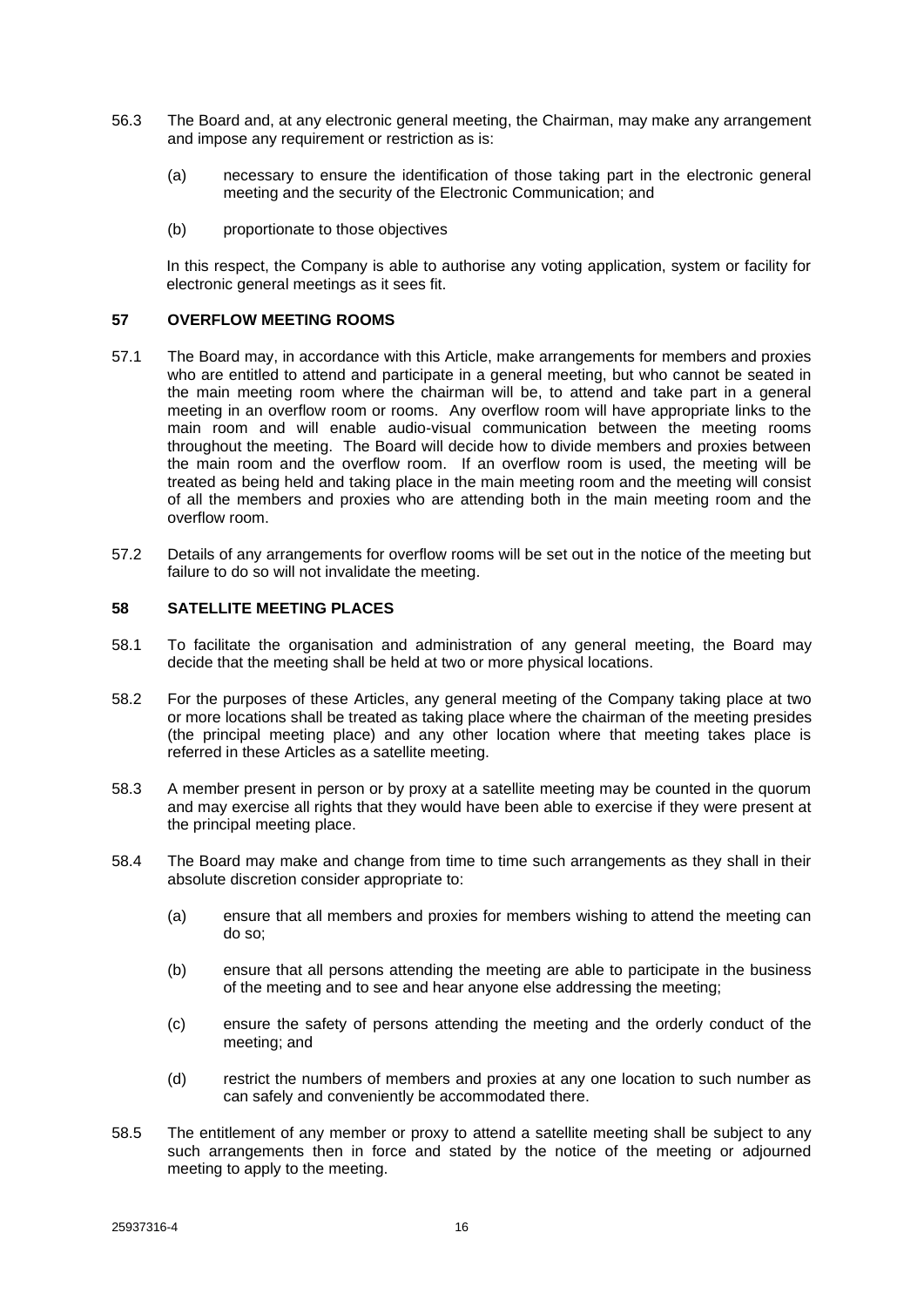56.3 The Board and, at any electronic general meeting, the Chairman, may make any arrangement and impose any requirement or restriction as is:

(a) necessary to ensure the identification of those taking part in the electronic general meeting and the security of the Electronic Communication; and

(b) proportionate to those objectives

In this respect, the Company is able to authorise any voting application, system or facility for electronic general meetings as it sees fit.

**57 OVERFLOW MEETING ROOMS**

57.1 The Board may, in accordance with this Article, make arrangements for members and proxies who are entitled to attend and participate in a general meeting, but who cannot be seated in the main meeting room where the chairman will be, to attend and take part in a general meeting in an overflow room or rooms. Any overflow room will have appropriate links to the main room and will enable audio-visual communication between the meeting rooms throughout the meeting. The Board will decide how to divide members and proxies between the main room and the overflow room. If an overflow room is used, the meeting will be treated as being held and taking place in the main meeting room and the meeting will consist of all the members and proxies who are attending both in the main meeting room and the overflow room.

57.2 Details of any arrangements for overflow rooms will be set out in the notice of the meeting but failure to do so will not invalidate the meeting.

**58 SATELLITE MEETING PLACES**

58.1 To facilitate the organisation and administration of any general meeting, the Board may decide that the meeting shall be held at two or more physical locations.

58.2 For the purposes of these Articles, any general meeting of the Company taking place at two or more locations shall be treated as taking place where the chairman of the meeting presides (the principal meeting place) and any other location where that meeting takes place is referred in these Articles as a satellite meeting.

58.3 A member present in person or by proxy at a satellite meeting may be counted in the quorum and may exercise all rights that they would have been able to exercise if they were present at the principal meeting place.

58.4 The Board may make and change from time to time such arrangements as they shall in their absolute discretion consider appropriate to:

(a) ensure that all members and proxies for members wishing to attend the meeting can do so;

(b) ensure that all persons attending the meeting are able to participate in the business of the meeting and to see and hear anyone else addressing the meeting;

(c) ensure the safety of persons attending the meeting and the orderly conduct of the meeting; and

(d) restrict the numbers of members and proxies at any one location to such number as can safely and conveniently be accommodated there.

58.5 The entitlement of any member or proxy to attend a satellite meeting shall be subject to any such arrangements then in force and stated by the notice of the meeting or adjourned meeting to apply to the meeting.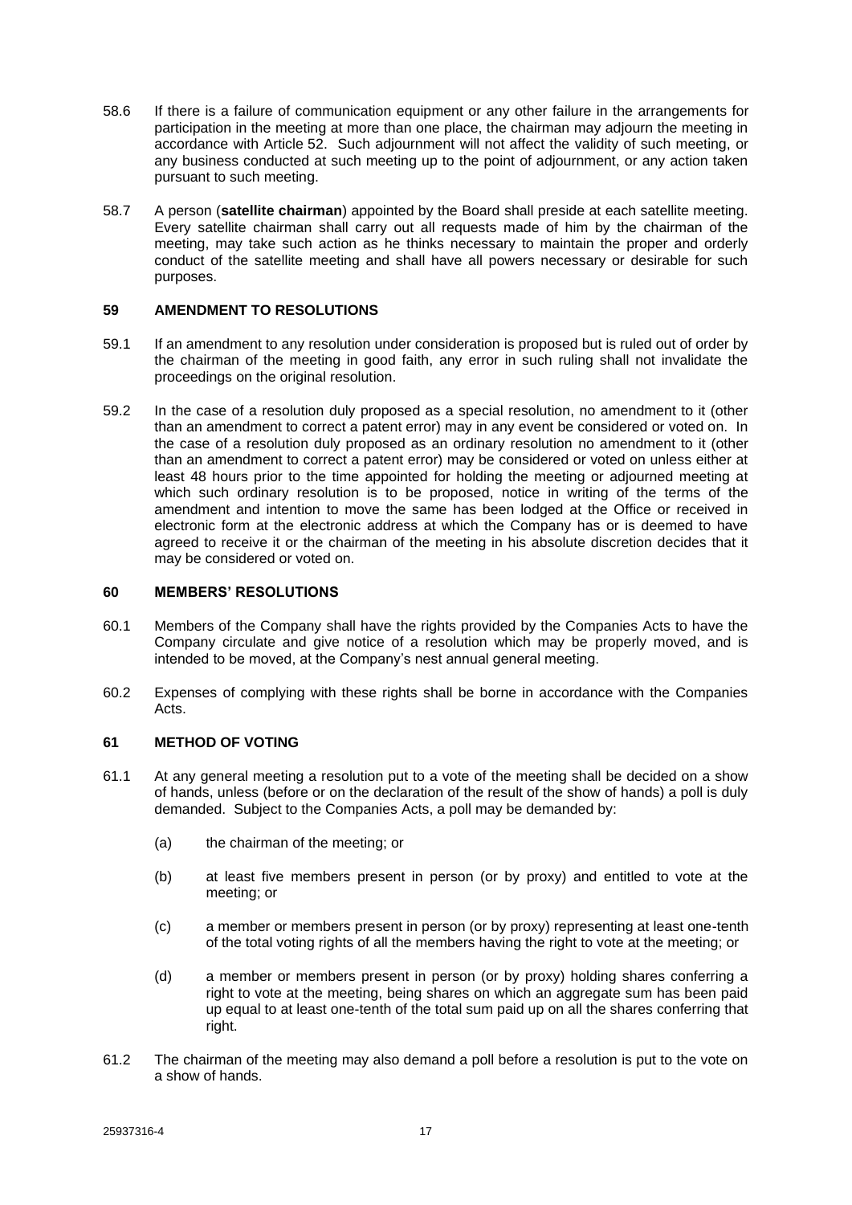58.6 If there is a failure of communication equipment or any other failure in the arrangements for participation in the meeting at more than one place, the chairman may adjourn the meeting in accordance with Article 52. Such adjournment will not affect the validity of such meeting, or any business conducted at such meeting up to the point of adjournment, or any action taken pursuant to such meeting.

58.7 A person (**satellite chairman**) appointed by the Board shall preside at each satellite meeting. Every satellite chairman shall carry out all requests made of him by the chairman of the meeting, may take such action as he thinks necessary to maintain the proper and orderly conduct of the satellite meeting and shall have all powers necessary or desirable for such purposes.

## 59 AMENDMENT TO RESOLUTIONS

59.1 If an amendment to any resolution under consideration is proposed but is ruled out of order by the chairman of the meeting in good faith, any error in such ruling shall not invalidate the proceedings on the original resolution.

59.2 In the case of a resolution duly proposed as a special resolution, no amendment to it (other than an amendment to correct a patent error) may in any event be considered or voted on. In the case of a resolution duly proposed as an ordinary resolution no amendment to it (other than an amendment to correct a patent error) may be considered or voted on unless either at least 48 hours prior to the time appointed for holding the meeting or adjourned meeting at which such ordinary resolution is to be proposed, notice in writing of the terms of the amendment and intention to move the same has been lodged at the Office or received in electronic form at the electronic address at which the Company has or is deemed to have agreed to receive it or the chairman of the meeting in his absolute discretion decides that it may be considered or voted on.

## 60 MEMBERS' RESOLUTIONS

60.1 Members of the Company shall have the rights provided by the Companies Acts to have the Company circulate and give notice of a resolution which may be properly moved, and is intended to be moved, at the Company's nest annual general meeting.

60.2 Expenses of complying with these rights shall be borne in accordance with the Companies Acts.

## 61 METHOD OF VOTING

61.1 At any general meeting a resolution put to a vote of the meeting shall be decided on a show of hands, unless (before or on the declaration of the result of the show of hands) a poll is duly demanded. Subject to the Companies Acts, a poll may be demanded by:

(a) the chairman of the meeting; or

(b) at least five members present in person (or by proxy) and entitled to vote at the meeting; or

(c) a member or members present in person (or by proxy) representing at least one-tenth of the total voting rights of all the members having the right to vote at the meeting; or

(d) a member or members present in person (or by proxy) holding shares conferring a right to vote at the meeting, being shares on which an aggregate sum has been paid up equal to at least one-tenth of the total sum paid up on all the shares conferring that right.

61.2 The chairman of the meeting may also demand a poll before a resolution is put to the vote on a show of hands.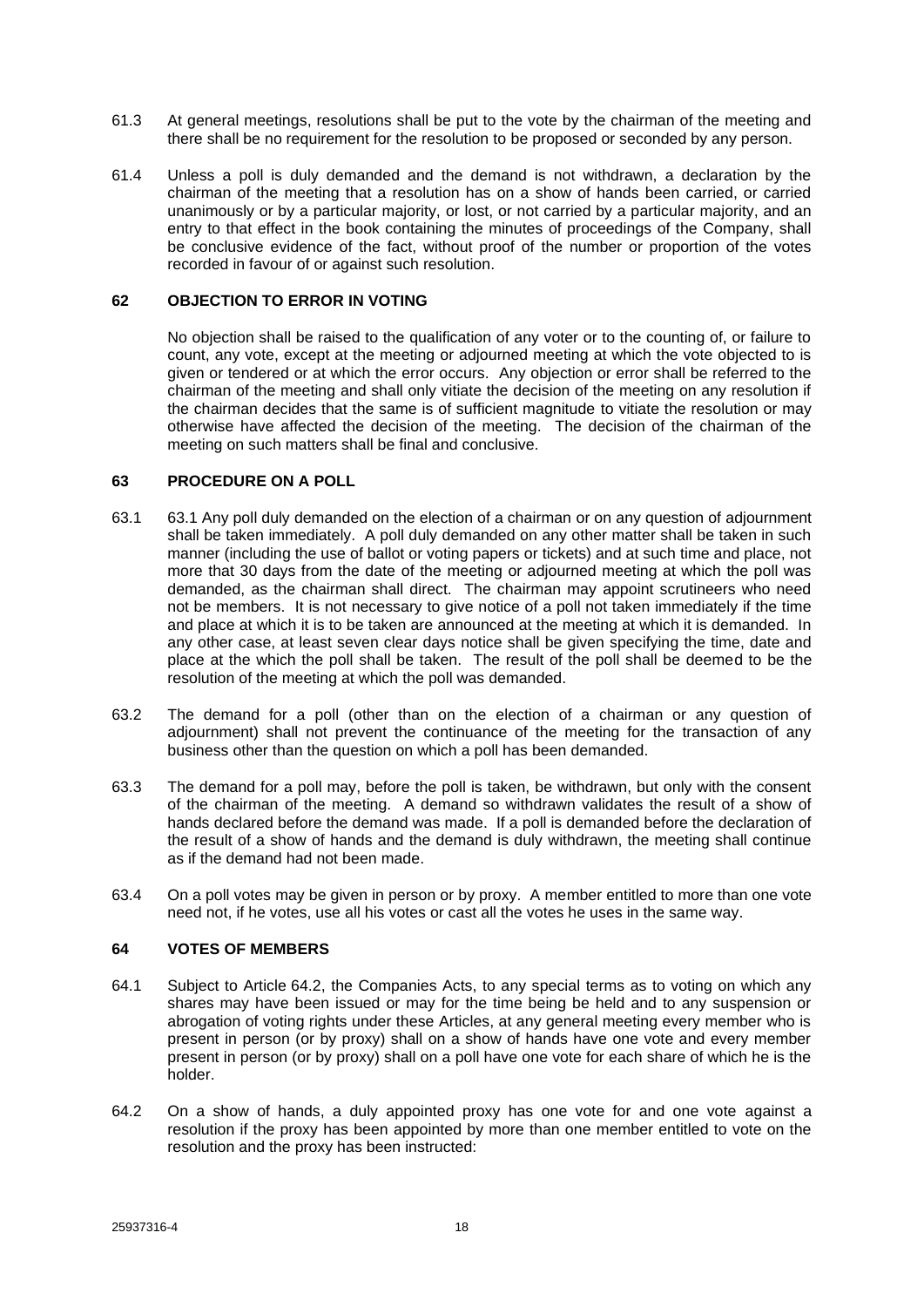61.3 At general meetings, resolutions shall be put to the vote by the chairman of the meeting and there shall be no requirement for the resolution to be proposed or seconded by any person.

61.4 Unless a poll is duly demanded and the demand is not withdrawn, a declaration by the chairman of the meeting that a resolution has on a show of hands been carried, or carried unanimously or by a particular majority, or lost, or not carried by a particular majority, and an entry to that effect in the book containing the minutes of proceedings of the Company, shall be conclusive evidence of the fact, without proof of the number or proportion of the votes recorded in favour of or against such resolution.

## 62 OBJECTION TO ERROR IN VOTING

No objection shall be raised to the qualification of any voter or to the counting of, or failure to count, any vote, except at the meeting or adjourned meeting at which the vote objected to is given or tendered or at which the error occurs. Any objection or error shall be referred to the chairman of the meeting and shall only vitiate the decision of the meeting on any resolution if the chairman decides that the same is of sufficient magnitude to vitiate the resolution or may otherwise have affected the decision of the meeting. The decision of the chairman of the meeting on such matters shall be final and conclusive.

## 63 PROCEDURE ON A POLL

63.1 63.1 Any poll duly demanded on the election of a chairman or on any question of adjournment shall be taken immediately. A poll duly demanded on any other matter shall be taken in such manner (including the use of ballot or voting papers or tickets) and at such time and place, not more that 30 days from the date of the meeting or adjourned meeting at which the poll was demanded, as the chairman shall direct. The chairman may appoint scrutineers who need not be members. It is not necessary to give notice of a poll not taken immediately if the time and place at which it is to be taken are announced at the meeting at which it is demanded. In any other case, at least seven clear days notice shall be given specifying the time, date and place at the which the poll shall be taken. The result of the poll shall be deemed to be the resolution of the meeting at which the poll was demanded.

63.2 The demand for a poll (other than on the election of a chairman or any question of adjournment) shall not prevent the continuance of the meeting for the transaction of any business other than the question on which a poll has been demanded.

63.3 The demand for a poll may, before the poll is taken, be withdrawn, but only with the consent of the chairman of the meeting. A demand so withdrawn validates the result of a show of hands declared before the demand was made. If a poll is demanded before the declaration of the result of a show of hands and the demand is duly withdrawn, the meeting shall continue as if the demand had not been made.

63.4 On a poll votes may be given in person or by proxy. A member entitled to more than one vote need not, if he votes, use all his votes or cast all the votes he uses in the same way.

## 64 VOTES OF MEMBERS

64.1 Subject to Article 64.2, the Companies Acts, to any special terms as to voting on which any shares may have been issued or may for the time being be held and to any suspension or abrogation of voting rights under these Articles, at any general meeting every member who is present in person (or by proxy) shall on a show of hands have one vote and every member present in person (or by proxy) shall on a poll have one vote for each share of which he is the holder.

64.2 On a show of hands, a duly appointed proxy has one vote for and one vote against a resolution if the proxy has been appointed by more than one member entitled to vote on the resolution and the proxy has been instructed: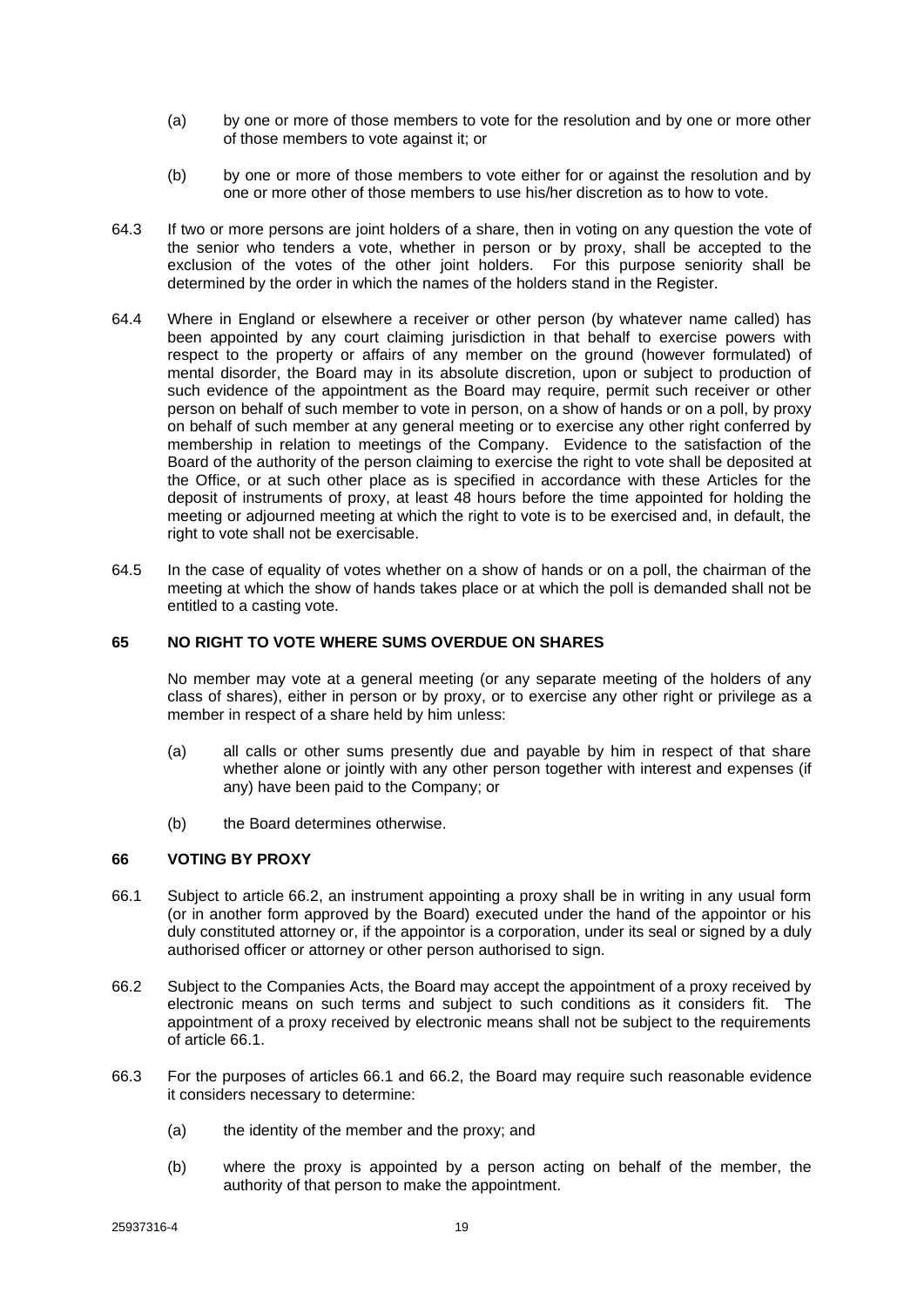(a) by one or more of those members to vote for the resolution and by one or more other of those members to vote against it; or

(b) by one or more of those members to vote either for or against the resolution and by one or more other of those members to use his/her discretion as to how to vote.

64.3 If two or more persons are joint holders of a share, then in voting on any question the vote of the senior who tenders a vote, whether in person or by proxy, shall be accepted to the exclusion of the votes of the other joint holders. For this purpose seniority shall be determined by the order in which the names of the holders stand in the Register.

64.4 Where in England or elsewhere a receiver or other person (by whatever name called) has been appointed by any court claiming jurisdiction in that behalf to exercise powers with respect to the property or affairs of any member on the ground (however formulated) of mental disorder, the Board may in its absolute discretion, upon or subject to production of such evidence of the appointment as the Board may require, permit such receiver or other person on behalf of such member to vote in person, on a show of hands or on a poll, by proxy on behalf of such member at any general meeting or to exercise any other right conferred by membership in relation to meetings of the Company. Evidence to the satisfaction of the Board of the authority of the person claiming to exercise the right to vote shall be deposited at the Office, or at such other place as is specified in accordance with these Articles for the deposit of instruments of proxy, at least 48 hours before the time appointed for holding the meeting or adjourned meeting at which the right to vote is to be exercised and, in default, the right to vote shall not be exercisable.

64.5 In the case of equality of votes whether on a show of hands or on a poll, the chairman of the meeting at which the show of hands takes place or at which the poll is demanded shall not be entitled to a casting vote.

## 65 NO RIGHT TO VOTE WHERE SUMS OVERDUE ON SHARES

No member may vote at a general meeting (or any separate meeting of the holders of any class of shares), either in person or by proxy, or to exercise any other right or privilege as a member in respect of a share held by him unless:

(a) all calls or other sums presently due and payable by him in respect of that share whether alone or jointly with any other person together with interest and expenses (if any) have been paid to the Company; or

(b) the Board determines otherwise.

## 66 VOTING BY PROXY

66.1 Subject to article 66.2, an instrument appointing a proxy shall be in writing in any usual form (or in another form approved by the Board) executed under the hand of the appointor or his duly constituted attorney or, if the appointor is a corporation, under its seal or signed by a duly authorised officer or attorney or other person authorised to sign.

66.2 Subject to the Companies Acts, the Board may accept the appointment of a proxy received by electronic means on such terms and subject to such conditions as it considers fit. The appointment of a proxy received by electronic means shall not be subject to the requirements of article 66.1.

66.3 For the purposes of articles 66.1 and 66.2, the Board may require such reasonable evidence it considers necessary to determine:

(a) the identity of the member and the proxy; and

(b) where the proxy is appointed by a person acting on behalf of the member, the authority of that person to make the appointment.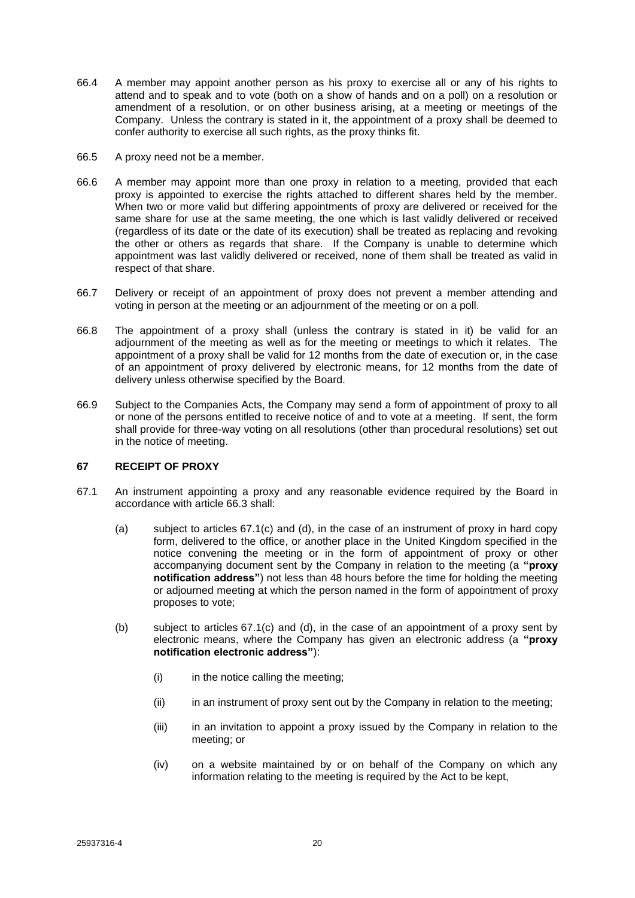66.4 A member may appoint another person as his proxy to exercise all or any of his rights to attend and to speak and to vote (both on a show of hands and on a poll) on a resolution or amendment of a resolution, or on other business arising, at a meeting or meetings of the Company. Unless the contrary is stated in it, the appointment of a proxy shall be deemed to confer authority to exercise all such rights, as the proxy thinks fit.

66.5 A proxy need not be a member.

66.6 A member may appoint more than one proxy in relation to a meeting, provided that each proxy is appointed to exercise the rights attached to different shares held by the member. When two or more valid but differing appointments of proxy are delivered or received for the same share for use at the same meeting, the one which is last validly delivered or received (regardless of its date or the date of its execution) shall be treated as replacing and revoking the other or others as regards that share. If the Company is unable to determine which appointment was last validly delivered or received, none of them shall be treated as valid in respect of that share.

66.7 Delivery or receipt of an appointment of proxy does not prevent a member attending and voting in person at the meeting or an adjournment of the meeting or on a poll.

66.8 The appointment of a proxy shall (unless the contrary is stated in it) be valid for an adjournment of the meeting as well as for the meeting or meetings to which it relates. The appointment of a proxy shall be valid for 12 months from the date of execution or, in the case of an appointment of proxy delivered by electronic means, for 12 months from the date of delivery unless otherwise specified by the Board.

66.9 Subject to the Companies Acts, the Company may send a form of appointment of proxy to all or none of the persons entitled to receive notice of and to vote at a meeting. If sent, the form shall provide for three-way voting on all resolutions (other than procedural resolutions) set out in the notice of meeting.

## 67 RECEIPT OF PROXY

67.1 An instrument appointing a proxy and any reasonable evidence required by the Board in accordance with article 66.3 shall:

(a) subject to articles 67.1(c) and (d), in the case of an instrument of proxy in hard copy form, delivered to the office, or another place in the United Kingdom specified in the notice convening the meeting or in the form of appointment of proxy or other accompanying document sent by the Company in relation to the meeting (a **"proxy notification address"**) not less than 48 hours before the time for holding the meeting or adjourned meeting at which the person named in the form of appointment of proxy proposes to vote;

(b) subject to articles 67.1(c) and (d), in the case of an appointment of a proxy sent by electronic means, where the Company has given an electronic address (a **"proxy notification electronic address"**):

(i) in the notice calling the meeting;

(ii) in an instrument of proxy sent out by the Company in relation to the meeting;

(iii) in an invitation to appoint a proxy issued by the Company in relation to the meeting; or

(iv) on a website maintained by or on behalf of the Company on which any information relating to the meeting is required by the Act to be kept,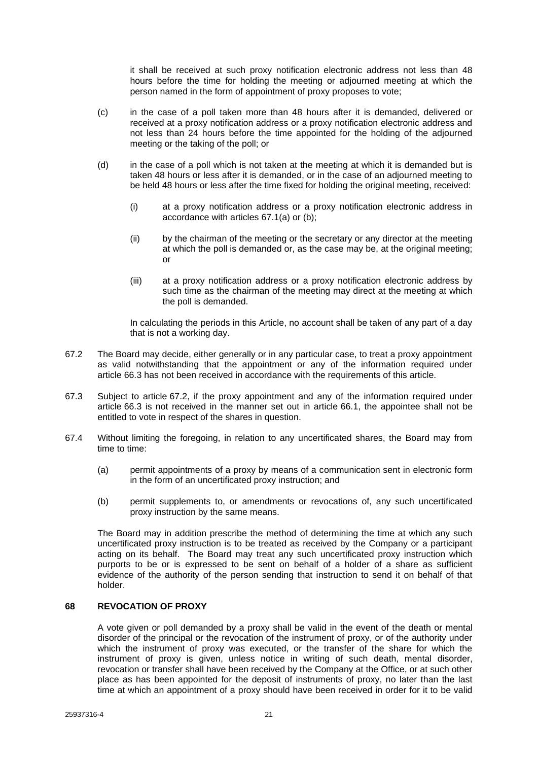it shall be received at such proxy notification electronic address not less than 48 hours before the time for holding the meeting or adjourned meeting at which the person named in the form of appointment of proxy proposes to vote;

(c) in the case of a poll taken more than 48 hours after it is demanded, delivered or received at a proxy notification address or a proxy notification electronic address and not less than 24 hours before the time appointed for the holding of the adjourned meeting or the taking of the poll; or

(d) in the case of a poll which is not taken at the meeting at which it is demanded but is taken 48 hours or less after it is demanded, or in the case of an adjourned meeting to be held 48 hours or less after the time fixed for holding the original meeting, received:

(i) at a proxy notification address or a proxy notification electronic address in accordance with articles 67.1(a) or (b);

(ii) by the chairman of the meeting or the secretary or any director at the meeting at which the poll is demanded or, as the case may be, at the original meeting; or

(iii) at a proxy notification address or a proxy notification electronic address by such time as the chairman of the meeting may direct at the meeting at which the poll is demanded.

In calculating the periods in this Article, no account shall be taken of any part of a day that is not a working day.

67.2 The Board may decide, either generally or in any particular case, to treat a proxy appointment as valid notwithstanding that the appointment or any of the information required under article 66.3 has not been received in accordance with the requirements of this article.

67.3 Subject to article 67.2, if the proxy appointment and any of the information required under article 66.3 is not received in the manner set out in article 66.1, the appointee shall not be entitled to vote in respect of the shares in question.

67.4 Without limiting the foregoing, in relation to any uncertificated shares, the Board may from time to time:

(a) permit appointments of a proxy by means of a communication sent in electronic form in the form of an uncertificated proxy instruction; and

(b) permit supplements to, or amendments or revocations of, any such uncertificated proxy instruction by the same means.

The Board may in addition prescribe the method of determining the time at which any such uncertificated proxy instruction is to be treated as received by the Company or a participant acting on its behalf. The Board may treat any such uncertificated proxy instruction which purports to be or is expressed to be sent on behalf of a holder of a share as sufficient evidence of the authority of the person sending that instruction to send it on behalf of that holder.

## 68 REVOCATION OF PROXY

A vote given or poll demanded by a proxy shall be valid in the event of the death or mental disorder of the principal or the revocation of the instrument of proxy, or of the authority under which the instrument of proxy was executed, or the transfer of the share for which the instrument of proxy is given, unless notice in writing of such death, mental disorder, revocation or transfer shall have been received by the Company at the Office, or at such other place as has been appointed for the deposit of instruments of proxy, no later than the last time at which an appointment of a proxy should have been received in order for it to be valid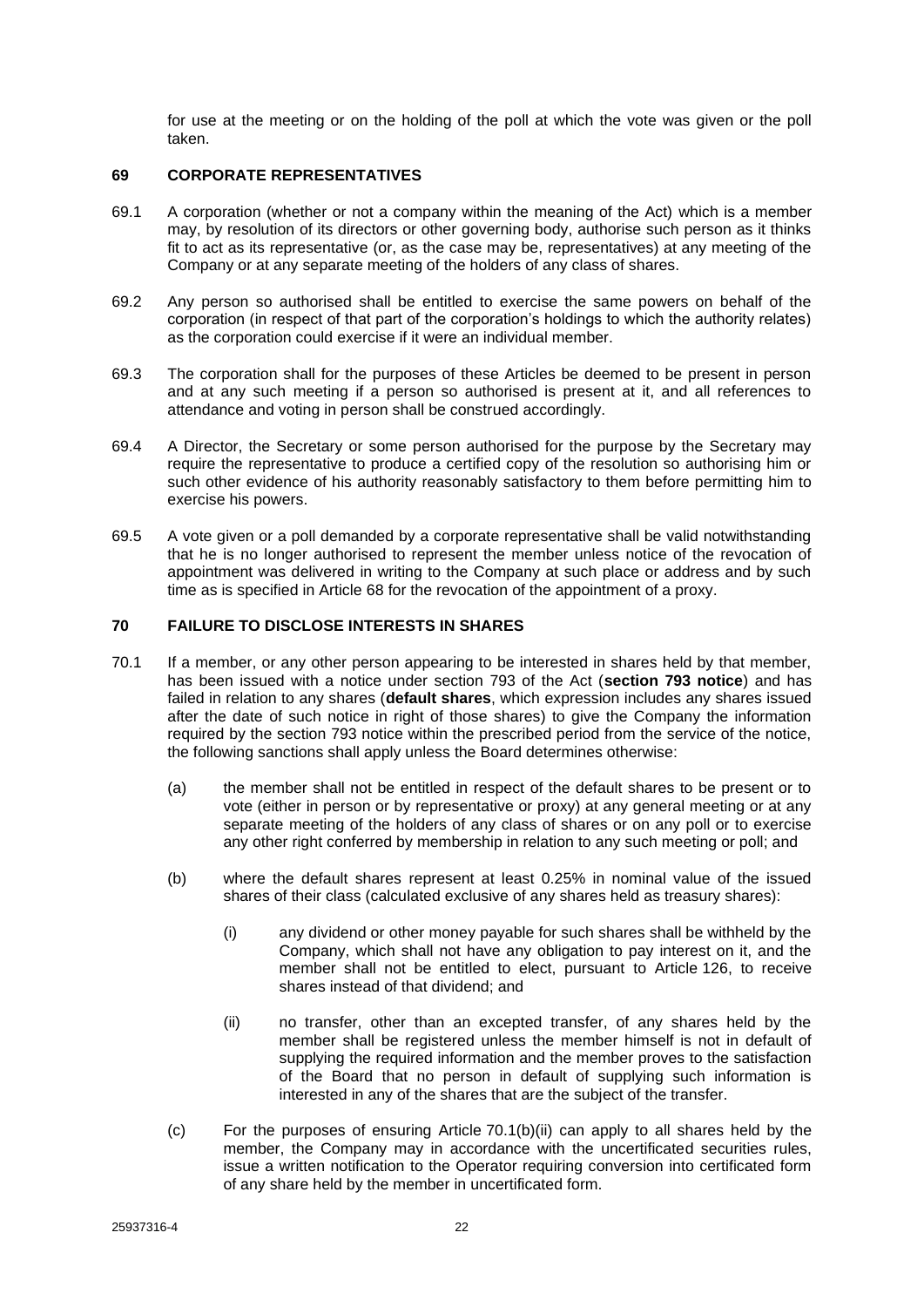for use at the meeting or on the holding of the poll at which the vote was given or the poll taken.

## 69 CORPORATE REPRESENTATIVES

69.1 A corporation (whether or not a company within the meaning of the Act) which is a member may, by resolution of its directors or other governing body, authorise such person as it thinks fit to act as its representative (or, as the case may be, representatives) at any meeting of the Company or at any separate meeting of the holders of any class of shares.

69.2 Any person so authorised shall be entitled to exercise the same powers on behalf of the corporation (in respect of that part of the corporation's holdings to which the authority relates) as the corporation could exercise if it were an individual member.

69.3 The corporation shall for the purposes of these Articles be deemed to be present in person and at any such meeting if a person so authorised is present at it, and all references to attendance and voting in person shall be construed accordingly.

69.4 A Director, the Secretary or some person authorised for the purpose by the Secretary may require the representative to produce a certified copy of the resolution so authorising him or such other evidence of his authority reasonably satisfactory to them before permitting him to exercise his powers.

69.5 A vote given or a poll demanded by a corporate representative shall be valid notwithstanding that he is no longer authorised to represent the member unless notice of the revocation of appointment was delivered in writing to the Company at such place or address and by such time as is specified in Article 68 for the revocation of the appointment of a proxy.

## 70 FAILURE TO DISCLOSE INTERESTS IN SHARES

70.1 If a member, or any other person appearing to be interested in shares held by that member, has been issued with a notice under section 793 of the Act (**section 793 notice**) and has failed in relation to any shares (**default shares**, which expression includes any shares issued after the date of such notice in right of those shares) to give the Company the information required by the section 793 notice within the prescribed period from the service of the notice, the following sanctions shall apply unless the Board determines otherwise:

(a) the member shall not be entitled in respect of the default shares to be present or to vote (either in person or by representative or proxy) at any general meeting or at any separate meeting of the holders of any class of shares or on any poll or to exercise any other right conferred by membership in relation to any such meeting or poll; and

(b) where the default shares represent at least 0.25% in nominal value of the issued shares of their class (calculated exclusive of any shares held as treasury shares):

   (i) any dividend or other money payable for such shares shall be withheld by the Company, which shall not have any obligation to pay interest on it, and the member shall not be entitled to elect, pursuant to Article 126, to receive shares instead of that dividend; and

   (ii) no transfer, other than an excepted transfer, of any shares held by the member shall be registered unless the member himself is not in default of supplying the required information and the member proves to the satisfaction of the Board that no person in default of supplying such information is interested in any of the shares that are the subject of the transfer.

(c) For the purposes of ensuring Article 70.1(b)(ii) can apply to all shares held by the member, the Company may in accordance with the uncertificated securities rules, issue a written notification to the Operator requiring conversion into certificated form of any share held by the member in uncertificated form.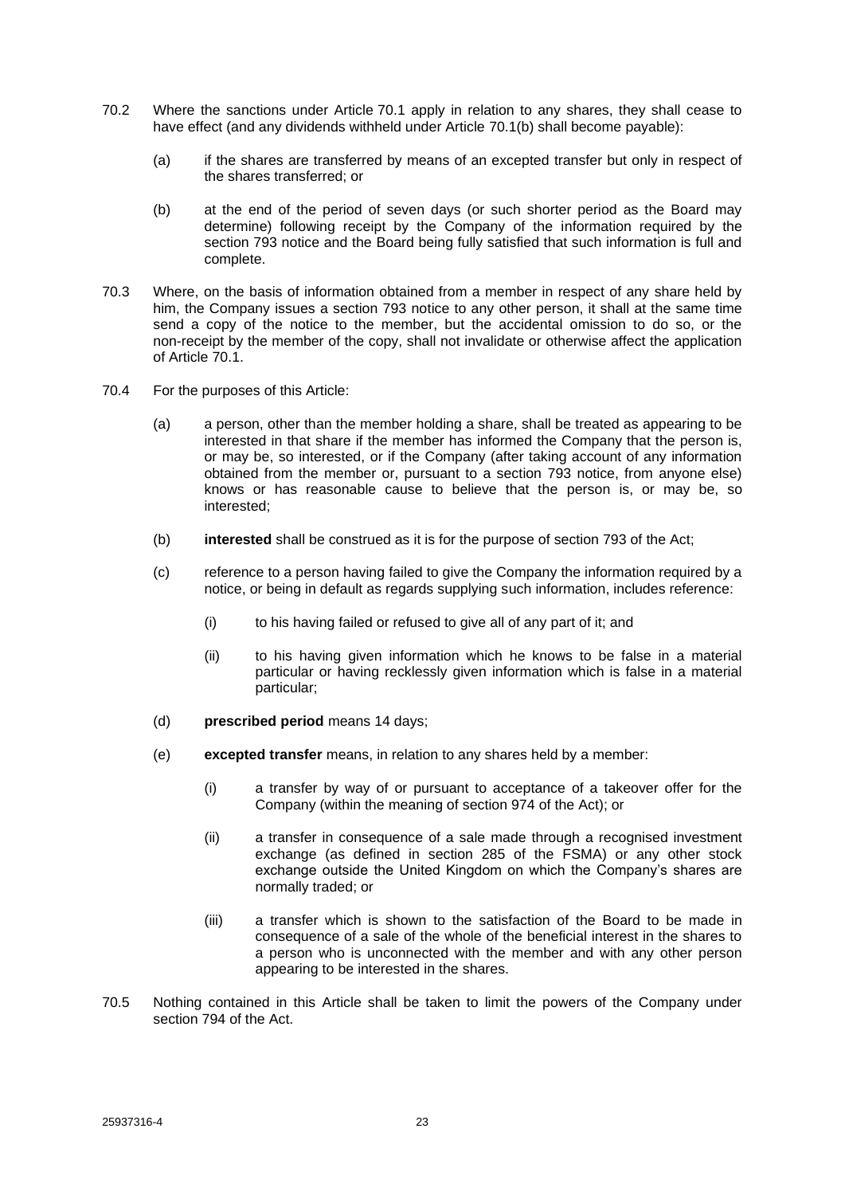70.2 Where the sanctions under Article 70.1 apply in relation to any shares, they shall cease to have effect (and any dividends withheld under Article 70.1(b) shall become payable):

(a) if the shares are transferred by means of an excepted transfer but only in respect of the shares transferred; or

(b) at the end of the period of seven days (or such shorter period as the Board may determine) following receipt by the Company of the information required by the section 793 notice and the Board being fully satisfied that such information is full and complete.

70.3 Where, on the basis of information obtained from a member in respect of any share held by him, the Company issues a section 793 notice to any other person, it shall at the same time send a copy of the notice to the member, but the accidental omission to do so, or the non-receipt by the member of the copy, shall not invalidate or otherwise affect the application of Article 70.1.

70.4 For the purposes of this Article:

(a) a person, other than the member holding a share, shall be treated as appearing to be interested in that share if the member has informed the Company that the person is, or may be, so interested, or if the Company (after taking account of any information obtained from the member or, pursuant to a section 793 notice, from anyone else) knows or has reasonable cause to believe that the person is, or may be, so interested;

(b) **interested** shall be construed as it is for the purpose of section 793 of the Act;

(c) reference to a person having failed to give the Company the information required by a notice, or being in default as regards supplying such information, includes reference:

(i) to his having failed or refused to give all of any part of it; and

(ii) to his having given information which he knows to be false in a material particular or having recklessly given information which is false in a material particular;

(d) **prescribed period** means 14 days;

(e) **excepted transfer** means, in relation to any shares held by a member:

(i) a transfer by way of or pursuant to acceptance of a takeover offer for the Company (within the meaning of section 974 of the Act); or

(ii) a transfer in consequence of a sale made through a recognised investment exchange (as defined in section 285 of the FSMA) or any other stock exchange outside the United Kingdom on which the Company's shares are normally traded; or

(iii) a transfer which is shown to the satisfaction of the Board to be made in consequence of a sale of the whole of the beneficial interest in the shares to a person who is unconnected with the member and with any other person appearing to be interested in the shares.

70.5 Nothing contained in this Article shall be taken to limit the powers of the Company under section 794 of the Act.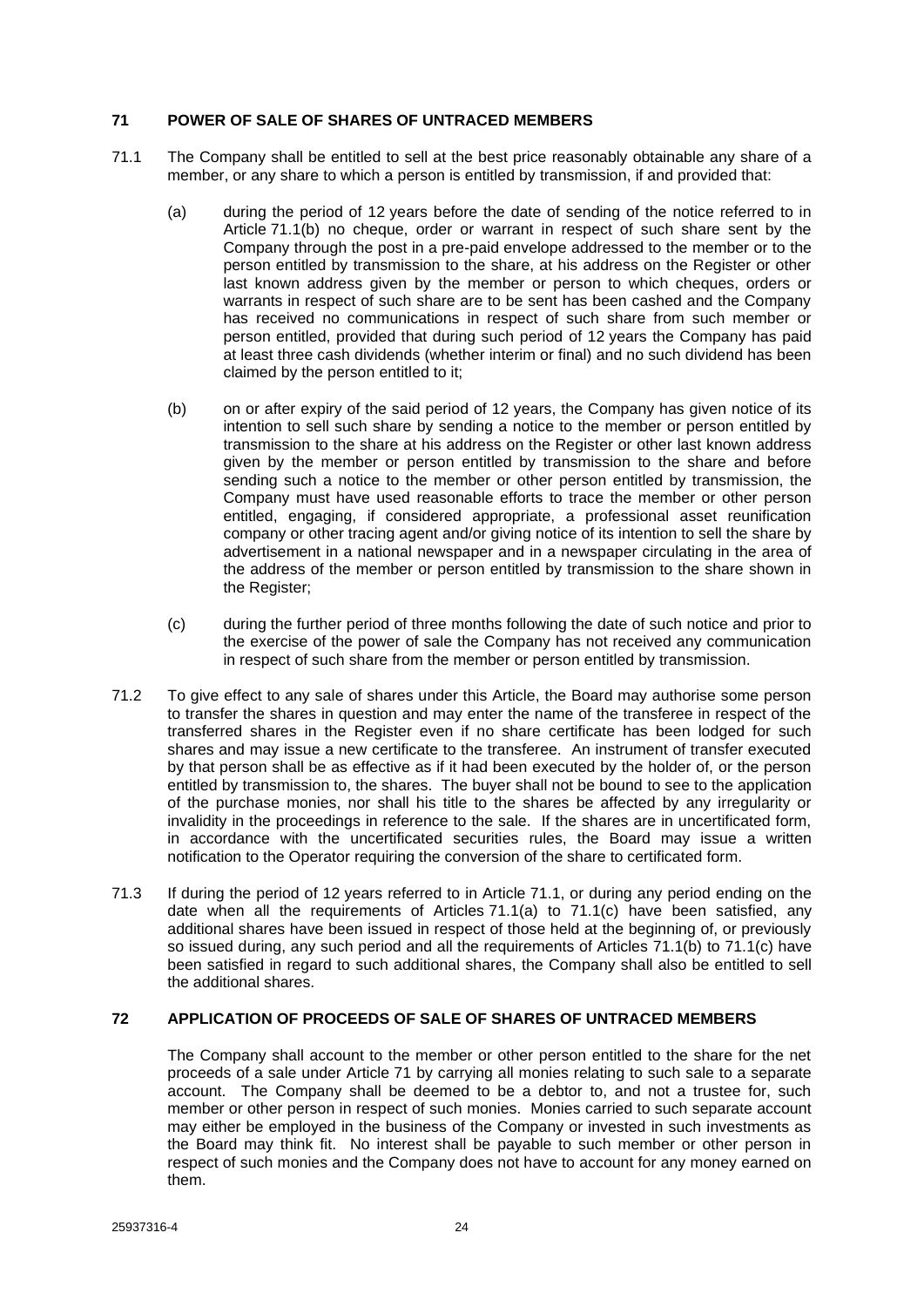## 71 POWER OF SALE OF SHARES OF UNTRACED MEMBERS

71.1 The Company shall be entitled to sell at the best price reasonably obtainable any share of a member, or any share to which a person is entitled by transmission, if and provided that:

(a) during the period of 12 years before the date of sending of the notice referred to in Article 71.1(b) no cheque, order or warrant in respect of such share sent by the Company through the post in a pre-paid envelope addressed to the member or to the person entitled by transmission to the share, at his address on the Register or other last known address given by the member or person to which cheques, orders or warrants in respect of such share are to be sent has been cashed and the Company has received no communications in respect of such share from such member or person entitled, provided that during such period of 12 years the Company has paid at least three cash dividends (whether interim or final) and no such dividend has been claimed by the person entitled to it;

(b) on or after expiry of the said period of 12 years, the Company has given notice of its intention to sell such share by sending a notice to the member or person entitled by transmission to the share at his address on the Register or other last known address given by the member or person entitled by transmission to the share and before sending such a notice to the member or other person entitled by transmission, the Company must have used reasonable efforts to trace the member or other person entitled, engaging, if considered appropriate, a professional asset reunification company or other tracing agent and/or giving notice of its intention to sell the share by advertisement in a national newspaper and in a newspaper circulating in the area of the address of the member or person entitled by transmission to the share shown in the Register;

(c) during the further period of three months following the date of such notice and prior to the exercise of the power of sale the Company has not received any communication in respect of such share from the member or person entitled by transmission.

71.2 To give effect to any sale of shares under this Article, the Board may authorise some person to transfer the shares in question and may enter the name of the transferee in respect of the transferred shares in the Register even if no share certificate has been lodged for such shares and may issue a new certificate to the transferee. An instrument of transfer executed by that person shall be as effective as if it had been executed by the holder of, or the person entitled by transmission to, the shares. The buyer shall not be bound to see to the application of the purchase monies, nor shall his title to the shares be affected by any irregularity or invalidity in the proceedings in reference to the sale. If the shares are in uncertificated form, in accordance with the uncertificated securities rules, the Board may issue a written notification to the Operator requiring the conversion of the share to certificated form.

71.3 If during the period of 12 years referred to in Article 71.1, or during any period ending on the date when all the requirements of Articles 71.1(a) to 71.1(c) have been satisfied, any additional shares have been issued in respect of those held at the beginning of, or previously so issued during, any such period and all the requirements of Articles 71.1(b) to 71.1(c) have been satisfied in regard to such additional shares, the Company shall also be entitled to sell the additional shares.

## 72 APPLICATION OF PROCEEDS OF SALE OF SHARES OF UNTRACED MEMBERS

The Company shall account to the member or other person entitled to the share for the net proceeds of a sale under Article 71 by carrying all monies relating to such sale to a separate account. The Company shall be deemed to be a debtor to, and not a trustee for, such member or other person in respect of such monies. Monies carried to such separate account may either be employed in the business of the Company or invested in such investments as the Board may think fit. No interest shall be payable to such member or other person in respect of such monies and the Company does not have to account for any money earned on them.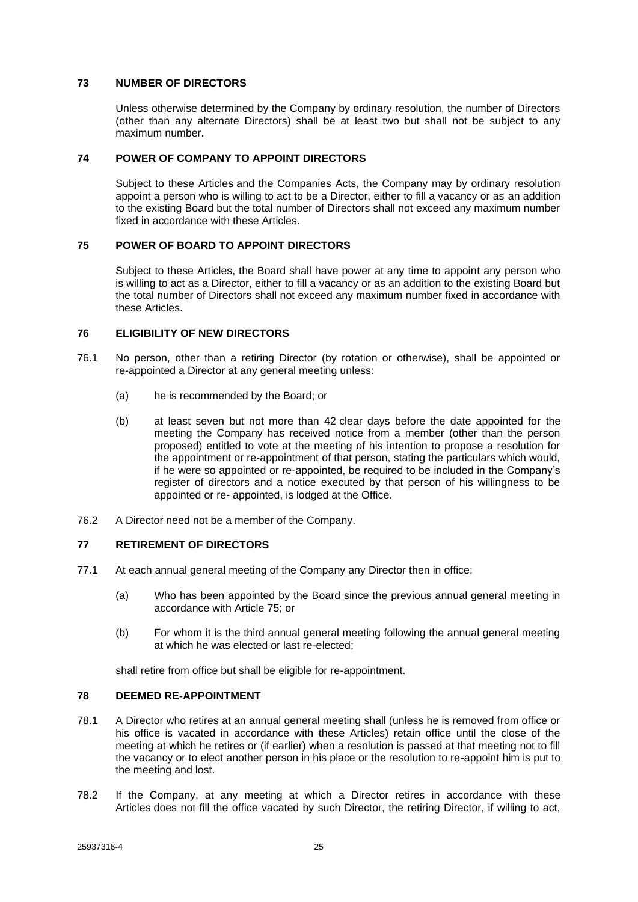## 73 NUMBER OF DIRECTORS

Unless otherwise determined by the Company by ordinary resolution, the number of Directors (other than any alternate Directors) shall be at least two but shall not be subject to any maximum number.

## 74 POWER OF COMPANY TO APPOINT DIRECTORS

Subject to these Articles and the Companies Acts, the Company may by ordinary resolution appoint a person who is willing to act to be a Director, either to fill a vacancy or as an addition to the existing Board but the total number of Directors shall not exceed any maximum number fixed in accordance with these Articles.

## 75 POWER OF BOARD TO APPOINT DIRECTORS

Subject to these Articles, the Board shall have power at any time to appoint any person who is willing to act as a Director, either to fill a vacancy or as an addition to the existing Board but the total number of Directors shall not exceed any maximum number fixed in accordance with these Articles.

## 76 ELIGIBILITY OF NEW DIRECTORS

76.1 No person, other than a retiring Director (by rotation or otherwise), shall be appointed or re-appointed a Director at any general meeting unless:

(a) he is recommended by the Board; or

(b) at least seven but not more than 42 clear days before the date appointed for the meeting the Company has received notice from a member (other than the person proposed) entitled to vote at the meeting of his intention to propose a resolution for the appointment or re-appointment of that person, stating the particulars which would, if he were so appointed or re-appointed, be required to be included in the Company's register of directors and a notice executed by that person of his willingness to be appointed or re- appointed, is lodged at the Office.

76.2 A Director need not be a member of the Company.

## 77 RETIREMENT OF DIRECTORS

77.1 At each annual general meeting of the Company any Director then in office:

(a) Who has been appointed by the Board since the previous annual general meeting in accordance with Article 75; or

(b) For whom it is the third annual general meeting following the annual general meeting at which he was elected or last re-elected;

shall retire from office but shall be eligible for re-appointment.

## 78 DEEMED RE-APPOINTMENT

78.1 A Director who retires at an annual general meeting shall (unless he is removed from office or his office is vacated in accordance with these Articles) retain office until the close of the meeting at which he retires or (if earlier) when a resolution is passed at that meeting not to fill the vacancy or to elect another person in his place or the resolution to re-appoint him is put to the meeting and lost.

78.2 If the Company, at any meeting at which a Director retires in accordance with these Articles does not fill the office vacated by such Director, the retiring Director, if willing to act,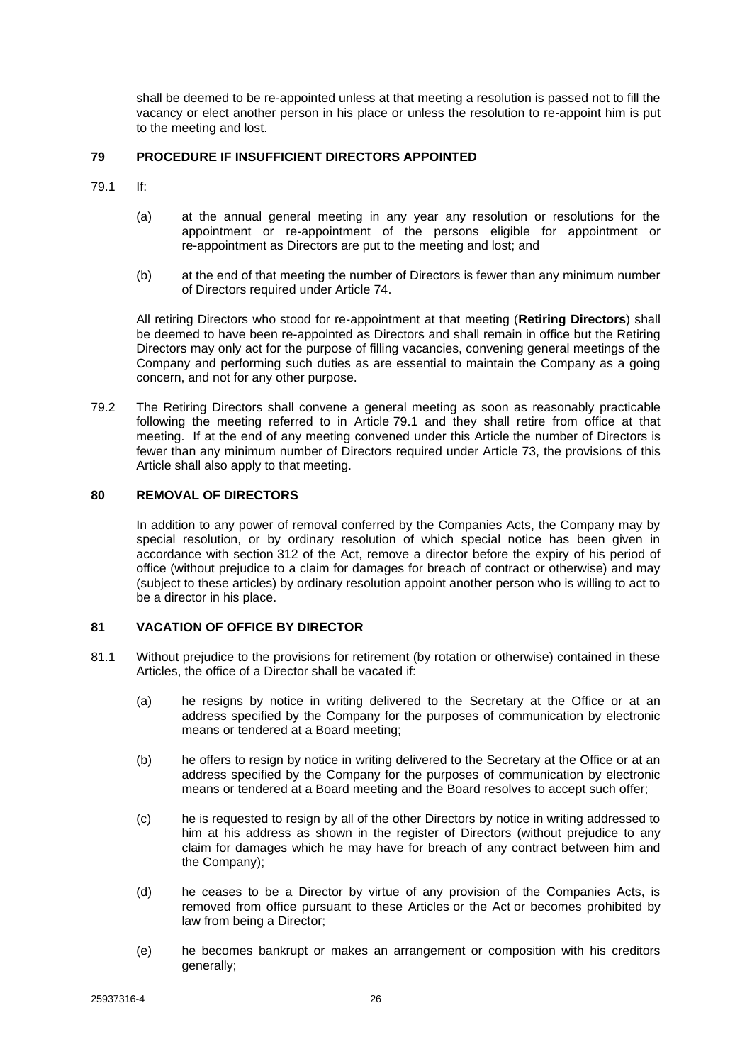shall be deemed to be re-appointed unless at that meeting a resolution is passed not to fill the vacancy or elect another person in his place or unless the resolution to re-appoint him is put to the meeting and lost.

## 79 PROCEDURE IF INSUFFICIENT DIRECTORS APPOINTED

79.1 If:

(a) at the annual general meeting in any year any resolution or resolutions for the appointment or re-appointment of the persons eligible for appointment or re-appointment as Directors are put to the meeting and lost; and

(b) at the end of that meeting the number of Directors is fewer than any minimum number of Directors required under Article 74.

All retiring Directors who stood for re-appointment at that meeting (**Retiring Directors**) shall be deemed to have been re-appointed as Directors and shall remain in office but the Retiring Directors may only act for the purpose of filling vacancies, convening general meetings of the Company and performing such duties as are essential to maintain the Company as a going concern, and not for any other purpose.

79.2 The Retiring Directors shall convene a general meeting as soon as reasonably practicable following the meeting referred to in Article 79.1 and they shall retire from office at that meeting. If at the end of any meeting convened under this Article the number of Directors is fewer than any minimum number of Directors required under Article 73, the provisions of this Article shall also apply to that meeting.

## 80 REMOVAL OF DIRECTORS

In addition to any power of removal conferred by the Companies Acts, the Company may by special resolution, or by ordinary resolution of which special notice has been given in accordance with section 312 of the Act, remove a director before the expiry of his period of office (without prejudice to a claim for damages for breach of contract or otherwise) and may (subject to these articles) by ordinary resolution appoint another person who is willing to act to be a director in his place.

## 81 VACATION OF OFFICE BY DIRECTOR

81.1 Without prejudice to the provisions for retirement (by rotation or otherwise) contained in these Articles, the office of a Director shall be vacated if:

(a) he resigns by notice in writing delivered to the Secretary at the Office or at an address specified by the Company for the purposes of communication by electronic means or tendered at a Board meeting;

(b) he offers to resign by notice in writing delivered to the Secretary at the Office or at an address specified by the Company for the purposes of communication by electronic means or tendered at a Board meeting and the Board resolves to accept such offer;

(c) he is requested to resign by all of the other Directors by notice in writing addressed to him at his address as shown in the register of Directors (without prejudice to any claim for damages which he may have for breach of any contract between him and the Company);

(d) he ceases to be a Director by virtue of any provision of the Companies Acts, is removed from office pursuant to these Articles or the Act or becomes prohibited by law from being a Director;

(e) he becomes bankrupt or makes an arrangement or composition with his creditors generally;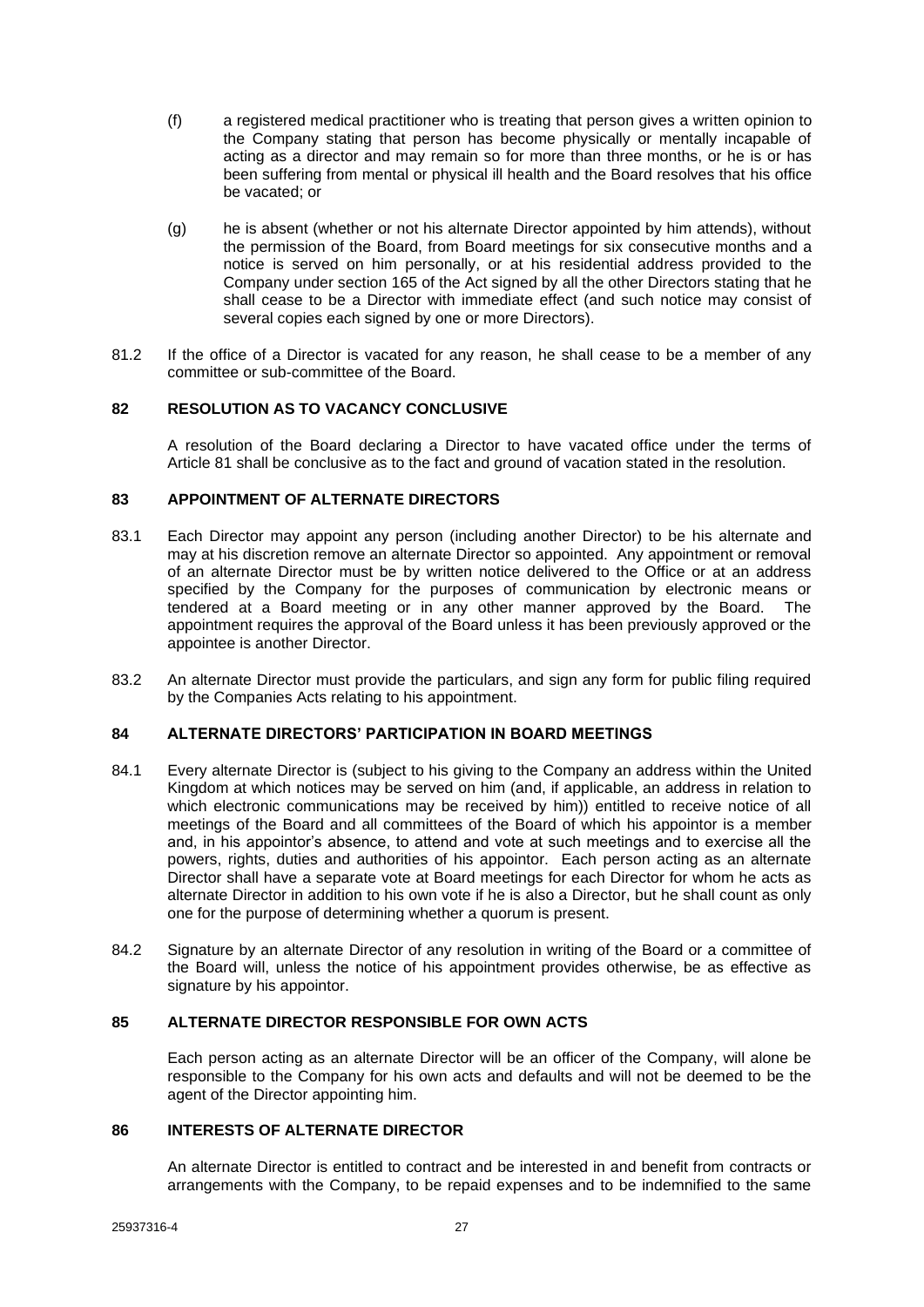(f) a registered medical practitioner who is treating that person gives a written opinion to the Company stating that person has become physically or mentally incapable of acting as a director and may remain so for more than three months, or he is or has been suffering from mental or physical ill health and the Board resolves that his office be vacated; or

(g) he is absent (whether or not his alternate Director appointed by him attends), without the permission of the Board, from Board meetings for six consecutive months and a notice is served on him personally, or at his residential address provided to the Company under section 165 of the Act signed by all the other Directors stating that he shall cease to be a Director with immediate effect (and such notice may consist of several copies each signed by one or more Directors).

81.2 If the office of a Director is vacated for any reason, he shall cease to be a member of any committee or sub-committee of the Board.

## 82 RESOLUTION AS TO VACANCY CONCLUSIVE

A resolution of the Board declaring a Director to have vacated office under the terms of Article 81 shall be conclusive as to the fact and ground of vacation stated in the resolution.

## 83 APPOINTMENT OF ALTERNATE DIRECTORS

83.1 Each Director may appoint any person (including another Director) to be his alternate and may at his discretion remove an alternate Director so appointed. Any appointment or removal of an alternate Director must be by written notice delivered to the Office or at an address specified by the Company for the purposes of communication by electronic means or tendered at a Board meeting or in any other manner approved by the Board. The appointment requires the approval of the Board unless it has been previously approved or the appointee is another Director.

83.2 An alternate Director must provide the particulars, and sign any form for public filing required by the Companies Acts relating to his appointment.

## 84 ALTERNATE DIRECTORS' PARTICIPATION IN BOARD MEETINGS

84.1 Every alternate Director is (subject to his giving to the Company an address within the United Kingdom at which notices may be served on him (and, if applicable, an address in relation to which electronic communications may be received by him)) entitled to receive notice of all meetings of the Board and all committees of the Board of which his appointor is a member and, in his appointor's absence, to attend and vote at such meetings and to exercise all the powers, rights, duties and authorities of his appointor. Each person acting as an alternate Director shall have a separate vote at Board meetings for each Director for whom he acts as alternate Director in addition to his own vote if he is also a Director, but he shall count as only one for the purpose of determining whether a quorum is present.

84.2 Signature by an alternate Director of any resolution in writing of the Board or a committee of the Board will, unless the notice of his appointment provides otherwise, be as effective as signature by his appointor.

## 85 ALTERNATE DIRECTOR RESPONSIBLE FOR OWN ACTS

Each person acting as an alternate Director will be an officer of the Company, will alone be responsible to the Company for his own acts and defaults and will not be deemed to be the agent of the Director appointing him.

## 86 INTERESTS OF ALTERNATE DIRECTOR

An alternate Director is entitled to contract and be interested in and benefit from contracts or arrangements with the Company, to be repaid expenses and to be indemnified to the same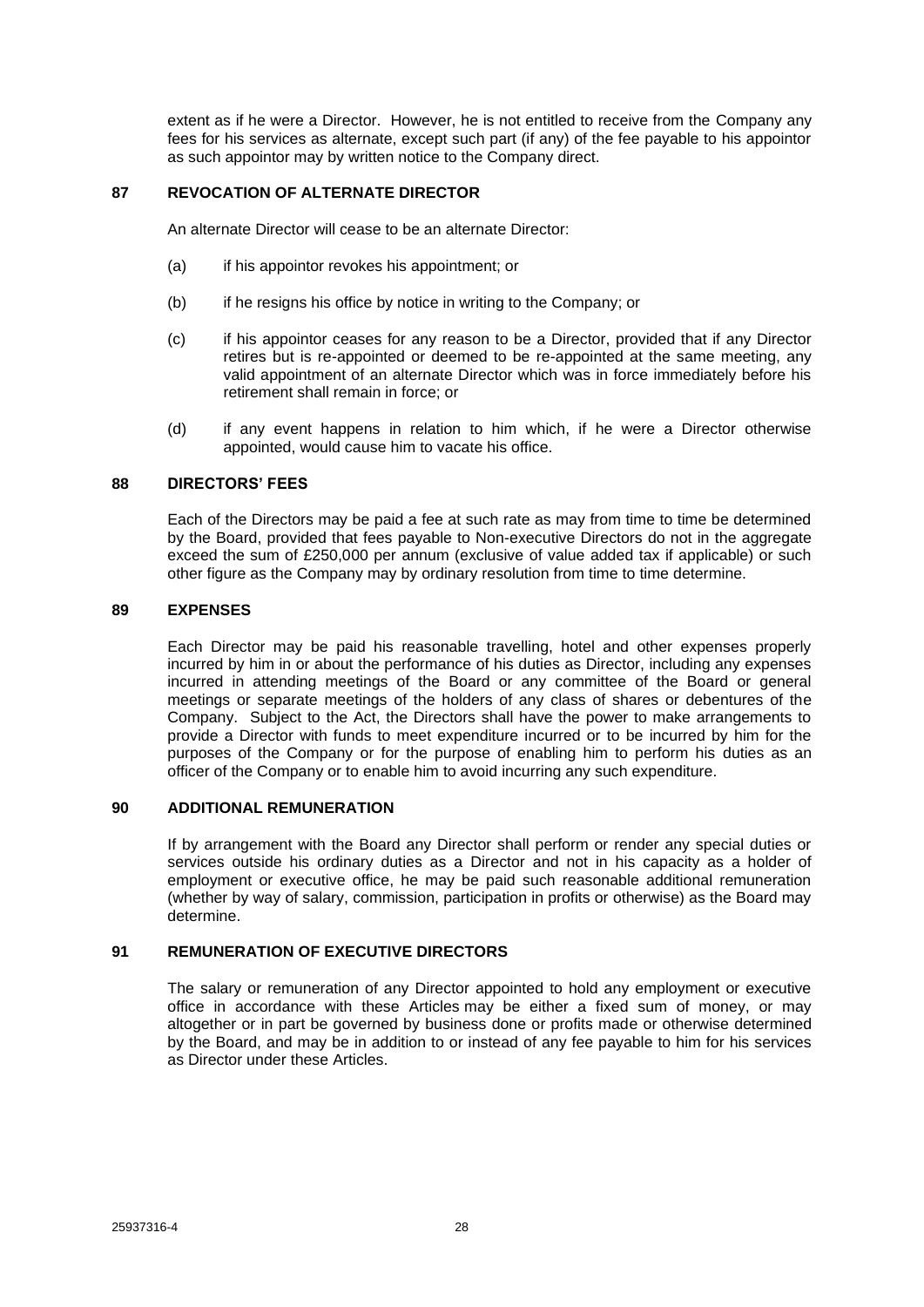extent as if he were a Director. However, he is not entitled to receive from the Company any fees for his services as alternate, except such part (if any) of the fee payable to his appointor as such appointor may by written notice to the Company direct.

## 87 REVOCATION OF ALTERNATE DIRECTOR

An alternate Director will cease to be an alternate Director:

(a) if his appointor revokes his appointment; or

(b) if he resigns his office by notice in writing to the Company; or

(c) if his appointor ceases for any reason to be a Director, provided that if any Director retires but is re-appointed or deemed to be re-appointed at the same meeting, any valid appointment of an alternate Director which was in force immediately before his retirement shall remain in force; or

(d) if any event happens in relation to him which, if he were a Director otherwise appointed, would cause him to vacate his office.

## 88 DIRECTORS' FEES

Each of the Directors may be paid a fee at such rate as may from time to time be determined by the Board, provided that fees payable to Non-executive Directors do not in the aggregate exceed the sum of £250,000 per annum (exclusive of value added tax if applicable) or such other figure as the Company may by ordinary resolution from time to time determine.

## 89 EXPENSES

Each Director may be paid his reasonable travelling, hotel and other expenses properly incurred by him in or about the performance of his duties as Director, including any expenses incurred in attending meetings of the Board or any committee of the Board or general meetings or separate meetings of the holders of any class of shares or debentures of the Company. Subject to the Act, the Directors shall have the power to make arrangements to provide a Director with funds to meet expenditure incurred or to be incurred by him for the purposes of the Company or for the purpose of enabling him to perform his duties as an officer of the Company or to enable him to avoid incurring any such expenditure.

## 90 ADDITIONAL REMUNERATION

If by arrangement with the Board any Director shall perform or render any special duties or services outside his ordinary duties as a Director and not in his capacity as a holder of employment or executive office, he may be paid such reasonable additional remuneration (whether by way of salary, commission, participation in profits or otherwise) as the Board may determine.

## 91 REMUNERATION OF EXECUTIVE DIRECTORS

The salary or remuneration of any Director appointed to hold any employment or executive office in accordance with these Articles may be either a fixed sum of money, or may altogether or in part be governed by business done or profits made or otherwise determined by the Board, and may be in addition to or instead of any fee payable to him for his services as Director under these Articles.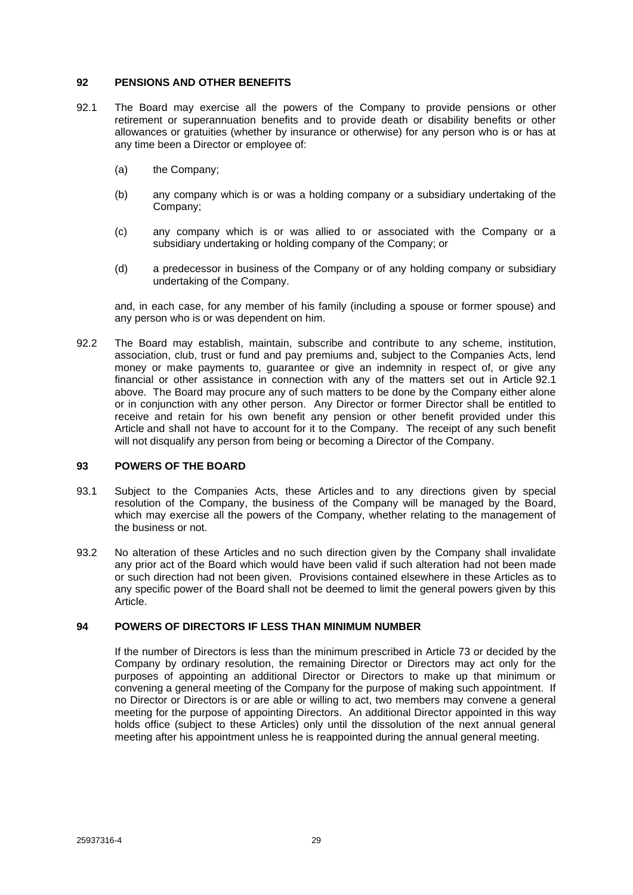## 92 PENSIONS AND OTHER BENEFITS

92.1 The Board may exercise all the powers of the Company to provide pensions or other retirement or superannuation benefits and to provide death or disability benefits or other allowances or gratuities (whether by insurance or otherwise) for any person who is or has at any time been a Director or employee of:

(a) the Company;

(b) any company which is or was a holding company or a subsidiary undertaking of the Company;

(c) any company which is or was allied to or associated with the Company or a subsidiary undertaking or holding company of the Company; or

(d) a predecessor in business of the Company or of any holding company or subsidiary undertaking of the Company.

and, in each case, for any member of his family (including a spouse or former spouse) and any person who is or was dependent on him.

92.2 The Board may establish, maintain, subscribe and contribute to any scheme, institution, association, club, trust or fund and pay premiums and, subject to the Companies Acts, lend money or make payments to, guarantee or give an indemnity in respect of, or give any financial or other assistance in connection with any of the matters set out in Article 92.1 above. The Board may procure any of such matters to be done by the Company either alone or in conjunction with any other person. Any Director or former Director shall be entitled to receive and retain for his own benefit any pension or other benefit provided under this Article and shall not have to account for it to the Company. The receipt of any such benefit will not disqualify any person from being or becoming a Director of the Company.

## 93 POWERS OF THE BOARD

93.1 Subject to the Companies Acts, these Articles and to any directions given by special resolution of the Company, the business of the Company will be managed by the Board, which may exercise all the powers of the Company, whether relating to the management of the business or not.

93.2 No alteration of these Articles and no such direction given by the Company shall invalidate any prior act of the Board which would have been valid if such alteration had not been made or such direction had not been given. Provisions contained elsewhere in these Articles as to any specific power of the Board shall not be deemed to limit the general powers given by this Article.

## 94 POWERS OF DIRECTORS IF LESS THAN MINIMUM NUMBER

If the number of Directors is less than the minimum prescribed in Article 73 or decided by the Company by ordinary resolution, the remaining Director or Directors may act only for the purposes of appointing an additional Director or Directors to make up that minimum or convening a general meeting of the Company for the purpose of making such appointment. If no Director or Directors is or are able or willing to act, two members may convene a general meeting for the purpose of appointing Directors. An additional Director appointed in this way holds office (subject to these Articles) only until the dissolution of the next annual general meeting after his appointment unless he is reappointed during the annual general meeting.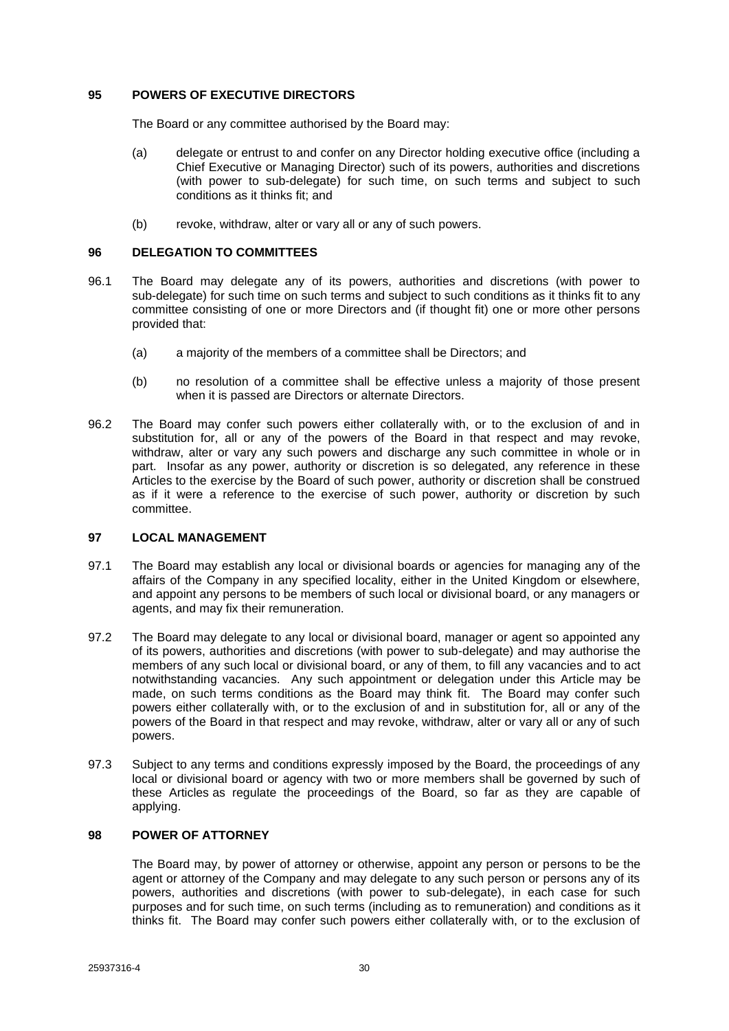## 95 POWERS OF EXECUTIVE DIRECTORS

The Board or any committee authorised by the Board may:

(a) delegate or entrust to and confer on any Director holding executive office (including a Chief Executive or Managing Director) such of its powers, authorities and discretions (with power to sub-delegate) for such time, on such terms and subject to such conditions as it thinks fit; and

(b) revoke, withdraw, alter or vary all or any of such powers.

## 96 DELEGATION TO COMMITTEES

96.1 The Board may delegate any of its powers, authorities and discretions (with power to sub-delegate) for such time on such terms and subject to such conditions as it thinks fit to any committee consisting of one or more Directors and (if thought fit) one or more other persons provided that:

(a) a majority of the members of a committee shall be Directors; and

(b) no resolution of a committee shall be effective unless a majority of those present when it is passed are Directors or alternate Directors.

96.2 The Board may confer such powers either collaterally with, or to the exclusion of and in substitution for, all or any of the powers of the Board in that respect and may revoke, withdraw, alter or vary any such powers and discharge any such committee in whole or in part. Insofar as any power, authority or discretion is so delegated, any reference in these Articles to the exercise by the Board of such power, authority or discretion shall be construed as if it were a reference to the exercise of such power, authority or discretion by such committee.

## 97 LOCAL MANAGEMENT

97.1 The Board may establish any local or divisional boards or agencies for managing any of the affairs of the Company in any specified locality, either in the United Kingdom or elsewhere, and appoint any persons to be members of such local or divisional board, or any managers or agents, and may fix their remuneration.

97.2 The Board may delegate to any local or divisional board, manager or agent so appointed any of its powers, authorities and discretions (with power to sub-delegate) and may authorise the members of any such local or divisional board, or any of them, to fill any vacancies and to act notwithstanding vacancies. Any such appointment or delegation under this Article may be made, on such terms conditions as the Board may think fit. The Board may confer such powers either collaterally with, or to the exclusion of and in substitution for, all or any of the powers of the Board in that respect and may revoke, withdraw, alter or vary all or any of such powers.

97.3 Subject to any terms and conditions expressly imposed by the Board, the proceedings of any local or divisional board or agency with two or more members shall be governed by such of these Articles as regulate the proceedings of the Board, so far as they are capable of applying.

## 98 POWER OF ATTORNEY

The Board may, by power of attorney or otherwise, appoint any person or persons to be the agent or attorney of the Company and may delegate to any such person or persons any of its powers, authorities and discretions (with power to sub-delegate), in each case for such purposes and for such time, on such terms (including as to remuneration) and conditions as it thinks fit. The Board may confer such powers either collaterally with, or to the exclusion of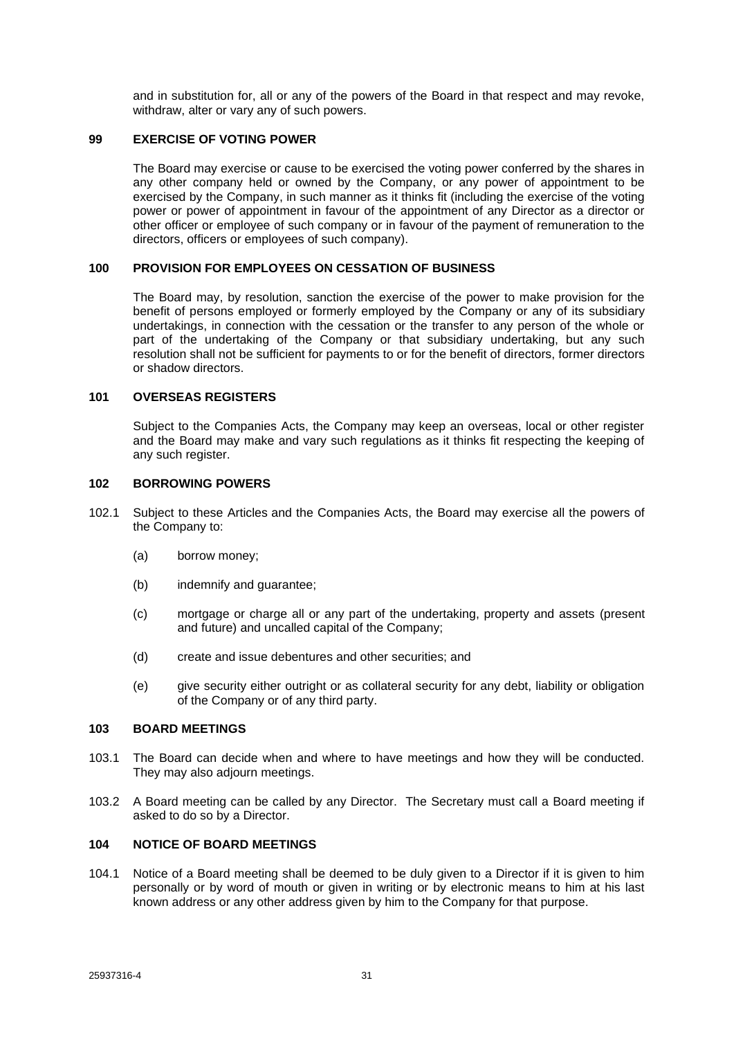and in substitution for, all or any of the powers of the Board in that respect and may revoke, withdraw, alter or vary any of such powers.

## 99 EXERCISE OF VOTING POWER

The Board may exercise or cause to be exercised the voting power conferred by the shares in any other company held or owned by the Company, or any power of appointment to be exercised by the Company, in such manner as it thinks fit (including the exercise of the voting power or power of appointment in favour of the appointment of any Director as a director or other officer or employee of such company or in favour of the payment of remuneration to the directors, officers or employees of such company).

## 100 PROVISION FOR EMPLOYEES ON CESSATION OF BUSINESS

The Board may, by resolution, sanction the exercise of the power to make provision for the benefit of persons employed or formerly employed by the Company or any of its subsidiary undertakings, in connection with the cessation or the transfer to any person of the whole or part of the undertaking of the Company or that subsidiary undertaking, but any such resolution shall not be sufficient for payments to or for the benefit of directors, former directors or shadow directors.

## 101 OVERSEAS REGISTERS

Subject to the Companies Acts, the Company may keep an overseas, local or other register and the Board may make and vary such regulations as it thinks fit respecting the keeping of any such register.

## 102 BORROWING POWERS

102.1 Subject to these Articles and the Companies Acts, the Board may exercise all the powers of the Company to:

(a) borrow money;

(b) indemnify and guarantee;

(c) mortgage or charge all or any part of the undertaking, property and assets (present and future) and uncalled capital of the Company;

(d) create and issue debentures and other securities; and

(e) give security either outright or as collateral security for any debt, liability or obligation of the Company or of any third party.

## 103 BOARD MEETINGS

103.1 The Board can decide when and where to have meetings and how they will be conducted. They may also adjourn meetings.

103.2 A Board meeting can be called by any Director. The Secretary must call a Board meeting if asked to do so by a Director.

## 104 NOTICE OF BOARD MEETINGS

104.1 Notice of a Board meeting shall be deemed to be duly given to a Director if it is given to him personally or by word of mouth or given in writing or by electronic means to him at his last known address or any other address given by him to the Company for that purpose.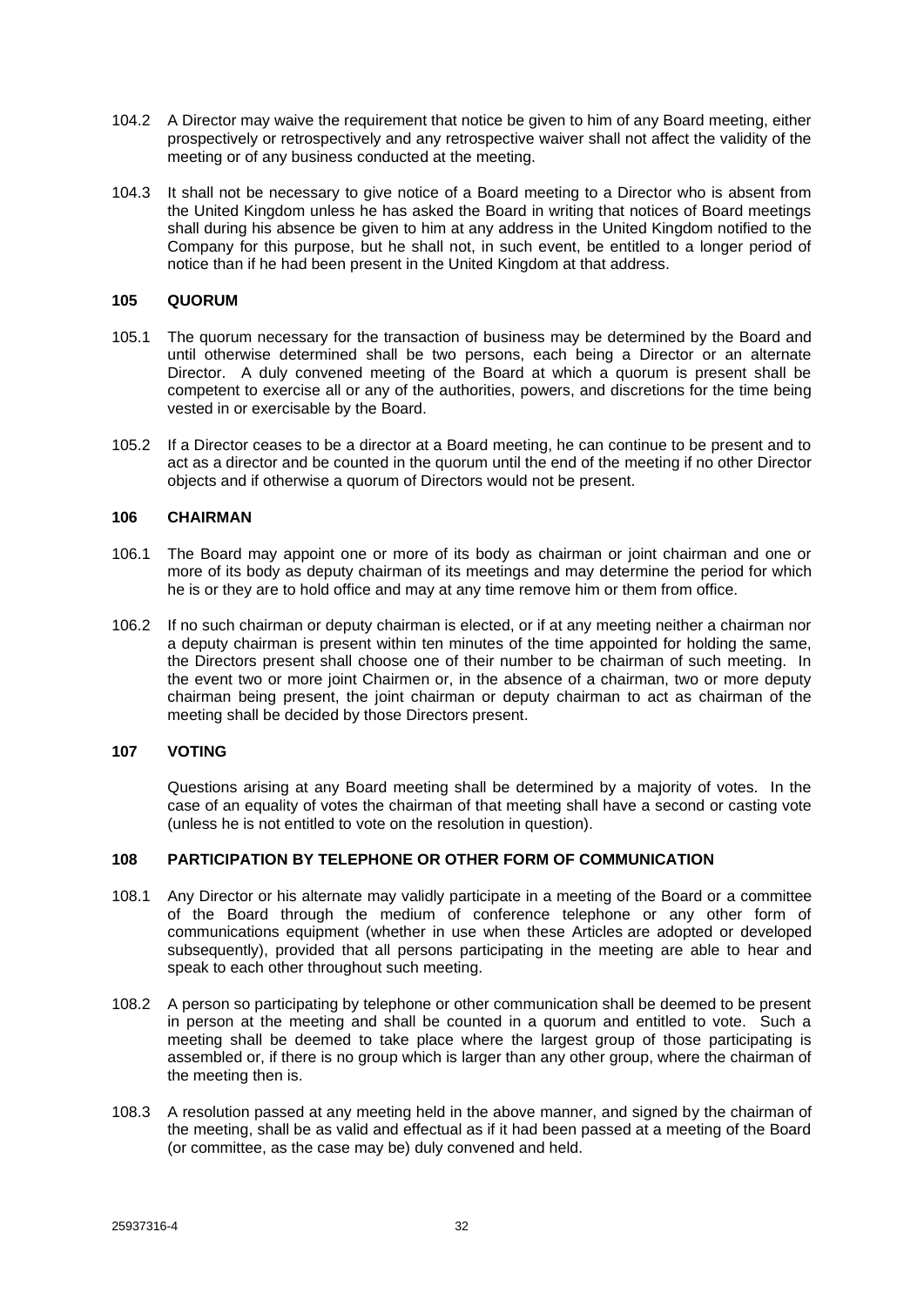104.2 A Director may waive the requirement that notice be given to him of any Board meeting, either prospectively or retrospectively and any retrospective waiver shall not affect the validity of the meeting or of any business conducted at the meeting.

104.3 It shall not be necessary to give notice of a Board meeting to a Director who is absent from the United Kingdom unless he has asked the Board in writing that notices of Board meetings shall during his absence be given to him at any address in the United Kingdom notified to the Company for this purpose, but he shall not, in such event, be entitled to a longer period of notice than if he had been present in the United Kingdom at that address.

### 105 QUORUM

105.1 The quorum necessary for the transaction of business may be determined by the Board and until otherwise determined shall be two persons, each being a Director or an alternate Director. A duly convened meeting of the Board at which a quorum is present shall be competent to exercise all or any of the authorities, powers, and discretions for the time being vested in or exercisable by the Board.

105.2 If a Director ceases to be a director at a Board meeting, he can continue to be present and to act as a director and be counted in the quorum until the end of the meeting if no other Director objects and if otherwise a quorum of Directors would not be present.

### 106 CHAIRMAN

106.1 The Board may appoint one or more of its body as chairman or joint chairman and one or more of its body as deputy chairman of its meetings and may determine the period for which he is or they are to hold office and may at any time remove him or them from office.

106.2 If no such chairman or deputy chairman is elected, or if at any meeting neither a chairman nor a deputy chairman is present within ten minutes of the time appointed for holding the same, the Directors present shall choose one of their number to be chairman of such meeting. In the event two or more joint Chairmen or, in the absence of a chairman, two or more deputy chairman being present, the joint chairman or deputy chairman to act as chairman of the meeting shall be decided by those Directors present.

### 107 VOTING

Questions arising at any Board meeting shall be determined by a majority of votes. In the case of an equality of votes the chairman of that meeting shall have a second or casting vote (unless he is not entitled to vote on the resolution in question).

### 108 PARTICIPATION BY TELEPHONE OR OTHER FORM OF COMMUNICATION

108.1 Any Director or his alternate may validly participate in a meeting of the Board or a committee of the Board through the medium of conference telephone or any other form of communications equipment (whether in use when these Articles are adopted or developed subsequently), provided that all persons participating in the meeting are able to hear and speak to each other throughout such meeting.

108.2 A person so participating by telephone or other communication shall be deemed to be present in person at the meeting and shall be counted in a quorum and entitled to vote. Such a meeting shall be deemed to take place where the largest group of those participating is assembled or, if there is no group which is larger than any other group, where the chairman of the meeting then is.

108.3 A resolution passed at any meeting held in the above manner, and signed by the chairman of the meeting, shall be as valid and effectual as if it had been passed at a meeting of the Board (or committee, as the case may be) duly convened and held.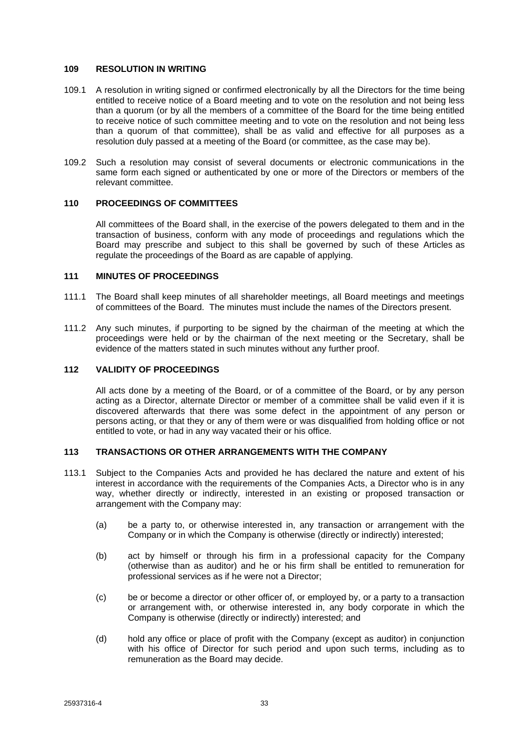## 109 RESOLUTION IN WRITING

109.1 A resolution in writing signed or confirmed electronically by all the Directors for the time being entitled to receive notice of a Board meeting and to vote on the resolution and not being less than a quorum (or by all the members of a committee of the Board for the time being entitled to receive notice of such committee meeting and to vote on the resolution and not being less than a quorum of that committee), shall be as valid and effective for all purposes as a resolution duly passed at a meeting of the Board (or committee, as the case may be).

109.2 Such a resolution may consist of several documents or electronic communications in the same form each signed or authenticated by one or more of the Directors or members of the relevant committee.

## 110 PROCEEDINGS OF COMMITTEES

All committees of the Board shall, in the exercise of the powers delegated to them and in the transaction of business, conform with any mode of proceedings and regulations which the Board may prescribe and subject to this shall be governed by such of these Articles as regulate the proceedings of the Board as are capable of applying.

## 111 MINUTES OF PROCEEDINGS

111.1 The Board shall keep minutes of all shareholder meetings, all Board meetings and meetings of committees of the Board. The minutes must include the names of the Directors present.

111.2 Any such minutes, if purporting to be signed by the chairman of the meeting at which the proceedings were held or by the chairman of the next meeting or the Secretary, shall be evidence of the matters stated in such minutes without any further proof.

## 112 VALIDITY OF PROCEEDINGS

All acts done by a meeting of the Board, or of a committee of the Board, or by any person acting as a Director, alternate Director or member of a committee shall be valid even if it is discovered afterwards that there was some defect in the appointment of any person or persons acting, or that they or any of them were or was disqualified from holding office or not entitled to vote, or had in any way vacated their or his office.

## 113 TRANSACTIONS OR OTHER ARRANGEMENTS WITH THE COMPANY

113.1 Subject to the Companies Acts and provided he has declared the nature and extent of his interest in accordance with the requirements of the Companies Acts, a Director who is in any way, whether directly or indirectly, interested in an existing or proposed transaction or arrangement with the Company may:

(a) be a party to, or otherwise interested in, any transaction or arrangement with the Company or in which the Company is otherwise (directly or indirectly) interested;

(b) act by himself or through his firm in a professional capacity for the Company (otherwise than as auditor) and he or his firm shall be entitled to remuneration for professional services as if he were not a Director;

(c) be or become a director or other officer of, or employed by, or a party to a transaction or arrangement with, or otherwise interested in, any body corporate in which the Company is otherwise (directly or indirectly) interested; and

(d) hold any office or place of profit with the Company (except as auditor) in conjunction with his office of Director for such period and upon such terms, including as to remuneration as the Board may decide.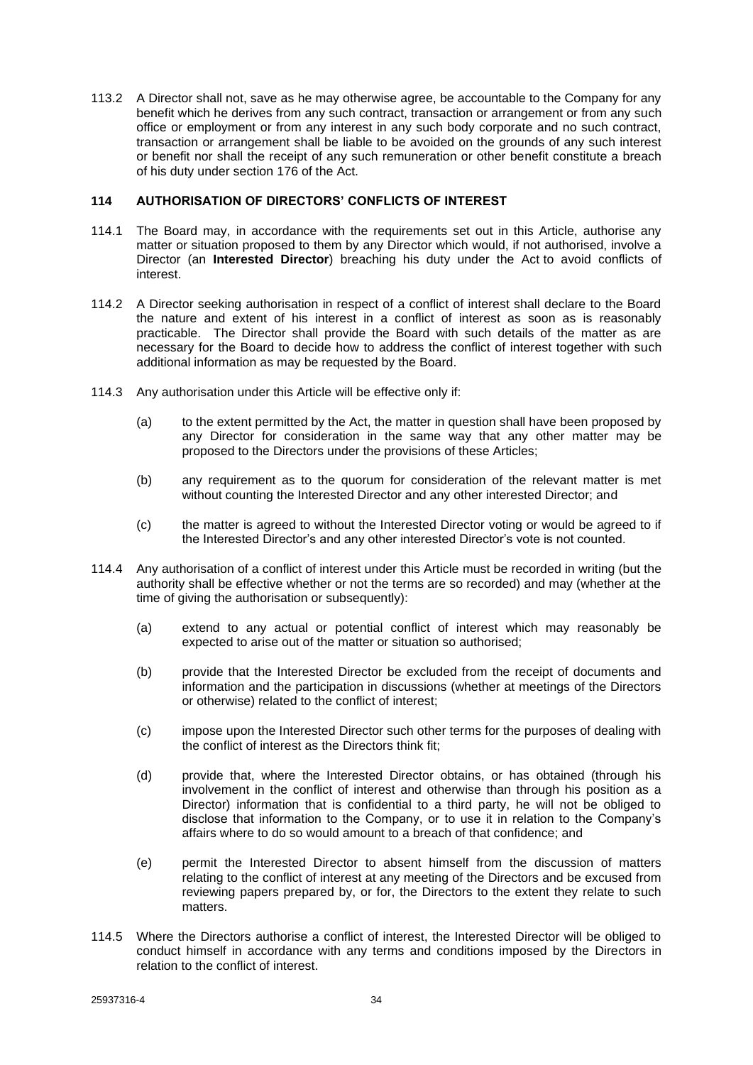113.2 A Director shall not, save as he may otherwise agree, be accountable to the Company for any benefit which he derives from any such contract, transaction or arrangement or from any such office or employment or from any interest in any such body corporate and no such contract, transaction or arrangement shall be liable to be avoided on the grounds of any such interest or benefit nor shall the receipt of any such remuneration or other benefit constitute a breach of his duty under section 176 of the Act.

### 114 AUTHORISATION OF DIRECTORS' CONFLICTS OF INTEREST

114.1 The Board may, in accordance with the requirements set out in this Article, authorise any matter or situation proposed to them by any Director which would, if not authorised, involve a Director (an **Interested Director**) breaching his duty under the Act to avoid conflicts of interest.

114.2 A Director seeking authorisation in respect of a conflict of interest shall declare to the Board the nature and extent of his interest in a conflict of interest as soon as is reasonably practicable. The Director shall provide the Board with such details of the matter as are necessary for the Board to decide how to address the conflict of interest together with such additional information as may be requested by the Board.

114.3 Any authorisation under this Article will be effective only if:

(a) to the extent permitted by the Act, the matter in question shall have been proposed by any Director for consideration in the same way that any other matter may be proposed to the Directors under the provisions of these Articles;

(b) any requirement as to the quorum for consideration of the relevant matter is met without counting the Interested Director and any other interested Director; and

(c) the matter is agreed to without the Interested Director voting or would be agreed to if the Interested Director's and any other interested Director's vote is not counted.

114.4 Any authorisation of a conflict of interest under this Article must be recorded in writing (but the authority shall be effective whether or not the terms are so recorded) and may (whether at the time of giving the authorisation or subsequently):

(a) extend to any actual or potential conflict of interest which may reasonably be expected to arise out of the matter or situation so authorised;

(b) provide that the Interested Director be excluded from the receipt of documents and information and the participation in discussions (whether at meetings of the Directors or otherwise) related to the conflict of interest;

(c) impose upon the Interested Director such other terms for the purposes of dealing with the conflict of interest as the Directors think fit;

(d) provide that, where the Interested Director obtains, or has obtained (through his involvement in the conflict of interest and otherwise than through his position as a Director) information that is confidential to a third party, he will not be obliged to disclose that information to the Company, or to use it in relation to the Company's affairs where to do so would amount to a breach of that confidence; and

(e) permit the Interested Director to absent himself from the discussion of matters relating to the conflict of interest at any meeting of the Directors and be excused from reviewing papers prepared by, or for, the Directors to the extent they relate to such matters.

114.5 Where the Directors authorise a conflict of interest, the Interested Director will be obliged to conduct himself in accordance with any terms and conditions imposed by the Directors in relation to the conflict of interest.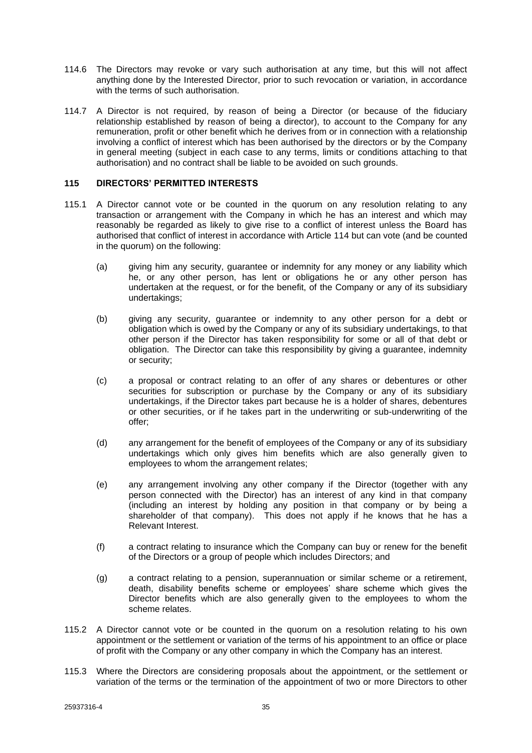114.6 The Directors may revoke or vary such authorisation at any time, but this will not affect anything done by the Interested Director, prior to such revocation or variation, in accordance with the terms of such authorisation.

114.7 A Director is not required, by reason of being a Director (or because of the fiduciary relationship established by reason of being a director), to account to the Company for any remuneration, profit or other benefit which he derives from or in connection with a relationship involving a conflict of interest which has been authorised by the directors or by the Company in general meeting (subject in each case to any terms, limits or conditions attaching to that authorisation) and no contract shall be liable to be avoided on such grounds.

## 115 DIRECTORS' PERMITTED INTERESTS

115.1 A Director cannot vote or be counted in the quorum on any resolution relating to any transaction or arrangement with the Company in which he has an interest and which may reasonably be regarded as likely to give rise to a conflict of interest unless the Board has authorised that conflict of interest in accordance with Article 114 but can vote (and be counted in the quorum) on the following:

(a) giving him any security, guarantee or indemnity for any money or any liability which he, or any other person, has lent or obligations he or any other person has undertaken at the request, or for the benefit, of the Company or any of its subsidiary undertakings;

(b) giving any security, guarantee or indemnity to any other person for a debt or obligation which is owed by the Company or any of its subsidiary undertakings, to that other person if the Director has taken responsibility for some or all of that debt or obligation. The Director can take this responsibility by giving a guarantee, indemnity or security;

(c) a proposal or contract relating to an offer of any shares or debentures or other securities for subscription or purchase by the Company or any of its subsidiary undertakings, if the Director takes part because he is a holder of shares, debentures or other securities, or if he takes part in the underwriting or sub-underwriting of the offer;

(d) any arrangement for the benefit of employees of the Company or any of its subsidiary undertakings which only gives him benefits which are also generally given to employees to whom the arrangement relates;

(e) any arrangement involving any other company if the Director (together with any person connected with the Director) has an interest of any kind in that company (including an interest by holding any position in that company or by being a shareholder of that company). This does not apply if he knows that he has a Relevant Interest.

(f) a contract relating to insurance which the Company can buy or renew for the benefit of the Directors or a group of people which includes Directors; and

(g) a contract relating to a pension, superannuation or similar scheme or a retirement, death, disability benefits scheme or employees' share scheme which gives the Director benefits which are also generally given to the employees to whom the scheme relates.

115.2 A Director cannot vote or be counted in the quorum on a resolution relating to his own appointment or the settlement or variation of the terms of his appointment to an office or place of profit with the Company or any other company in which the Company has an interest.

115.3 Where the Directors are considering proposals about the appointment, or the settlement or variation of the terms or the termination of the appointment of two or more Directors to other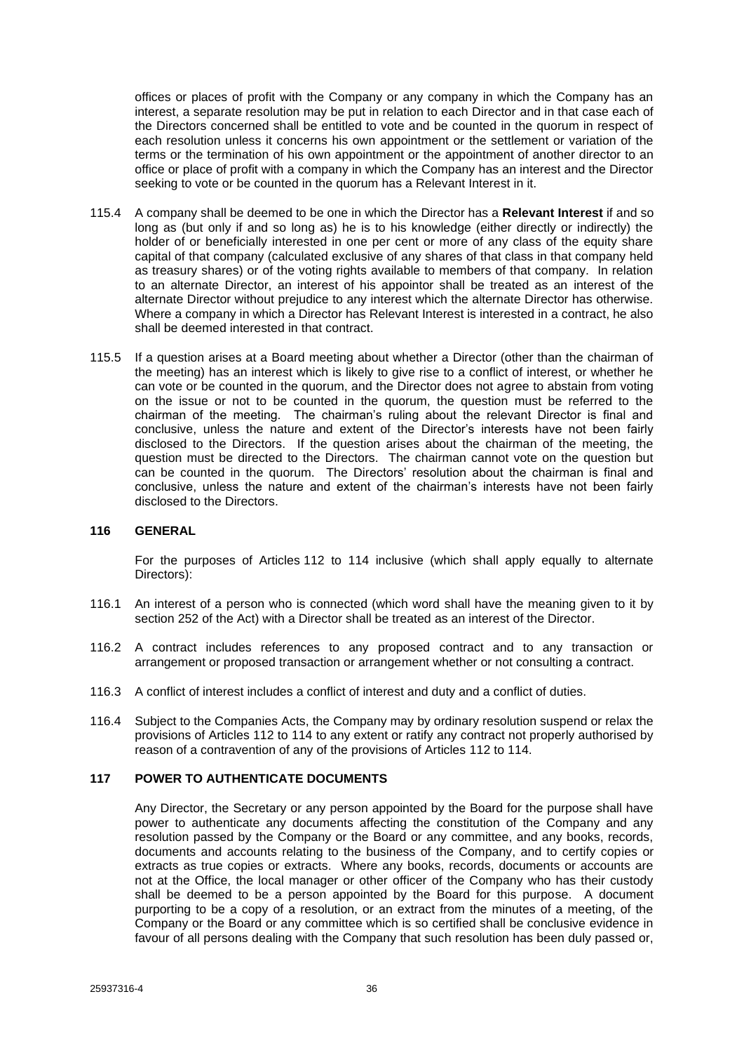offices or places of profit with the Company or any company in which the Company has an interest, a separate resolution may be put in relation to each Director and in that case each of the Directors concerned shall be entitled to vote and be counted in the quorum in respect of each resolution unless it concerns his own appointment or the settlement or variation of the terms or the termination of his own appointment or the appointment of another director to an office or place of profit with a company in which the Company has an interest and the Director seeking to vote or be counted in the quorum has a Relevant Interest in it.

115.4 A company shall be deemed to be one in which the Director has a **Relevant Interest** if and so long as (but only if and so long as) he is to his knowledge (either directly or indirectly) the holder of or beneficially interested in one per cent or more of any class of the equity share capital of that company (calculated exclusive of any shares of that class in that company held as treasury shares) or of the voting rights available to members of that company. In relation to an alternate Director, an interest of his appointor shall be treated as an interest of the alternate Director without prejudice to any interest which the alternate Director has otherwise. Where a company in which a Director has Relevant Interest is interested in a contract, he also shall be deemed interested in that contract.

115.5 If a question arises at a Board meeting about whether a Director (other than the chairman of the meeting) has an interest which is likely to give rise to a conflict of interest, or whether he can vote or be counted in the quorum, and the Director does not agree to abstain from voting on the issue or not to be counted in the quorum, the question must be referred to the chairman of the meeting. The chairman's ruling about the relevant Director is final and conclusive, unless the nature and extent of the Director's interests have not been fairly disclosed to the Directors. If the question arises about the chairman of the meeting, the question must be directed to the Directors. The chairman cannot vote on the question but can be counted in the quorum. The Directors' resolution about the chairman is final and conclusive, unless the nature and extent of the chairman's interests have not been fairly disclosed to the Directors.

## 116 GENERAL

For the purposes of Articles 112 to 114 inclusive (which shall apply equally to alternate Directors):

116.1 An interest of a person who is connected (which word shall have the meaning given to it by section 252 of the Act) with a Director shall be treated as an interest of the Director.

116.2 A contract includes references to any proposed contract and to any transaction or arrangement or proposed transaction or arrangement whether or not consulting a contract.

116.3 A conflict of interest includes a conflict of interest and duty and a conflict of duties.

116.4 Subject to the Companies Acts, the Company may by ordinary resolution suspend or relax the provisions of Articles 112 to 114 to any extent or ratify any contract not properly authorised by reason of a contravention of any of the provisions of Articles 112 to 114.

## 117 POWER TO AUTHENTICATE DOCUMENTS

Any Director, the Secretary or any person appointed by the Board for the purpose shall have power to authenticate any documents affecting the constitution of the Company and any resolution passed by the Company or the Board or any committee, and any books, records, documents and accounts relating to the business of the Company, and to certify copies or extracts as true copies or extracts. Where any books, records, documents or accounts are not at the Office, the local manager or other officer of the Company who has their custody shall be deemed to be a person appointed by the Board for this purpose. A document purporting to be a copy of a resolution, or an extract from the minutes of a meeting, of the Company or the Board or any committee which is so certified shall be conclusive evidence in favour of all persons dealing with the Company that such resolution has been duly passed or,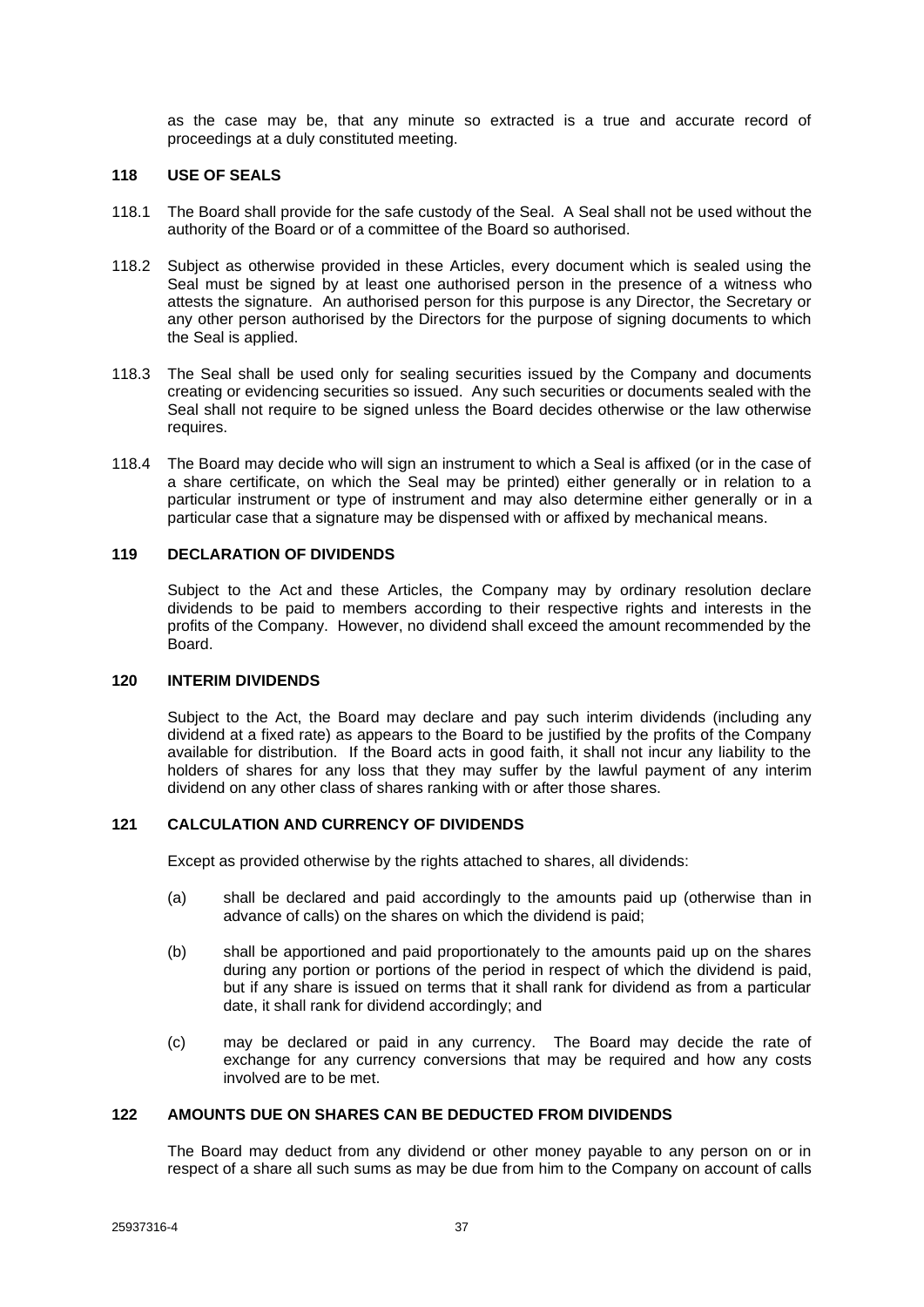as the case may be, that any minute so extracted is a true and accurate record of proceedings at a duly constituted meeting.

## 118 USE OF SEALS

118.1 The Board shall provide for the safe custody of the Seal. A Seal shall not be used without the authority of the Board or of a committee of the Board so authorised.

118.2 Subject as otherwise provided in these Articles, every document which is sealed using the Seal must be signed by at least one authorised person in the presence of a witness who attests the signature. An authorised person for this purpose is any Director, the Secretary or any other person authorised by the Directors for the purpose of signing documents to which the Seal is applied.

118.3 The Seal shall be used only for sealing securities issued by the Company and documents creating or evidencing securities so issued. Any such securities or documents sealed with the Seal shall not require to be signed unless the Board decides otherwise or the law otherwise requires.

118.4 The Board may decide who will sign an instrument to which a Seal is affixed (or in the case of a share certificate, on which the Seal may be printed) either generally or in relation to a particular instrument or type of instrument and may also determine either generally or in a particular case that a signature may be dispensed with or affixed by mechanical means.

## 119 DECLARATION OF DIVIDENDS

Subject to the Act and these Articles, the Company may by ordinary resolution declare dividends to be paid to members according to their respective rights and interests in the profits of the Company. However, no dividend shall exceed the amount recommended by the Board.

## 120 INTERIM DIVIDENDS

Subject to the Act, the Board may declare and pay such interim dividends (including any dividend at a fixed rate) as appears to the Board to be justified by the profits of the Company available for distribution. If the Board acts in good faith, it shall not incur any liability to the holders of shares for any loss that they may suffer by the lawful payment of any interim dividend on any other class of shares ranking with or after those shares.

## 121 CALCULATION AND CURRENCY OF DIVIDENDS

Except as provided otherwise by the rights attached to shares, all dividends:

(a) shall be declared and paid accordingly to the amounts paid up (otherwise than in advance of calls) on the shares on which the dividend is paid;

(b) shall be apportioned and paid proportionately to the amounts paid up on the shares during any portion or portions of the period in respect of which the dividend is paid, but if any share is issued on terms that it shall rank for dividend as from a particular date, it shall rank for dividend accordingly; and

(c) may be declared or paid in any currency. The Board may decide the rate of exchange for any currency conversions that may be required and how any costs involved are to be met.

## 122 AMOUNTS DUE ON SHARES CAN BE DEDUCTED FROM DIVIDENDS

The Board may deduct from any dividend or other money payable to any person on or in respect of a share all such sums as may be due from him to the Company on account of calls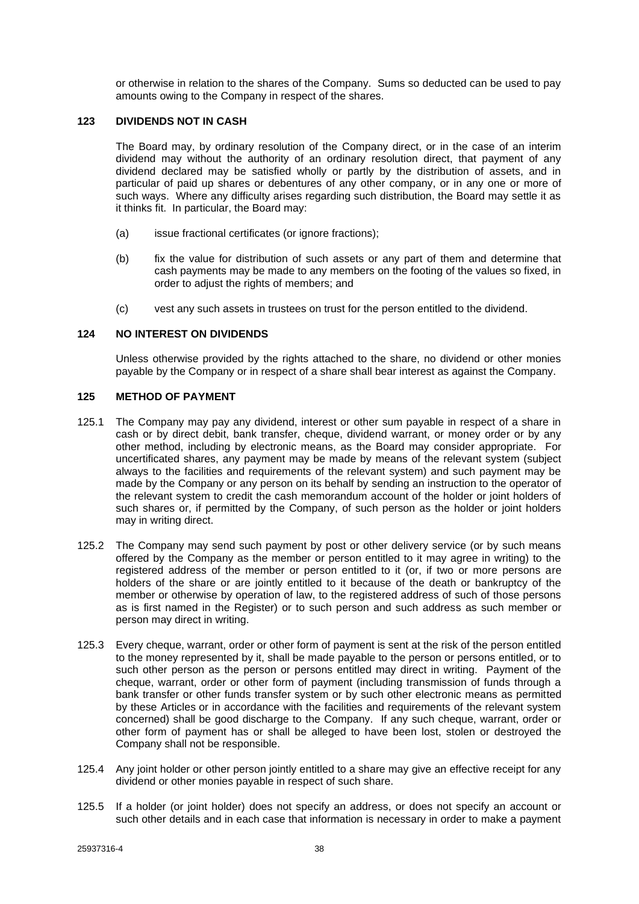or otherwise in relation to the shares of the Company. Sums so deducted can be used to pay amounts owing to the Company in respect of the shares.

## 123 DIVIDENDS NOT IN CASH

The Board may, by ordinary resolution of the Company direct, or in the case of an interim dividend may without the authority of an ordinary resolution direct, that payment of any dividend declared may be satisfied wholly or partly by the distribution of assets, and in particular of paid up shares or debentures of any other company, or in any one or more of such ways. Where any difficulty arises regarding such distribution, the Board may settle it as it thinks fit. In particular, the Board may:

(a) issue fractional certificates (or ignore fractions);

(b) fix the value for distribution of such assets or any part of them and determine that cash payments may be made to any members on the footing of the values so fixed, in order to adjust the rights of members; and

(c) vest any such assets in trustees on trust for the person entitled to the dividend.

## 124 NO INTEREST ON DIVIDENDS

Unless otherwise provided by the rights attached to the share, no dividend or other monies payable by the Company or in respect of a share shall bear interest as against the Company.

## 125 METHOD OF PAYMENT

125.1 The Company may pay any dividend, interest or other sum payable in respect of a share in cash or by direct debit, bank transfer, cheque, dividend warrant, or money order or by any other method, including by electronic means, as the Board may consider appropriate. For uncertificated shares, any payment may be made by means of the relevant system (subject always to the facilities and requirements of the relevant system) and such payment may be made by the Company or any person on its behalf by sending an instruction to the operator of the relevant system to credit the cash memorandum account of the holder or joint holders of such shares or, if permitted by the Company, of such person as the holder or joint holders may in writing direct.

125.2 The Company may send such payment by post or other delivery service (or by such means offered by the Company as the member or person entitled to it may agree in writing) to the registered address of the member or person entitled to it (or, if two or more persons are holders of the share or are jointly entitled to it because of the death or bankruptcy of the member or otherwise by operation of law, to the registered address of such of those persons as is first named in the Register) or to such person and such address as such member or person may direct in writing.

125.3 Every cheque, warrant, order or other form of payment is sent at the risk of the person entitled to the money represented by it, shall be made payable to the person or persons entitled, or to such other person as the person or persons entitled may direct in writing. Payment of the cheque, warrant, order or other form of payment (including transmission of funds through a bank transfer or other funds transfer system or by such other electronic means as permitted by these Articles or in accordance with the facilities and requirements of the relevant system concerned) shall be good discharge to the Company. If any such cheque, warrant, order or other form of payment has or shall be alleged to have been lost, stolen or destroyed the Company shall not be responsible.

125.4 Any joint holder or other person jointly entitled to a share may give an effective receipt for any dividend or other monies payable in respect of such share.

125.5 If a holder (or joint holder) does not specify an address, or does not specify an account or such other details and in each case that information is necessary in order to make a payment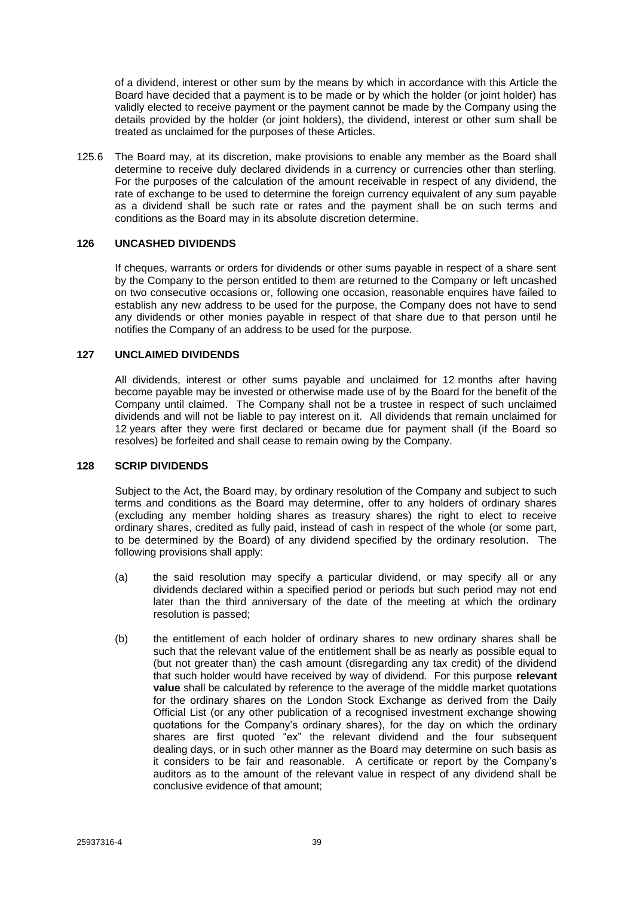of a dividend, interest or other sum by the means by which in accordance with this Article the Board have decided that a payment is to be made or by which the holder (or joint holder) has validly elected to receive payment or the payment cannot be made by the Company using the details provided by the holder (or joint holders), the dividend, interest or other sum shall be treated as unclaimed for the purposes of these Articles.

125.6 The Board may, at its discretion, make provisions to enable any member as the Board shall determine to receive duly declared dividends in a currency or currencies other than sterling. For the purposes of the calculation of the amount receivable in respect of any dividend, the rate of exchange to be used to determine the foreign currency equivalent of any sum payable as a dividend shall be such rate or rates and the payment shall be on such terms and conditions as the Board may in its absolute discretion determine.

## 126 UNCASHED DIVIDENDS

If cheques, warrants or orders for dividends or other sums payable in respect of a share sent by the Company to the person entitled to them are returned to the Company or left uncashed on two consecutive occasions or, following one occasion, reasonable enquires have failed to establish any new address to be used for the purpose, the Company does not have to send any dividends or other monies payable in respect of that share due to that person until he notifies the Company of an address to be used for the purpose.

## 127 UNCLAIMED DIVIDENDS

All dividends, interest or other sums payable and unclaimed for 12 months after having become payable may be invested or otherwise made use of by the Board for the benefit of the Company until claimed. The Company shall not be a trustee in respect of such unclaimed dividends and will not be liable to pay interest on it. All dividends that remain unclaimed for 12 years after they were first declared or became due for payment shall (if the Board so resolves) be forfeited and shall cease to remain owing by the Company.

## 128 SCRIP DIVIDENDS

Subject to the Act, the Board may, by ordinary resolution of the Company and subject to such terms and conditions as the Board may determine, offer to any holders of ordinary shares (excluding any member holding shares as treasury shares) the right to elect to receive ordinary shares, credited as fully paid, instead of cash in respect of the whole (or some part, to be determined by the Board) of any dividend specified by the ordinary resolution. The following provisions shall apply:

(a) the said resolution may specify a particular dividend, or may specify all or any dividends declared within a specified period or periods but such period may not end later than the third anniversary of the date of the meeting at which the ordinary resolution is passed;

(b) the entitlement of each holder of ordinary shares to new ordinary shares shall be such that the relevant value of the entitlement shall be as nearly as possible equal to (but not greater than) the cash amount (disregarding any tax credit) of the dividend that such holder would have received by way of dividend. For this purpose **relevant value** shall be calculated by reference to the average of the middle market quotations for the ordinary shares on the London Stock Exchange as derived from the Daily Official List (or any other publication of a recognised investment exchange showing quotations for the Company's ordinary shares), for the day on which the ordinary shares are first quoted "ex" the relevant dividend and the four subsequent dealing days, or in such other manner as the Board may determine on such basis as it considers to be fair and reasonable. A certificate or report by the Company's auditors as to the amount of the relevant value in respect of any dividend shall be conclusive evidence of that amount;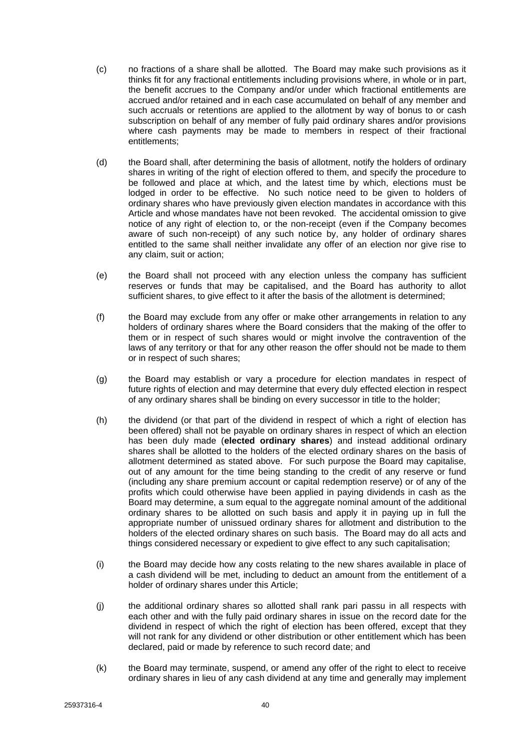(c) no fractions of a share shall be allotted. The Board may make such provisions as it thinks fit for any fractional entitlements including provisions where, in whole or in part, the benefit accrues to the Company and/or under which fractional entitlements are accrued and/or retained and in each case accumulated on behalf of any member and such accruals or retentions are applied to the allotment by way of bonus to or cash subscription on behalf of any member of fully paid ordinary shares and/or provisions where cash payments may be made to members in respect of their fractional entitlements;

(d) the Board shall, after determining the basis of allotment, notify the holders of ordinary shares in writing of the right of election offered to them, and specify the procedure to be followed and place at which, and the latest time by which, elections must be lodged in order to be effective. No such notice need to be given to holders of ordinary shares who have previously given election mandates in accordance with this Article and whose mandates have not been revoked. The accidental omission to give notice of any right of election to, or the non-receipt (even if the Company becomes aware of such non-receipt) of any such notice by, any holder of ordinary shares entitled to the same shall neither invalidate any offer of an election nor give rise to any claim, suit or action;

(e) the Board shall not proceed with any election unless the company has sufficient reserves or funds that may be capitalised, and the Board has authority to allot sufficient shares, to give effect to it after the basis of the allotment is determined;

(f) the Board may exclude from any offer or make other arrangements in relation to any holders of ordinary shares where the Board considers that the making of the offer to them or in respect of such shares would or might involve the contravention of the laws of any territory or that for any other reason the offer should not be made to them or in respect of such shares;

(g) the Board may establish or vary a procedure for election mandates in respect of future rights of election and may determine that every duly effected election in respect of any ordinary shares shall be binding on every successor in title to the holder;

(h) the dividend (or that part of the dividend in respect of which a right of election has been offered) shall not be payable on ordinary shares in respect of which an election has been duly made (**elected ordinary shares**) and instead additional ordinary shares shall be allotted to the holders of the elected ordinary shares on the basis of allotment determined as stated above. For such purpose the Board may capitalise, out of any amount for the time being standing to the credit of any reserve or fund (including any share premium account or capital redemption reserve) or of any of the profits which could otherwise have been applied in paying dividends in cash as the Board may determine, a sum equal to the aggregate nominal amount of the additional ordinary shares to be allotted on such basis and apply it in paying up in full the appropriate number of unissued ordinary shares for allotment and distribution to the holders of the elected ordinary shares on such basis. The Board may do all acts and things considered necessary or expedient to give effect to any such capitalisation;

(i) the Board may decide how any costs relating to the new shares available in place of a cash dividend will be met, including to deduct an amount from the entitlement of a holder of ordinary shares under this Article;

(j) the additional ordinary shares so allotted shall rank pari passu in all respects with each other and with the fully paid ordinary shares in issue on the record date for the dividend in respect of which the right of election has been offered, except that they will not rank for any dividend or other distribution or other entitlement which has been declared, paid or made by reference to such record date; and

(k) the Board may terminate, suspend, or amend any offer of the right to elect to receive ordinary shares in lieu of any cash dividend at any time and generally may implement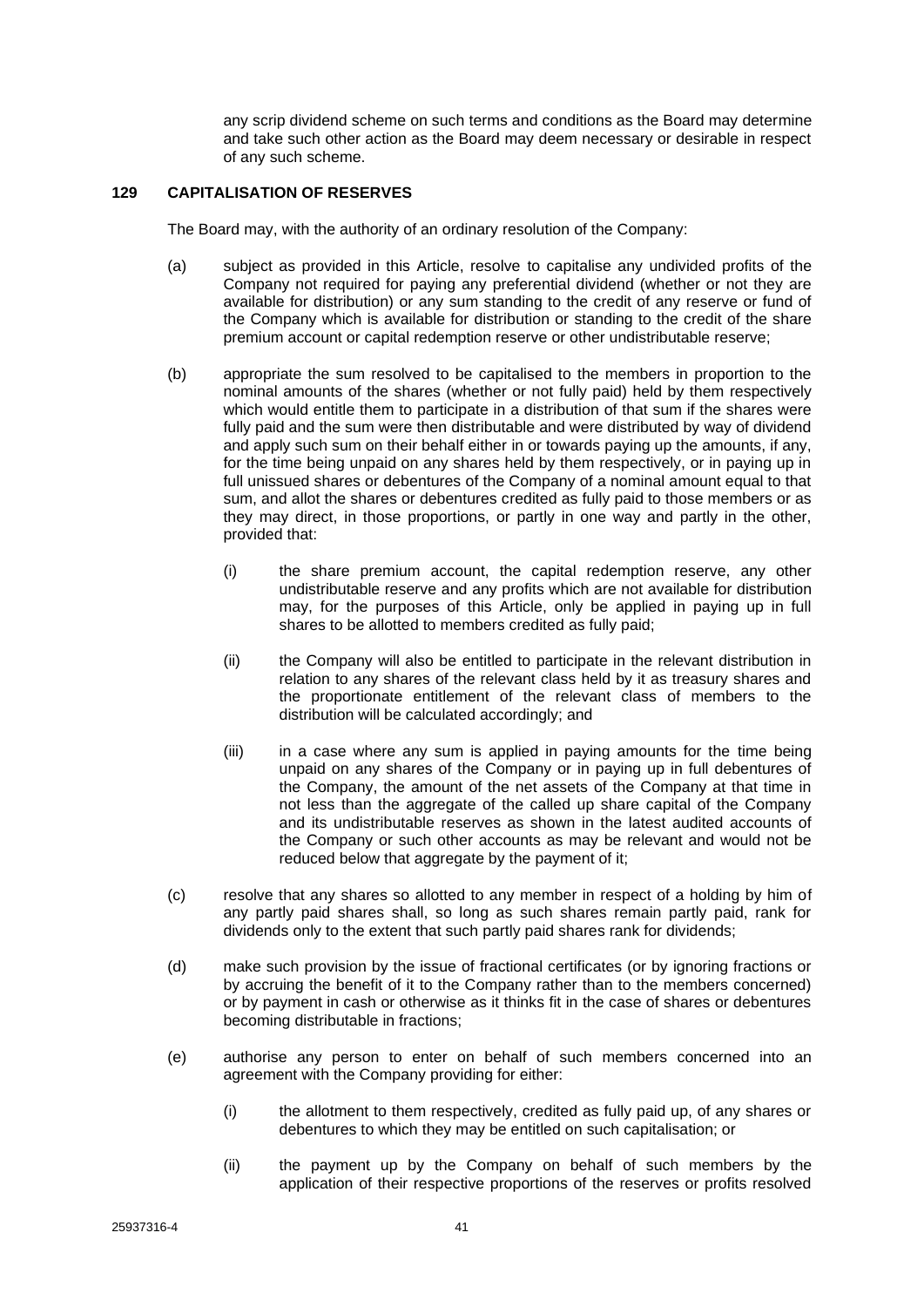any scrip dividend scheme on such terms and conditions as the Board may determine and take such other action as the Board may deem necessary or desirable in respect of any such scheme.

## 129 CAPITALISATION OF RESERVES

The Board may, with the authority of an ordinary resolution of the Company:

(a) subject as provided in this Article, resolve to capitalise any undivided profits of the Company not required for paying any preferential dividend (whether or not they are available for distribution) or any sum standing to the credit of any reserve or fund of the Company which is available for distribution or standing to the credit of the share premium account or capital redemption reserve or other undistributable reserve;

(b) appropriate the sum resolved to be capitalised to the members in proportion to the nominal amounts of the shares (whether or not fully paid) held by them respectively which would entitle them to participate in a distribution of that sum if the shares were fully paid and the sum were then distributable and were distributed by way of dividend and apply such sum on their behalf either in or towards paying up the amounts, if any, for the time being unpaid on any shares held by them respectively, or in paying up in full unissued shares or debentures of the Company of a nominal amount equal to that sum, and allot the shares or debentures credited as fully paid to those members or as they may direct, in those proportions, or partly in one way and partly in the other, provided that:

   (i) the share premium account, the capital redemption reserve, any other undistributable reserve and any profits which are not available for distribution may, for the purposes of this Article, only be applied in paying up in full shares to be allotted to members credited as fully paid;

   (ii) the Company will also be entitled to participate in the relevant distribution in relation to any shares of the relevant class held by it as treasury shares and the proportionate entitlement of the relevant class of members to the distribution will be calculated accordingly; and

   (iii) in a case where any sum is applied in paying amounts for the time being unpaid on any shares of the Company or in paying up in full debentures of the Company, the amount of the net assets of the Company at that time in not less than the aggregate of the called up share capital of the Company and its undistributable reserves as shown in the latest audited accounts of the Company or such other accounts as may be relevant and would not be reduced below that aggregate by the payment of it;

(c) resolve that any shares so allotted to any member in respect of a holding by him of any partly paid shares shall, so long as such shares remain partly paid, rank for dividends only to the extent that such partly paid shares rank for dividends;

(d) make such provision by the issue of fractional certificates (or by ignoring fractions or by accruing the benefit of it to the Company rather than to the members concerned) or by payment in cash or otherwise as it thinks fit in the case of shares or debentures becoming distributable in fractions;

(e) authorise any person to enter on behalf of such members concerned into an agreement with the Company providing for either:

   (i) the allotment to them respectively, credited as fully paid up, of any shares or debentures to which they may be entitled on such capitalisation; or

   (ii) the payment up by the Company on behalf of such members by the application of their respective proportions of the reserves or profits resolved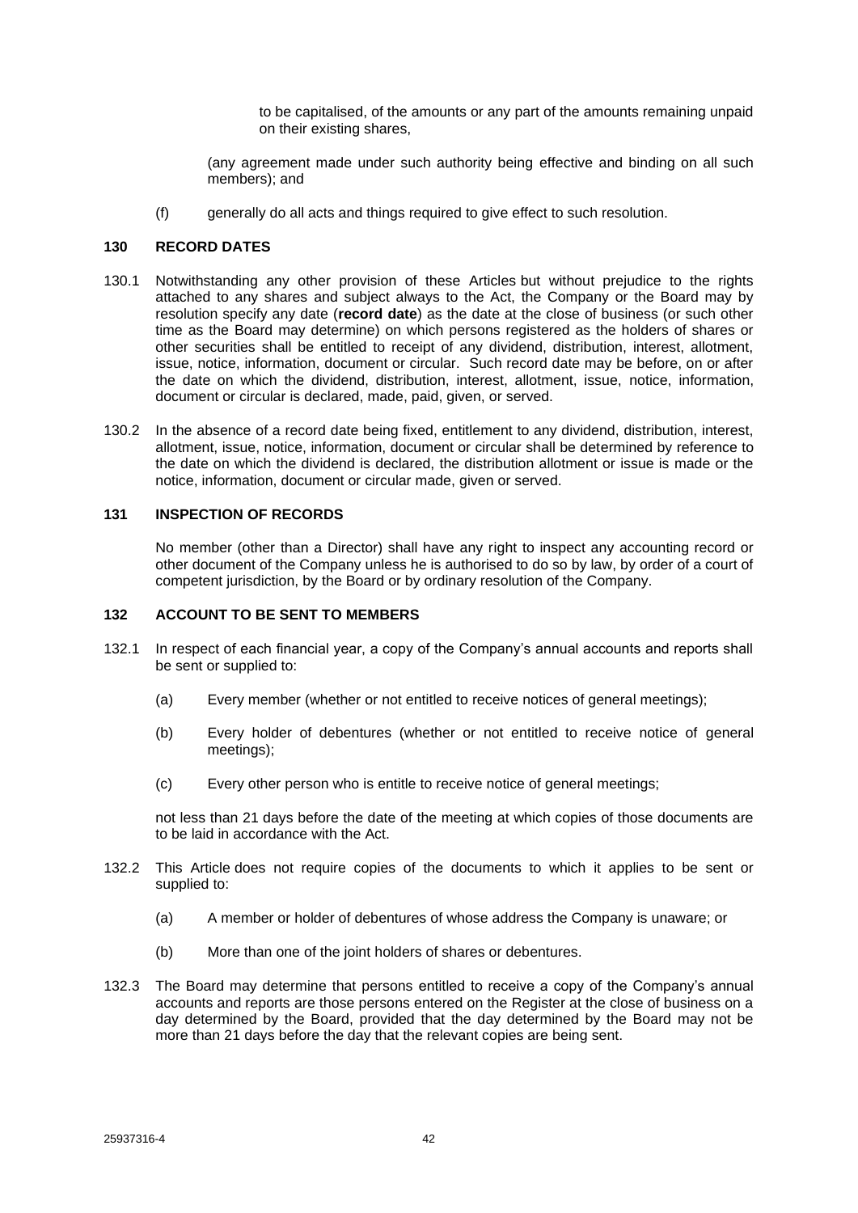to be capitalised, of the amounts or any part of the amounts remaining unpaid on their existing shares,

(any agreement made under such authority being effective and binding on all such members); and

(f) generally do all acts and things required to give effect to such resolution.

## 130 RECORD DATES

130.1 Notwithstanding any other provision of these Articles but without prejudice to the rights attached to any shares and subject always to the Act, the Company or the Board may by resolution specify any date (**record date**) as the date at the close of business (or such other time as the Board may determine) on which persons registered as the holders of shares or other securities shall be entitled to receipt of any dividend, distribution, interest, allotment, issue, notice, information, document or circular. Such record date may be before, on or after the date on which the dividend, distribution, interest, allotment, issue, notice, information, document or circular is declared, made, paid, given, or served.

130.2 In the absence of a record date being fixed, entitlement to any dividend, distribution, interest, allotment, issue, notice, information, document or circular shall be determined by reference to the date on which the dividend is declared, the distribution allotment or issue is made or the notice, information, document or circular made, given or served.

## 131 INSPECTION OF RECORDS

No member (other than a Director) shall have any right to inspect any accounting record or other document of the Company unless he is authorised to do so by law, by order of a court of competent jurisdiction, by the Board or by ordinary resolution of the Company.

## 132 ACCOUNT TO BE SENT TO MEMBERS

132.1 In respect of each financial year, a copy of the Company's annual accounts and reports shall be sent or supplied to:

(a) Every member (whether or not entitled to receive notices of general meetings);

(b) Every holder of debentures (whether or not entitled to receive notice of general meetings);

(c) Every other person who is entitle to receive notice of general meetings;

not less than 21 days before the date of the meeting at which copies of those documents are to be laid in accordance with the Act.

132.2 This Article does not require copies of the documents to which it applies to be sent or supplied to:

(a) A member or holder of debentures of whose address the Company is unaware; or

(b) More than one of the joint holders of shares or debentures.

132.3 The Board may determine that persons entitled to receive a copy of the Company's annual accounts and reports are those persons entered on the Register at the close of business on a day determined by the Board, provided that the day determined by the Board may not be more than 21 days before the day that the relevant copies are being sent.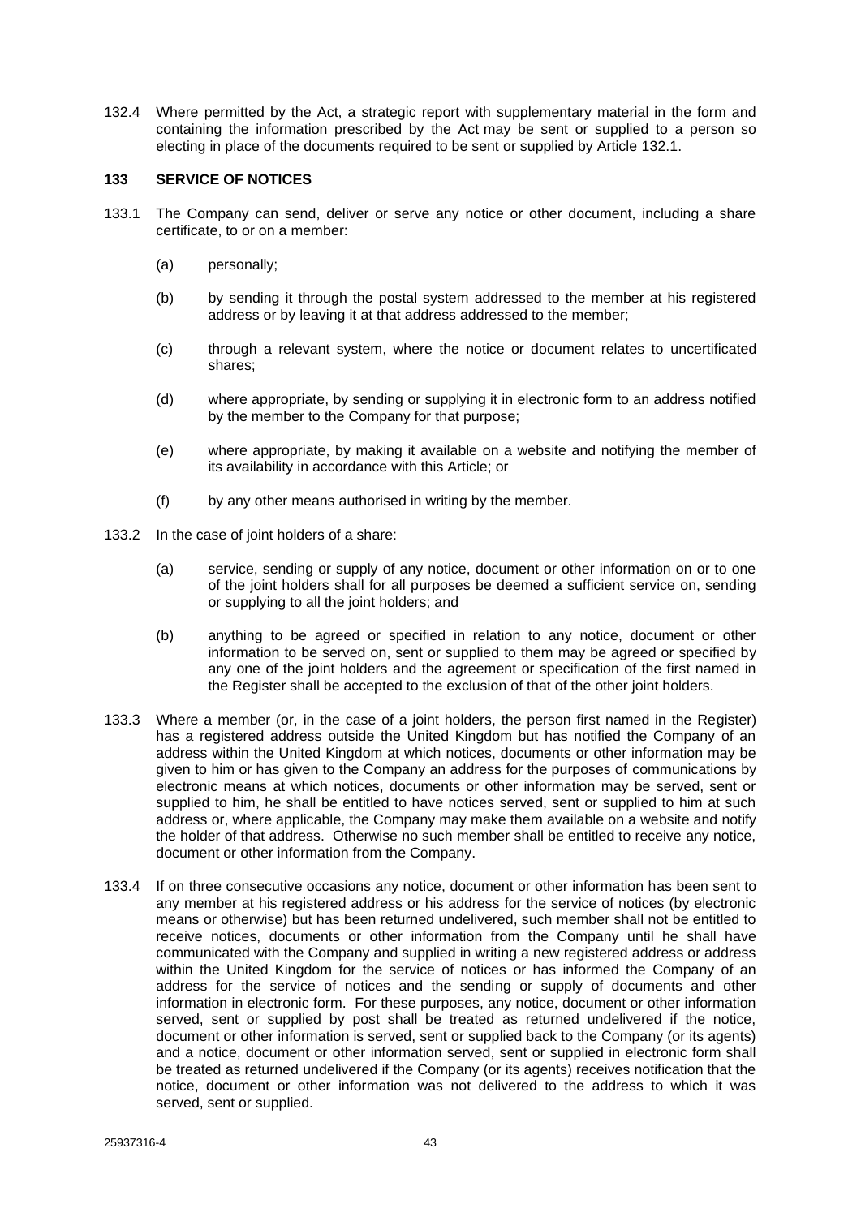132.4 Where permitted by the Act, a strategic report with supplementary material in the form and containing the information prescribed by the Act may be sent or supplied to a person so electing in place of the documents required to be sent or supplied by Article 132.1.

**133 SERVICE OF NOTICES**

133.1 The Company can send, deliver or serve any notice or other document, including a share certificate, to or on a member:

(a) personally;

(b) by sending it through the postal system addressed to the member at his registered address or by leaving it at that address addressed to the member;

(c) through a relevant system, where the notice or document relates to uncertificated shares;

(d) where appropriate, by sending or supplying it in electronic form to an address notified by the member to the Company for that purpose;

(e) where appropriate, by making it available on a website and notifying the member of its availability in accordance with this Article; or

(f) by any other means authorised in writing by the member.

133.2 In the case of joint holders of a share:

(a) service, sending or supply of any notice, document or other information on or to one of the joint holders shall for all purposes be deemed a sufficient service on, sending or supplying to all the joint holders; and

(b) anything to be agreed or specified in relation to any notice, document or other information to be served on, sent or supplied to them may be agreed or specified by any one of the joint holders and the agreement or specification of the first named in the Register shall be accepted to the exclusion of that of the other joint holders.

133.3 Where a member (or, in the case of a joint holders, the person first named in the Register) has a registered address outside the United Kingdom but has notified the Company of an address within the United Kingdom at which notices, documents or other information may be given to him or has given to the Company an address for the purposes of communications by electronic means at which notices, documents or other information may be served, sent or supplied to him, he shall be entitled to have notices served, sent or supplied to him at such address or, where applicable, the Company may make them available on a website and notify the holder of that address. Otherwise no such member shall be entitled to receive any notice, document or other information from the Company.

133.4 If on three consecutive occasions any notice, document or other information has been sent to any member at his registered address or his address for the service of notices (by electronic means or otherwise) but has been returned undelivered, such member shall not be entitled to receive notices, documents or other information from the Company until he shall have communicated with the Company and supplied in writing a new registered address or address within the United Kingdom for the service of notices or has informed the Company of an address for the service of notices and the sending or supply of documents and other information in electronic form. For these purposes, any notice, document or other information served, sent or supplied by post shall be treated as returned undelivered if the notice, document or other information is served, sent or supplied back to the Company (or its agents) and a notice, document or other information served, sent or supplied in electronic form shall be treated as returned undelivered if the Company (or its agents) receives notification that the notice, document or other information was not delivered to the address to which it was served, sent or supplied.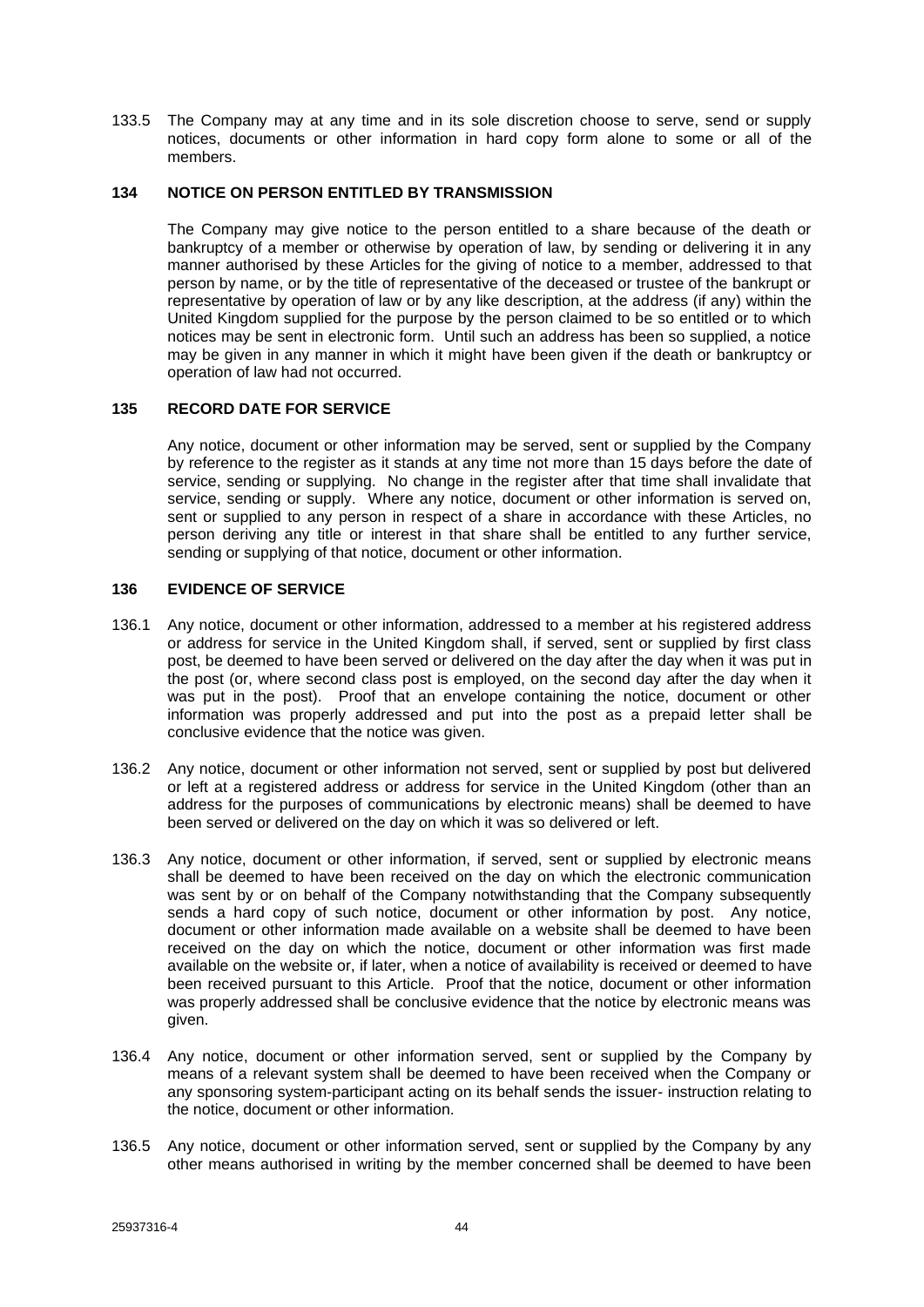133.5 The Company may at any time and in its sole discretion choose to serve, send or supply notices, documents or other information in hard copy form alone to some or all of the members.

## 134 NOTICE ON PERSON ENTITLED BY TRANSMISSION

The Company may give notice to the person entitled to a share because of the death or bankruptcy of a member or otherwise by operation of law, by sending or delivering it in any manner authorised by these Articles for the giving of notice to a member, addressed to that person by name, or by the title of representative of the deceased or trustee of the bankrupt or representative by operation of law or by any like description, at the address (if any) within the United Kingdom supplied for the purpose by the person claimed to be so entitled or to which notices may be sent in electronic form. Until such an address has been so supplied, a notice may be given in any manner in which it might have been given if the death or bankruptcy or operation of law had not occurred.

## 135 RECORD DATE FOR SERVICE

Any notice, document or other information may be served, sent or supplied by the Company by reference to the register as it stands at any time not more than 15 days before the date of service, sending or supplying. No change in the register after that time shall invalidate that service, sending or supply. Where any notice, document or other information is served on, sent or supplied to any person in respect of a share in accordance with these Articles, no person deriving any title or interest in that share shall be entitled to any further service, sending or supplying of that notice, document or other information.

## 136 EVIDENCE OF SERVICE

136.1 Any notice, document or other information, addressed to a member at his registered address or address for service in the United Kingdom shall, if served, sent or supplied by first class post, be deemed to have been served or delivered on the day after the day when it was put in the post (or, where second class post is employed, on the second day after the day when it was put in the post). Proof that an envelope containing the notice, document or other information was properly addressed and put into the post as a prepaid letter shall be conclusive evidence that the notice was given.

136.2 Any notice, document or other information not served, sent or supplied by post but delivered or left at a registered address or address for service in the United Kingdom (other than an address for the purposes of communications by electronic means) shall be deemed to have been served or delivered on the day on which it was so delivered or left.

136.3 Any notice, document or other information, if served, sent or supplied by electronic means shall be deemed to have been received on the day on which the electronic communication was sent by or on behalf of the Company notwithstanding that the Company subsequently sends a hard copy of such notice, document or other information by post. Any notice, document or other information made available on a website shall be deemed to have been received on the day on which the notice, document or other information was first made available on the website or, if later, when a notice of availability is received or deemed to have been received pursuant to this Article. Proof that the notice, document or other information was properly addressed shall be conclusive evidence that the notice by electronic means was given.

136.4 Any notice, document or other information served, sent or supplied by the Company by means of a relevant system shall be deemed to have been received when the Company or any sponsoring system-participant acting on its behalf sends the issuer- instruction relating to the notice, document or other information.

136.5 Any notice, document or other information served, sent or supplied by the Company by any other means authorised in writing by the member concerned shall be deemed to have been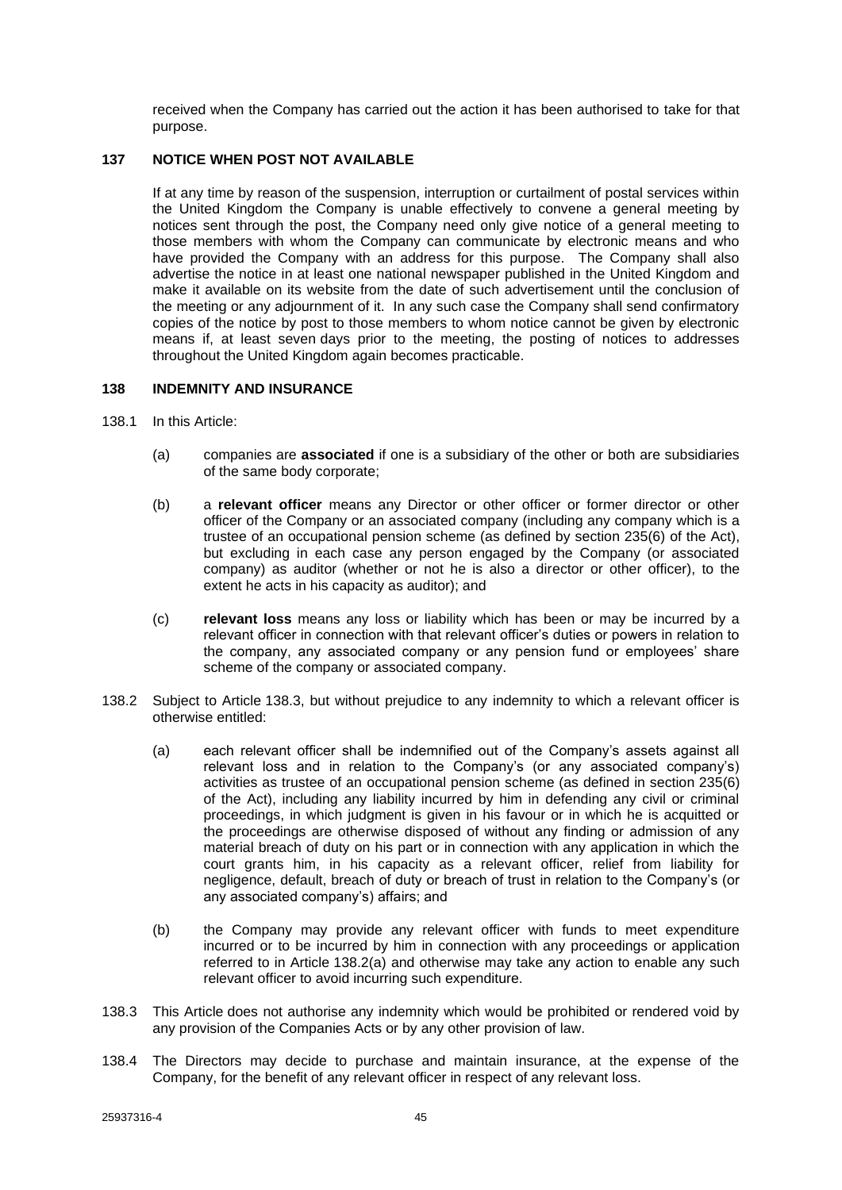received when the Company has carried out the action it has been authorised to take for that purpose.

## 137 NOTICE WHEN POST NOT AVAILABLE

If at any time by reason of the suspension, interruption or curtailment of postal services within the United Kingdom the Company is unable effectively to convene a general meeting by notices sent through the post, the Company need only give notice of a general meeting to those members with whom the Company can communicate by electronic means and who have provided the Company with an address for this purpose. The Company shall also advertise the notice in at least one national newspaper published in the United Kingdom and make it available on its website from the date of such advertisement until the conclusion of the meeting or any adjournment of it. In any such case the Company shall send confirmatory copies of the notice by post to those members to whom notice cannot be given by electronic means if, at least seven days prior to the meeting, the posting of notices to addresses throughout the United Kingdom again becomes practicable.

## 138 INDEMNITY AND INSURANCE

138.1 In this Article:

(a) companies are **associated** if one is a subsidiary of the other or both are subsidiaries of the same body corporate;

(b) a **relevant officer** means any Director or other officer or former director or other officer of the Company or an associated company (including any company which is a trustee of an occupational pension scheme (as defined by section 235(6) of the Act), but excluding in each case any person engaged by the Company (or associated company) as auditor (whether or not he is also a director or other officer), to the extent he acts in his capacity as auditor); and

(c) **relevant loss** means any loss or liability which has been or may be incurred by a relevant officer in connection with that relevant officer's duties or powers in relation to the company, any associated company or any pension fund or employees' share scheme of the company or associated company.

138.2 Subject to Article 138.3, but without prejudice to any indemnity to which a relevant officer is otherwise entitled:

(a) each relevant officer shall be indemnified out of the Company's assets against all relevant loss and in relation to the Company's (or any associated company's) activities as trustee of an occupational pension scheme (as defined in section 235(6) of the Act), including any liability incurred by him in defending any civil or criminal proceedings, in which judgment is given in his favour or in which he is acquitted or the proceedings are otherwise disposed of without any finding or admission of any material breach of duty on his part or in connection with any application in which the court grants him, in his capacity as a relevant officer, relief from liability for negligence, default, breach of duty or breach of trust in relation to the Company's (or any associated company's) affairs; and

(b) the Company may provide any relevant officer with funds to meet expenditure incurred or to be incurred by him in connection with any proceedings or application referred to in Article 138.2(a) and otherwise may take any action to enable any such relevant officer to avoid incurring such expenditure.

138.3 This Article does not authorise any indemnity which would be prohibited or rendered void by any provision of the Companies Acts or by any other provision of law.

138.4 The Directors may decide to purchase and maintain insurance, at the expense of the Company, for the benefit of any relevant officer in respect of any relevant loss.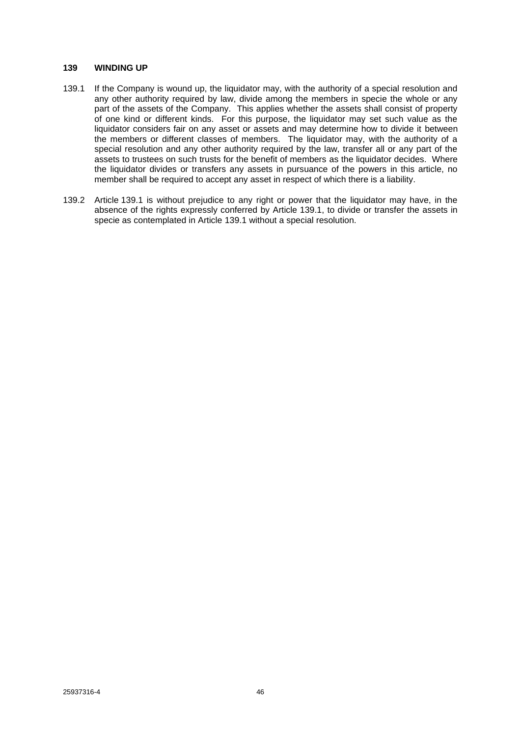## 139 WINDING UP

139.1 If the Company is wound up, the liquidator may, with the authority of a special resolution and any other authority required by law, divide among the members in specie the whole or any part of the assets of the Company. This applies whether the assets shall consist of property of one kind or different kinds. For this purpose, the liquidator may set such value as the liquidator considers fair on any asset or assets and may determine how to divide it between the members or different classes of members. The liquidator may, with the authority of a special resolution and any other authority required by the law, transfer all or any part of the assets to trustees on such trusts for the benefit of members as the liquidator decides. Where the liquidator divides or transfers any assets in pursuance of the powers in this article, no member shall be required to accept any asset in respect of which there is a liability.

139.2 Article 139.1 is without prejudice to any right or power that the liquidator may have, in the absence of the rights expressly conferred by Article 139.1, to divide or transfer the assets in specie as contemplated in Article 139.1 without a special resolution.